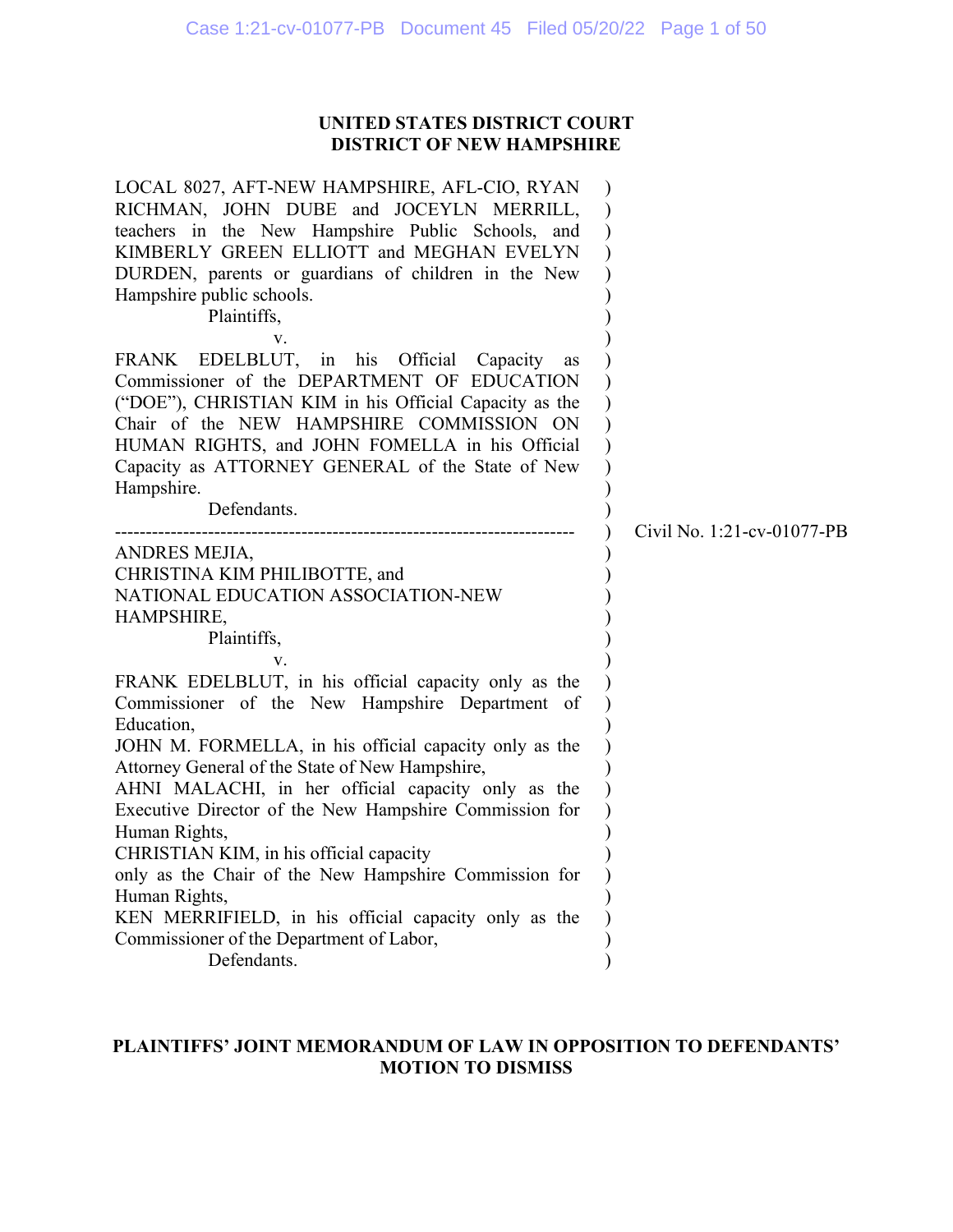**UNITED STATES DISTRICT COURT**
**DISTRICT OF NEW HAMPSHIRE**

LOCAL 8027, AFT-NEW HAMPSHIRE, AFL-CIO, RYAN RICHMAN, JOHN DUBE and JOCEYLN MERRILL, teachers in the New Hampshire Public Schools, and KIMBERLY GREEN ELLIOTT and MEGHAN EVELYN DURDEN, parents or guardians of children in the New Hampshire public schools.

Plaintiffs,

v.

FRANK EDELBLUT, in his Official Capacity as Commissioner of the DEPARTMENT OF EDUCATION ("DOE"), CHRISTIAN KIM in his Official Capacity as the Chair of the NEW HAMPSHIRE COMMISSION ON HUMAN RIGHTS, and JOHN FOMELLA in his Official Capacity as ATTORNEY GENERAL of the State of New Hampshire.

Defendants.

---

ANDRES MEJIA,
CHRISTINA KIM PHILIBOTTE, and
NATIONAL EDUCATION ASSOCIATION-NEW HAMPSHIRE,

Plaintiffs,

v.

FRANK EDELBLUT, in his official capacity only as the Commissioner of the New Hampshire Department of Education,
JOHN M. FORMELLA, in his official capacity only as the Attorney General of the State of New Hampshire,
AHNI MALACHI, in her official capacity only as the Executive Director of the New Hampshire Commission for Human Rights,
CHRISTIAN KIM, in his official capacity only as the Chair of the New Hampshire Commission for Human Rights,
KEN MERRIFIELD, in his official capacity only as the Commissioner of the Department of Labor,

Defendants.

Civil No. 1:21-cv-01077-PB

**PLAINTIFFS' JOINT MEMORANDUM OF LAW IN OPPOSITION TO DEFENDANTS' MOTION TO DISMISS**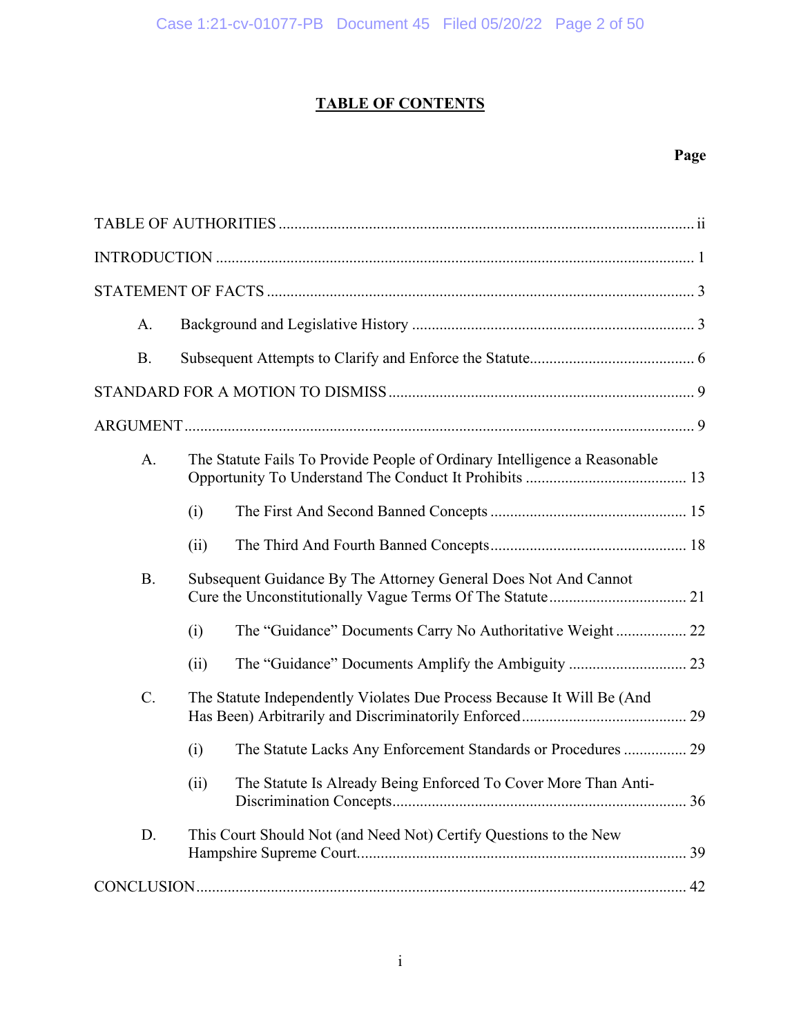# TABLE OF CONTENTS

| | Page |
|---|---|
| TABLE OF AUTHORITIES | ii |
| INTRODUCTION | 1 |
| STATEMENT OF FACTS | 3 |
| A. Background and Legislative History | 3 |
| B. Subsequent Attempts to Clarify and Enforce the Statute | 6 |
| STANDARD FOR A MOTION TO DISMISS | 9 |
| ARGUMENT | 9 |
| A. The Statute Fails To Provide People of Ordinary Intelligence a Reasonable Opportunity To Understand The Conduct It Prohibits | 13 |
| (i) The First And Second Banned Concepts | 15 |
| (ii) The Third And Fourth Banned Concepts | 18 |
| B. Subsequent Guidance By The Attorney General Does Not And Cannot Cure the Unconstitutionally Vague Terms Of The Statute | 21 |
| (i) The "Guidance" Documents Carry No Authoritative Weight | 22 |
| (ii) The "Guidance" Documents Amplify the Ambiguity | 23 |
| C. The Statute Independently Violates Due Process Because It Will Be (And Has Been) Arbitrarily and Discriminatorily Enforced | 29 |
| (i) The Statute Lacks Any Enforcement Standards or Procedures | 29 |
| (ii) The Statute Is Already Being Enforced To Cover More Than Anti-Discrimination Concepts | 36 |
| D. This Court Should Not (and Need Not) Certify Questions to the New Hampshire Supreme Court | 39 |
| CONCLUSION | 42 |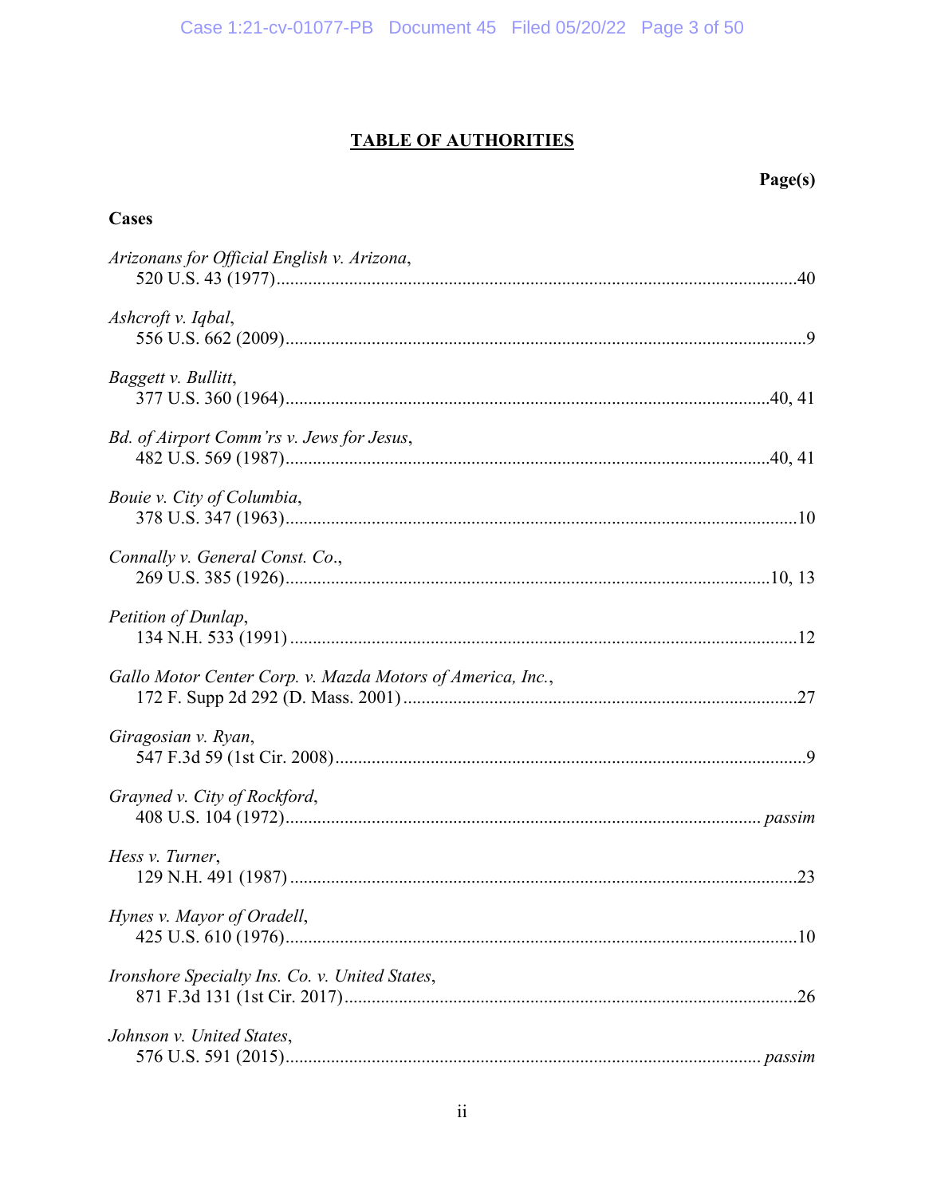## TABLE OF AUTHORITIES

**Page(s)**

### Cases

*Arizonans for Official English v. Arizona*,
520 U.S. 43 (1977) .......... 40

*Ashcroft v. Iqbal*,
556 U.S. 662 (2009) .......... 9

*Baggett v. Bullitt*,
377 U.S. 360 (1964) .......... 40, 41

*Bd. of Airport Comm'rs v. Jews for Jesus*,
482 U.S. 569 (1987) .......... 40, 41

*Bouie v. City of Columbia*,
378 U.S. 347 (1963) .......... 10

*Connally v. General Const. Co.*,
269 U.S. 385 (1926) .......... 10, 13

*Petition of Dunlap*,
134 N.H. 533 (1991) .......... 12

*Gallo Motor Center Corp. v. Mazda Motors of America, Inc.*,
172 F. Supp 2d 292 (D. Mass. 2001) .......... 27

*Giragosian v. Ryan*,
547 F.3d 59 (1st Cir. 2008) .......... 9

*Grayned v. City of Rockford*,
408 U.S. 104 (1972) .......... *passim*

*Hess v. Turner*,
129 N.H. 491 (1987) .......... 23

*Hynes v. Mayor of Oradell*,
425 U.S. 610 (1976) .......... 10

*Ironshore Specialty Ins. Co. v. United States*,
871 F.3d 131 (1st Cir. 2017) .......... 26

*Johnson v. United States*,
576 U.S. 591 (2015) .......... *passim*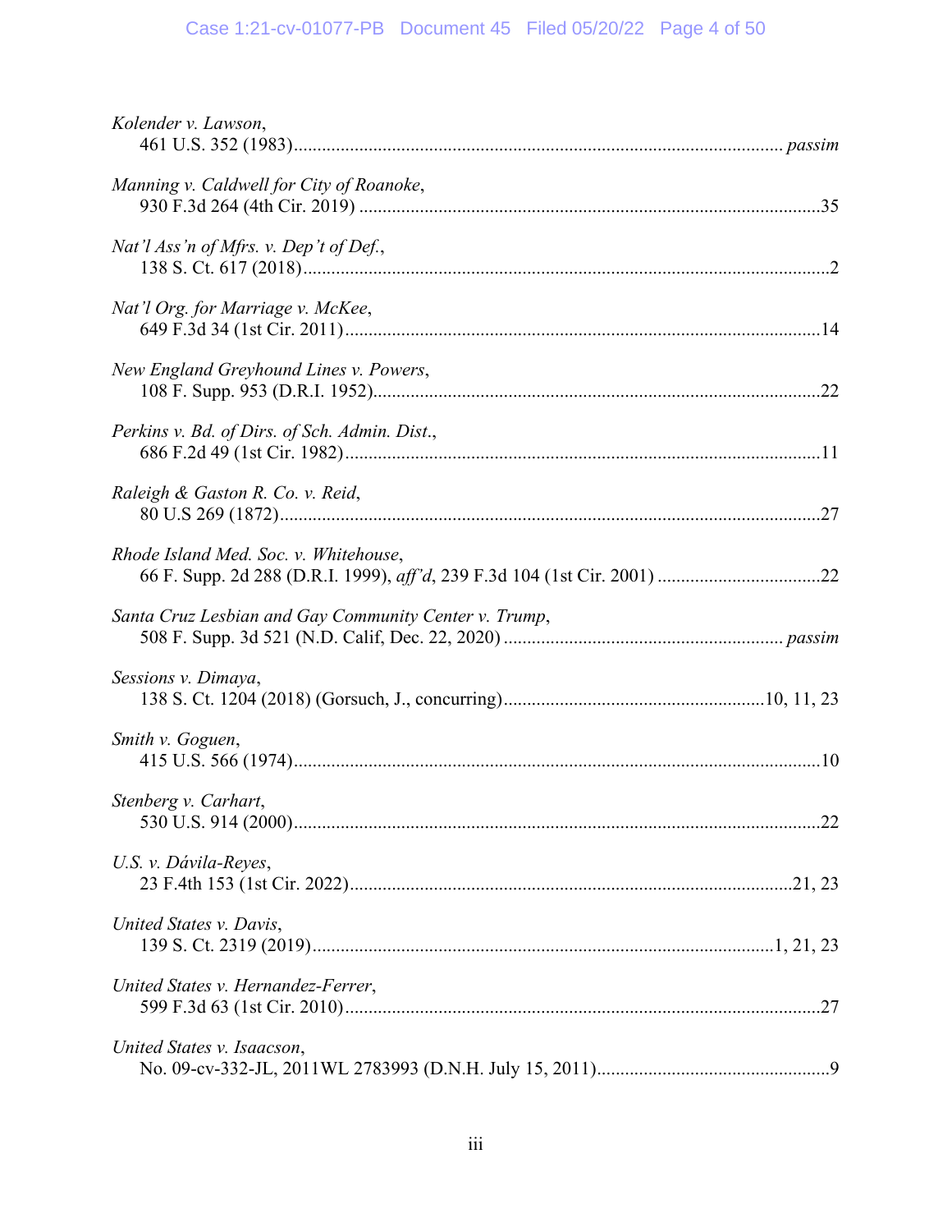*Kolender v. Lawson*,
461 U.S. 352 (1983)........................................................................................................ *passim*

*Manning v. Caldwell for City of Roanoke*,
930 F.3d 264 (4th Cir. 2019) ..................................................................................................35

*Nat'l Ass'n of Mfrs. v. Dep't of Def.*,
138 S. Ct. 617 (2018)................................................................................................................2

*Nat'l Org. for Marriage v. McKee*,
649 F.3d 34 (1st Cir. 2011)......................................................................................................14

*New England Greyhound Lines v. Powers*,
108 F. Supp. 953 (D.R.I. 1952)...............................................................................................22

*Perkins v. Bd. of Dirs. of Sch. Admin. Dist.*,
686 F.2d 49 (1st Cir. 1982)......................................................................................................11

*Raleigh & Gaston R. Co. v. Reid*,
80 U.S 269 (1872)...................................................................................................................27

*Rhode Island Med. Soc. v. Whitehouse*,
66 F. Supp. 2d 288 (D.R.I. 1999), *aff'd*, 239 F.3d 104 (1st Cir. 2001) ..................................22

*Santa Cruz Lesbian and Gay Community Center v. Trump*,
508 F. Supp. 3d 521 (N.D. Calif, Dec. 22, 2020) ........................................................... *passim*

*Sessions v. Dimaya*,
138 S. Ct. 1204 (2018) (Gorsuch, J., concurring).......................................................10, 11, 23

*Smith v. Goguen*,
415 U.S. 566 (1974)................................................................................................................10

*Stenberg v. Carhart*,
530 U.S. 914 (2000)................................................................................................................22

*U.S. v. Dávila-Reyes*,
23 F.4th 153 (1st Cir. 2022)..............................................................................................21, 23

*United States v. Davis*,
139 S. Ct. 2319 (2019)..................................................................................................1, 21, 23

*United States v. Hernandez-Ferrer*,
599 F.3d 63 (1st Cir. 2010)......................................................................................................27

*United States v. Isaacson*,
No. 09-cv-332-JL, 2011WL 2783993 (D.N.H. July 15, 2011)..................................................9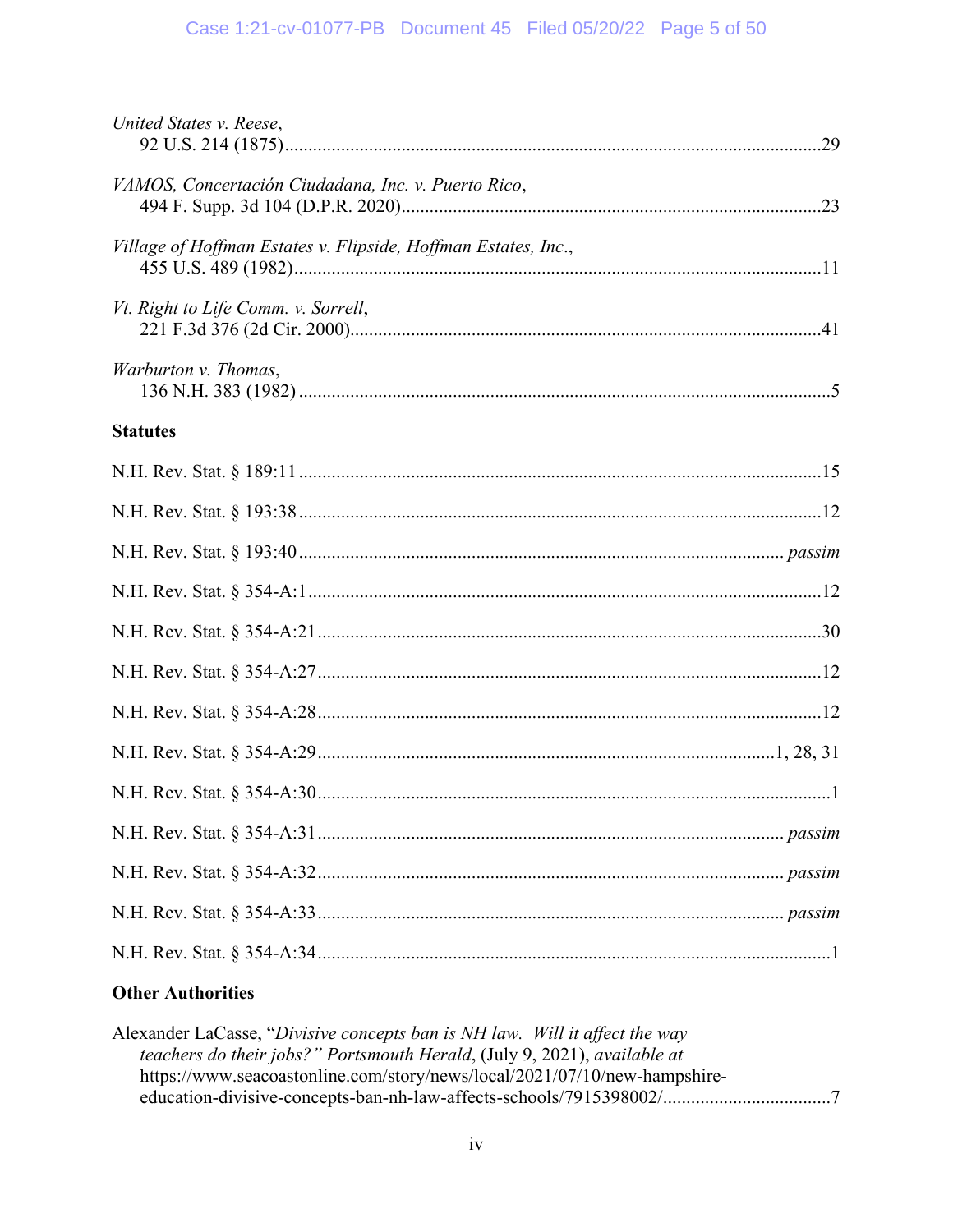*United States v. Reese*,
92 U.S. 214 (1875) .......... 29

*VAMOS, Concertación Ciudadana, Inc. v. Puerto Rico*,
494 F. Supp. 3d 104 (D.P.R. 2020) .......... 23

*Village of Hoffman Estates v. Flipside, Hoffman Estates, Inc.*,
455 U.S. 489 (1982) .......... 11

*Vt. Right to Life Comm. v. Sorrell*,
221 F.3d 376 (2d Cir. 2000) .......... 41

*Warburton v. Thomas*,
136 N.H. 383 (1982) .......... 5

**Statutes**

N.H. Rev. Stat. § 189:11 .......... 15

N.H. Rev. Stat. § 193:38 .......... 12

N.H. Rev. Stat. § 193:40 .......... *passim*

N.H. Rev. Stat. § 354-A:1 .......... 12

N.H. Rev. Stat. § 354-A:21 .......... 30

N.H. Rev. Stat. § 354-A:27 .......... 12

N.H. Rev. Stat. § 354-A:28 .......... 12

N.H. Rev. Stat. § 354-A:29 .......... 1, 28, 31

N.H. Rev. Stat. § 354-A:30 .......... 1

N.H. Rev. Stat. § 354-A:31 .......... *passim*

N.H. Rev. Stat. § 354-A:32 .......... *passim*

N.H. Rev. Stat. § 354-A:33 .......... *passim*

N.H. Rev. Stat. § 354-A:34 .......... 1

**Other Authorities**

Alexander LaCasse, "*Divisive concepts ban is NH law. Will it affect the way teachers do their jobs?" Portsmouth Herald*, (July 9, 2021), *available at* https://www.seacoastonline.com/story/news/local/2021/07/10/new-hampshire-education-divisive-concepts-ban-nh-law-affects-schools/7915398002/ .......... 7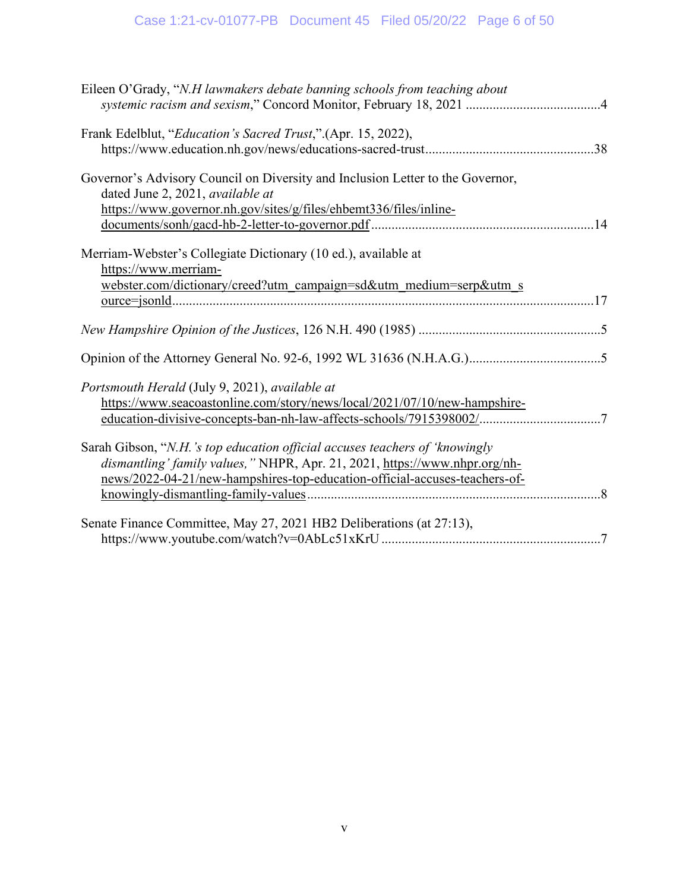Eileen O'Grady, "*N.H lawmakers debate banning schools from teaching about systemic racism and sexism*," Concord Monitor, February 18, 2021 ........................................4

Frank Edelblut, "*Education's Sacred Trust*,".(Apr. 15, 2022), https://www.education.nh.gov/news/educations-sacred-trust.................................................38

Governor's Advisory Council on Diversity and Inclusion Letter to the Governor, dated June 2, 2021, *available at* https://www.governor.nh.gov/sites/g/files/ehbemt336/files/inline-documents/sonh/gacd-hb-2-letter-to-governor.pdf .................................................................14

Merriam-Webster's Collegiate Dictionary (10 ed.), available at https://www.merriam-webster.com/dictionary/creed?utm_campaign=sd&utm_medium=serp&utm_source=jsonld...........................................................................................................................17

*New Hampshire Opinion of the Justices*, 126 N.H. 490 (1985) ......................................................5

Opinion of the Attorney General No. 92-6, 1992 WL 31636 (N.H.A.G.).......................................5

*Portsmouth Herald* (July 9, 2021), *available at* https://www.seacoastonline.com/story/news/local/2021/07/10/new-hampshire-education-divisive-concepts-ban-nh-law-affects-schools/7915398002/...................................7

Sarah Gibson, "*N.H.'s top education official accuses teachers of 'knowingly dismantling' family values,"* NHPR, Apr. 21, 2021, https://www.nhpr.org/nh-news/2022-04-21/new-hampshires-top-education-official-accuses-teachers-of-knowingly-dismantling-family-values.......................................................................................8

Senate Finance Committee, May 27, 2021 HB2 Deliberations (at 27:13), https://www.youtube.com/watch?v=0AbLc51xKrU ................................................................7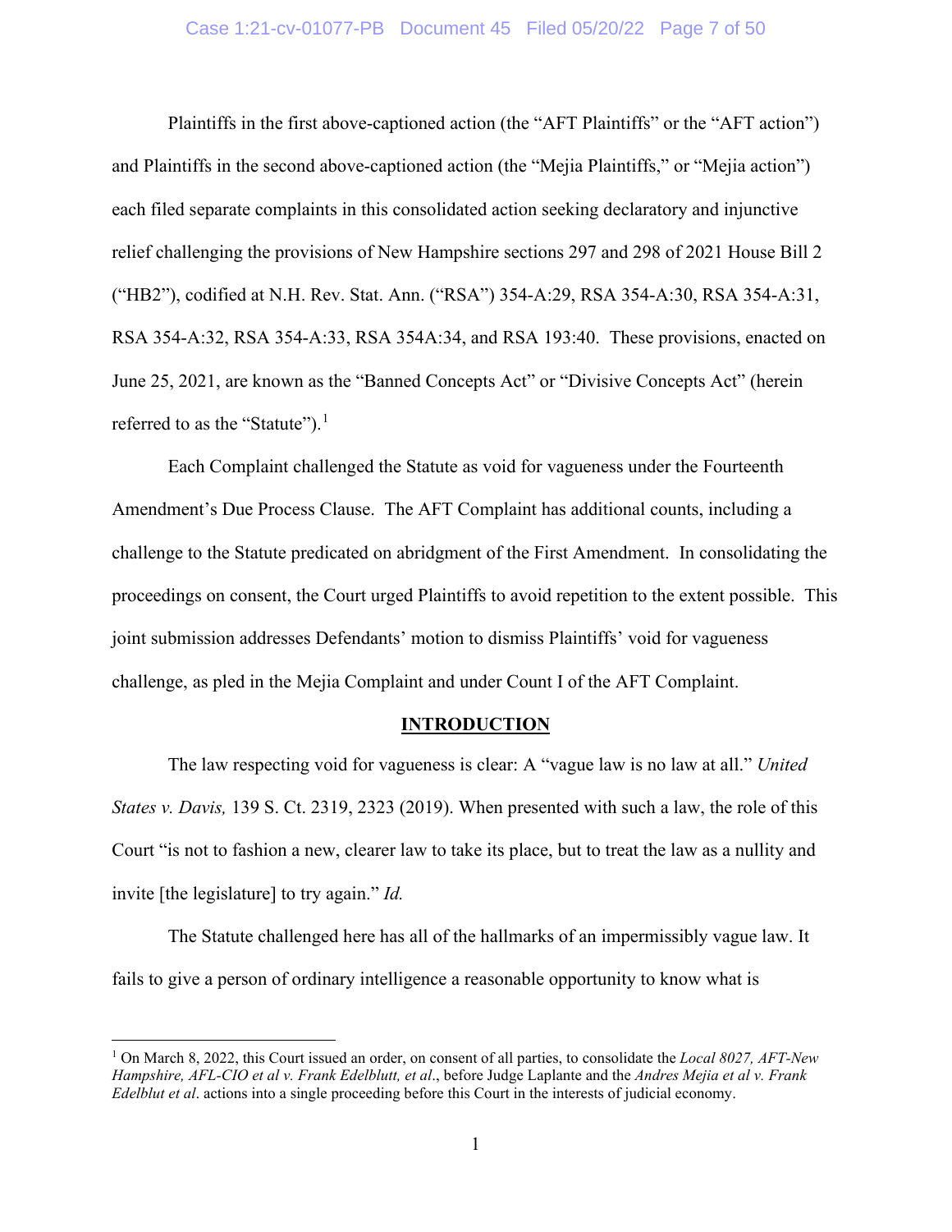Plaintiffs in the first above-captioned action (the "AFT Plaintiffs" or the "AFT action") and Plaintiffs in the second above-captioned action (the "Mejia Plaintiffs," or "Mejia action") each filed separate complaints in this consolidated action seeking declaratory and injunctive relief challenging the provisions of New Hampshire sections 297 and 298 of 2021 House Bill 2 ("HB2"), codified at N.H. Rev. Stat. Ann. ("RSA") 354-A:29, RSA 354-A:30, RSA 354-A:31, RSA 354-A:32, RSA 354-A:33, RSA 354A:34, and RSA 193:40. These provisions, enacted on June 25, 2021, are known as the "Banned Concepts Act" or "Divisive Concepts Act" (herein referred to as the "Statute").[1]

Each Complaint challenged the Statute as void for vagueness under the Fourteenth Amendment's Due Process Clause. The AFT Complaint has additional counts, including a challenge to the Statute predicated on abridgment of the First Amendment. In consolidating the proceedings on consent, the Court urged Plaintiffs to avoid repetition to the extent possible. This joint submission addresses Defendants' motion to dismiss Plaintiffs' void for vagueness challenge, as pled in the Mejia Complaint and under Count I of the AFT Complaint.

## INTRODUCTION

The law respecting void for vagueness is clear: A "vague law is no law at all." *United States v. Davis,* 139 S. Ct. 2319, 2323 (2019). When presented with such a law, the role of this Court "is not to fashion a new, clearer law to take its place, but to treat the law as a nullity and invite [the legislature] to try again." *Id.*

The Statute challenged here has all of the hallmarks of an impermissibly vague law. It fails to give a person of ordinary intelligence a reasonable opportunity to know what is

[1] On March 8, 2022, this Court issued an order, on consent of all parties, to consolidate the *Local 8027, AFT-New Hampshire, AFL-CIO et al v. Frank Edelblutt, et al*., before Judge Laplante and the *Andres Mejia et al v. Frank Edelblut et al*. actions into a single proceeding before this Court in the interests of judicial economy.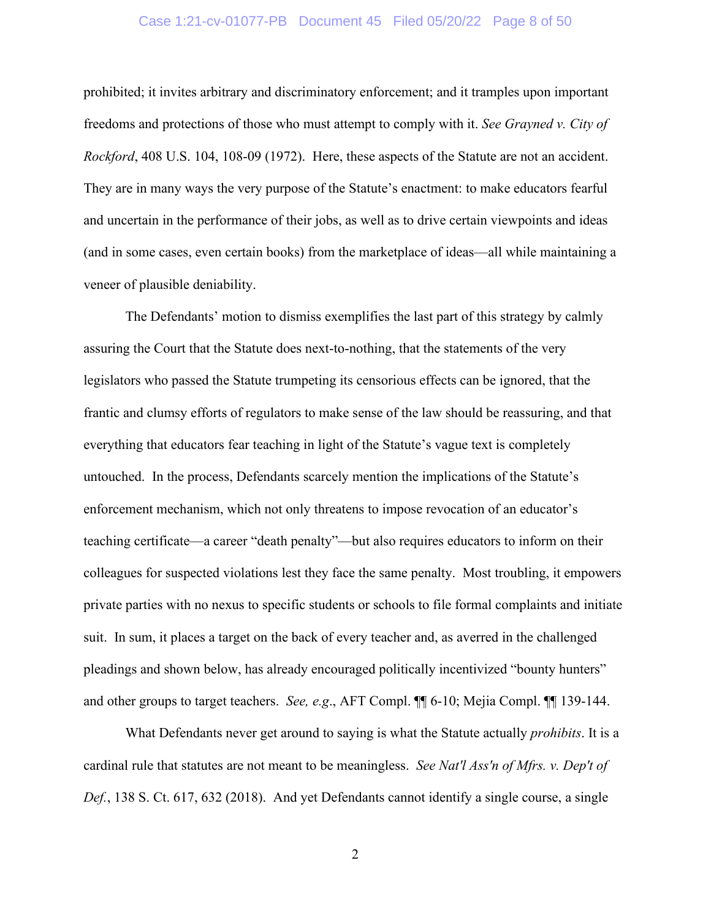prohibited; it invites arbitrary and discriminatory enforcement; and it tramples upon important freedoms and protections of those who must attempt to comply with it. *See Grayned v. City of Rockford*, 408 U.S. 104, 108-09 (1972). Here, these aspects of the Statute are not an accident. They are in many ways the very purpose of the Statute's enactment: to make educators fearful and uncertain in the performance of their jobs, as well as to drive certain viewpoints and ideas (and in some cases, even certain books) from the marketplace of ideas—all while maintaining a veneer of plausible deniability.

The Defendants' motion to dismiss exemplifies the last part of this strategy by calmly assuring the Court that the Statute does next-to-nothing, that the statements of the very legislators who passed the Statute trumpeting its censorious effects can be ignored, that the frantic and clumsy efforts of regulators to make sense of the law should be reassuring, and that everything that educators fear teaching in light of the Statute's vague text is completely untouched. In the process, Defendants scarcely mention the implications of the Statute's enforcement mechanism, which not only threatens to impose revocation of an educator's teaching certificate—a career "death penalty"—but also requires educators to inform on their colleagues for suspected violations lest they face the same penalty. Most troubling, it empowers private parties with no nexus to specific students or schools to file formal complaints and initiate suit. In sum, it places a target on the back of every teacher and, as averred in the challenged pleadings and shown below, has already encouraged politically incentivized "bounty hunters" and other groups to target teachers. *See, e.g.*, AFT Compl. ¶¶ 6-10; Mejia Compl. ¶¶ 139-144.

What Defendants never get around to saying is what the Statute actually *prohibits*. It is a cardinal rule that statutes are not meant to be meaningless. *See Nat'l Ass'n of Mfrs. v. Dep't of Def.*, 138 S. Ct. 617, 632 (2018). And yet Defendants cannot identify a single course, a single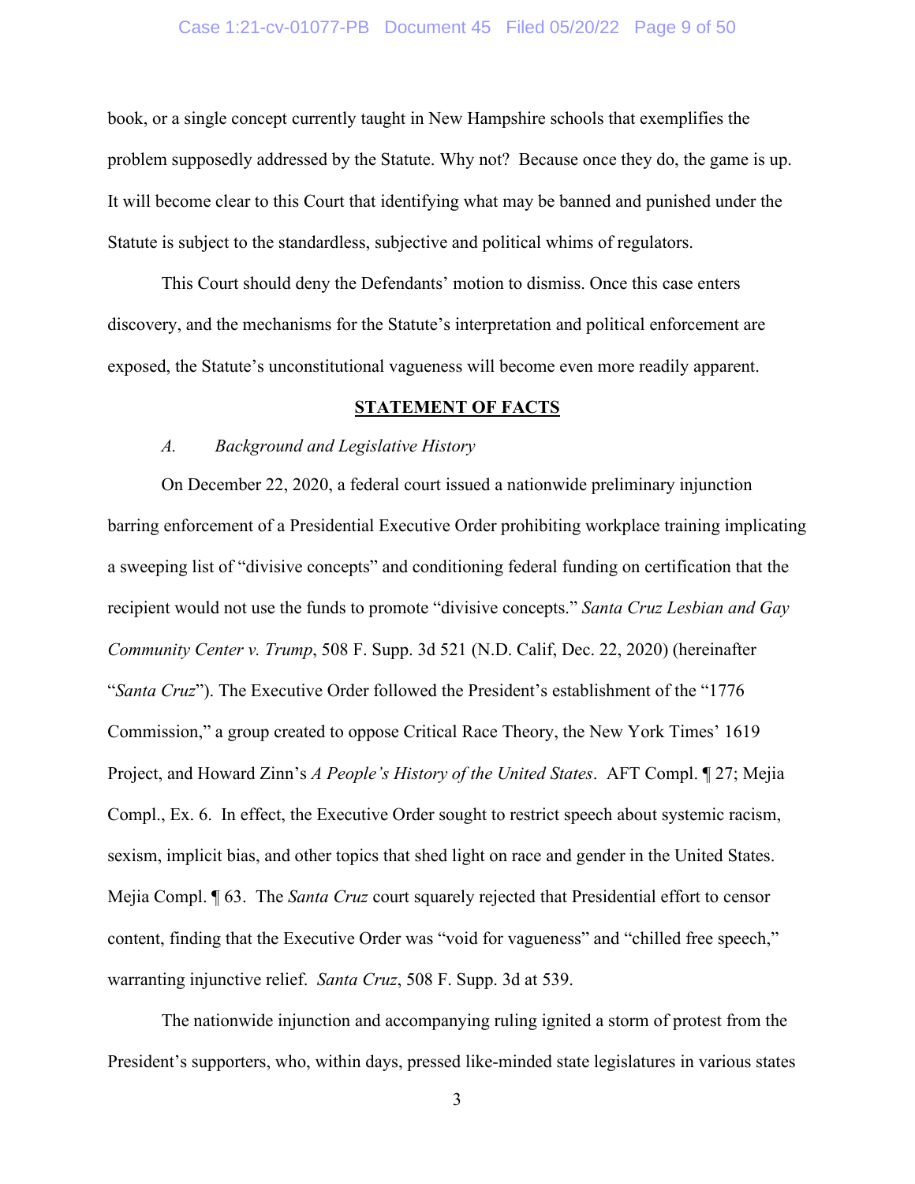book, or a single concept currently taught in New Hampshire schools that exemplifies the problem supposedly addressed by the Statute. Why not? Because once they do, the game is up. It will become clear to this Court that identifying what may be banned and punished under the Statute is subject to the standardless, subjective and political whims of regulators.

This Court should deny the Defendants' motion to dismiss. Once this case enters discovery, and the mechanisms for the Statute's interpretation and political enforcement are exposed, the Statute's unconstitutional vagueness will become even more readily apparent.

## STATEMENT OF FACTS

### *A. Background and Legislative History*

On December 22, 2020, a federal court issued a nationwide preliminary injunction barring enforcement of a Presidential Executive Order prohibiting workplace training implicating a sweeping list of "divisive concepts" and conditioning federal funding on certification that the recipient would not use the funds to promote "divisive concepts." *Santa Cruz Lesbian and Gay Community Center v. Trump*, 508 F. Supp. 3d 521 (N.D. Calif, Dec. 22, 2020) (hereinafter "*Santa Cruz*"). The Executive Order followed the President's establishment of the "1776 Commission," a group created to oppose Critical Race Theory, the New York Times' 1619 Project, and Howard Zinn's *A People's History of the United States*. AFT Compl. ¶ 27; Mejia Compl., Ex. 6. In effect, the Executive Order sought to restrict speech about systemic racism, sexism, implicit bias, and other topics that shed light on race and gender in the United States. Mejia Compl. ¶ 63. The *Santa Cruz* court squarely rejected that Presidential effort to censor content, finding that the Executive Order was "void for vagueness" and "chilled free speech," warranting injunctive relief. *Santa Cruz*, 508 F. Supp. 3d at 539.

The nationwide injunction and accompanying ruling ignited a storm of protest from the President's supporters, who, within days, pressed like-minded state legislatures in various states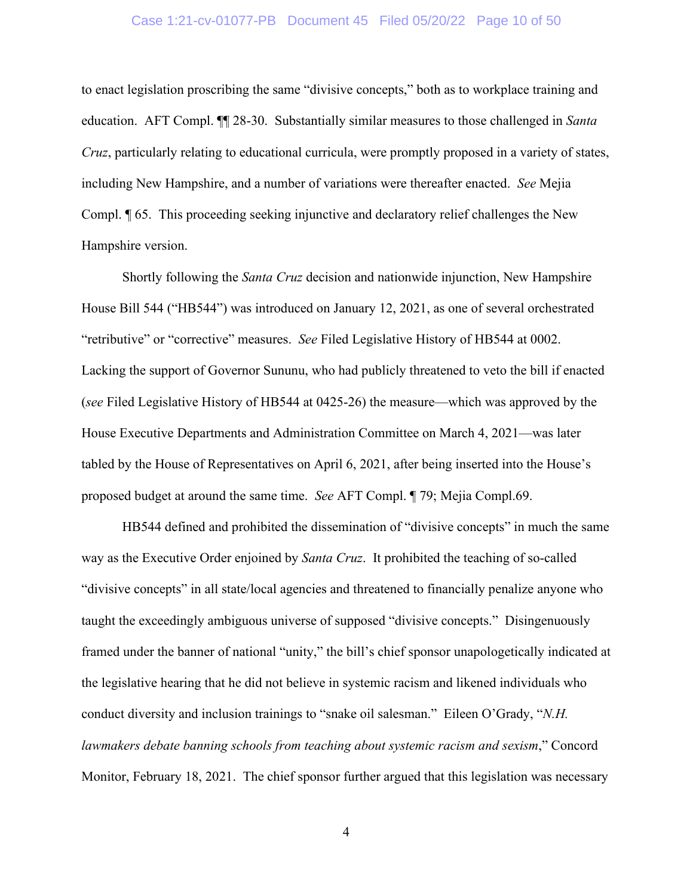to enact legislation proscribing the same "divisive concepts," both as to workplace training and education. AFT Compl. ¶¶ 28-30. Substantially similar measures to those challenged in *Santa Cruz*, particularly relating to educational curricula, were promptly proposed in a variety of states, including New Hampshire, and a number of variations were thereafter enacted. *See* Mejia Compl. ¶ 65. This proceeding seeking injunctive and declaratory relief challenges the New Hampshire version.

Shortly following the *Santa Cruz* decision and nationwide injunction, New Hampshire House Bill 544 ("HB544") was introduced on January 12, 2021, as one of several orchestrated "retributive" or "corrective" measures. *See* Filed Legislative History of HB544 at 0002. Lacking the support of Governor Sununu, who had publicly threatened to veto the bill if enacted (*see* Filed Legislative History of HB544 at 0425-26) the measure—which was approved by the House Executive Departments and Administration Committee on March 4, 2021—was later tabled by the House of Representatives on April 6, 2021, after being inserted into the House's proposed budget at around the same time. *See* AFT Compl. ¶ 79; Mejia Compl.69.

HB544 defined and prohibited the dissemination of "divisive concepts" in much the same way as the Executive Order enjoined by *Santa Cruz*. It prohibited the teaching of so-called "divisive concepts" in all state/local agencies and threatened to financially penalize anyone who taught the exceedingly ambiguous universe of supposed "divisive concepts." Disingenuously framed under the banner of national "unity," the bill's chief sponsor unapologetically indicated at the legislative hearing that he did not believe in systemic racism and likened individuals who conduct diversity and inclusion trainings to "snake oil salesman." Eileen O'Grady, "*N.H. lawmakers debate banning schools from teaching about systemic racism and sexism*," Concord Monitor, February 18, 2021. The chief sponsor further argued that this legislation was necessary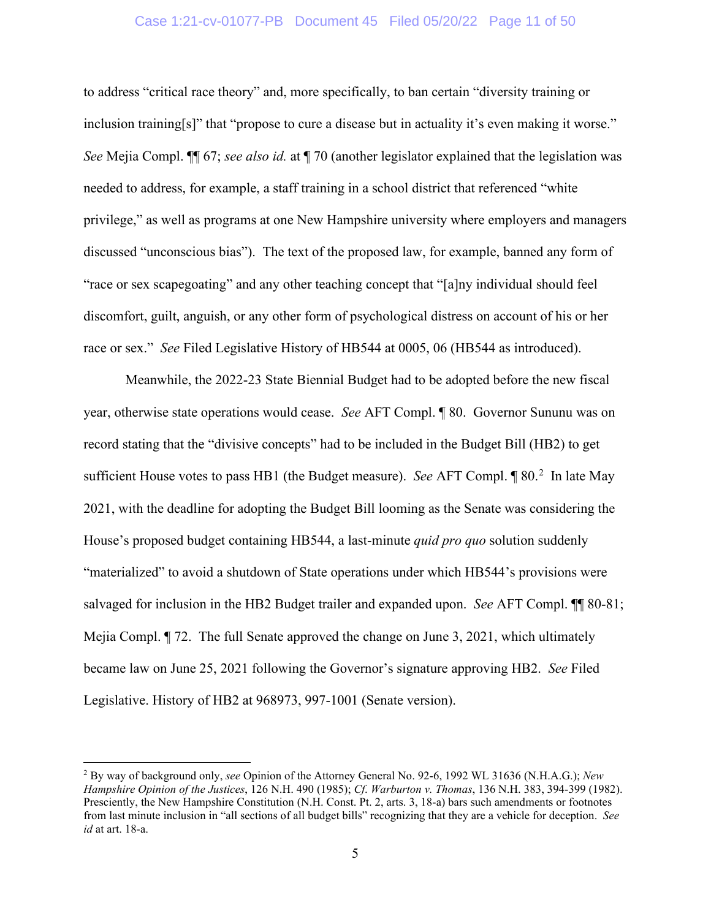to address "critical race theory" and, more specifically, to ban certain "diversity training or inclusion training[s]" that "propose to cure a disease but in actuality it's even making it worse." *See* Mejia Compl. ¶¶ 67; *see also id.* at ¶ 70 (another legislator explained that the legislation was needed to address, for example, a staff training in a school district that referenced "white privilege," as well as programs at one New Hampshire university where employers and managers discussed "unconscious bias"). The text of the proposed law, for example, banned any form of "race or sex scapegoating" and any other teaching concept that "[a]ny individual should feel discomfort, guilt, anguish, or any other form of psychological distress on account of his or her race or sex." *See* Filed Legislative History of HB544 at 0005, 06 (HB544 as introduced).

Meanwhile, the 2022-23 State Biennial Budget had to be adopted before the new fiscal year, otherwise state operations would cease. *See* AFT Compl. ¶ 80. Governor Sununu was on record stating that the "divisive concepts" had to be included in the Budget Bill (HB2) to get sufficient House votes to pass HB1 (the Budget measure). *See* AFT Compl. ¶ 80.[2] In late May 2021, with the deadline for adopting the Budget Bill looming as the Senate was considering the House's proposed budget containing HB544, a last-minute *quid pro quo* solution suddenly "materialized" to avoid a shutdown of State operations under which HB544's provisions were salvaged for inclusion in the HB2 Budget trailer and expanded upon. *See* AFT Compl. ¶¶ 80-81; Mejia Compl. ¶ 72. The full Senate approved the change on June 3, 2021, which ultimately became law on June 25, 2021 following the Governor's signature approving HB2. *See* Filed Legislative. History of HB2 at 968973, 997-1001 (Senate version).

---

[2] By way of background only, *see* Opinion of the Attorney General No. 92-6, 1992 WL 31636 (N.H.A.G.); *New Hampshire Opinion of the Justices*, 126 N.H. 490 (1985); *Cf. Warburton v. Thomas*, 136 N.H. 383, 394-399 (1982). Presciently, the New Hampshire Constitution (N.H. Const. Pt. 2, arts. 3, 18-a) bars such amendments or footnotes from last minute inclusion in "all sections of all budget bills" recognizing that they are a vehicle for deception. *See id* at art. 18-a.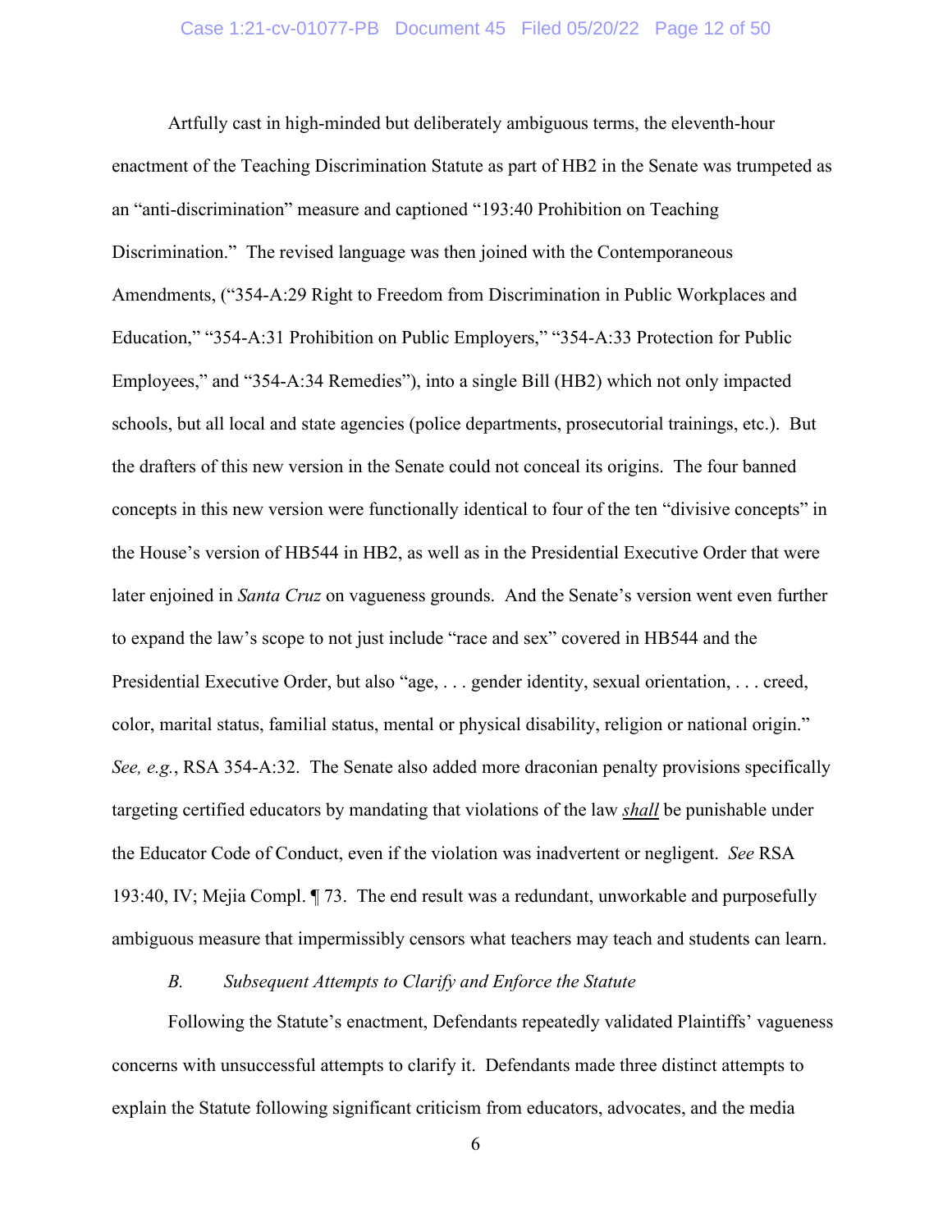Artfully cast in high-minded but deliberately ambiguous terms, the eleventh-hour enactment of the Teaching Discrimination Statute as part of HB2 in the Senate was trumpeted as an "anti-discrimination" measure and captioned "193:40 Prohibition on Teaching Discrimination." The revised language was then joined with the Contemporaneous Amendments, ("354-A:29 Right to Freedom from Discrimination in Public Workplaces and Education," "354-A:31 Prohibition on Public Employers," "354-A:33 Protection for Public Employees," and "354-A:34 Remedies"), into a single Bill (HB2) which not only impacted schools, but all local and state agencies (police departments, prosecutorial trainings, etc.). But the drafters of this new version in the Senate could not conceal its origins. The four banned concepts in this new version were functionally identical to four of the ten "divisive concepts" in the House's version of HB544 in HB2, as well as in the Presidential Executive Order that were later enjoined in *Santa Cruz* on vagueness grounds. And the Senate's version went even further to expand the law's scope to not just include "race and sex" covered in HB544 and the Presidential Executive Order, but also "age, . . . gender identity, sexual orientation, . . . creed, color, marital status, familial status, mental or physical disability, religion or national origin." *See, e.g.*, RSA 354-A:32. The Senate also added more draconian penalty provisions specifically targeting certified educators by mandating that violations of the law ***shall*** be punishable under the Educator Code of Conduct, even if the violation was inadvertent or negligent. *See* RSA 193:40, IV; Mejia Compl. ¶ 73. The end result was a redundant, unworkable and purposefully ambiguous measure that impermissibly censors what teachers may teach and students can learn.

### *B. Subsequent Attempts to Clarify and Enforce the Statute*

Following the Statute's enactment, Defendants repeatedly validated Plaintiffs' vagueness concerns with unsuccessful attempts to clarify it. Defendants made three distinct attempts to explain the Statute following significant criticism from educators, advocates, and the media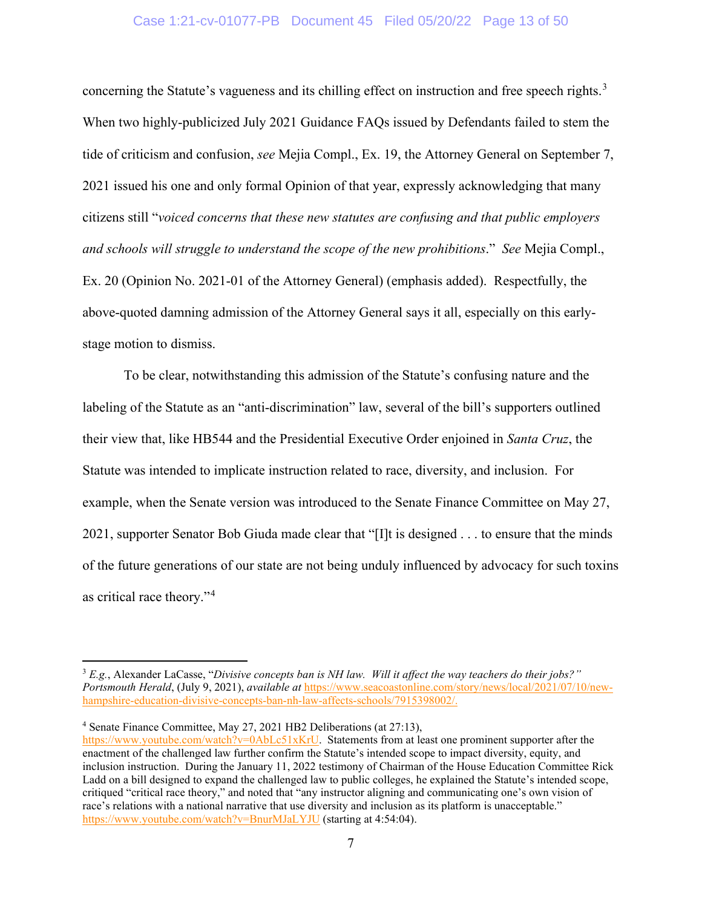concerning the Statute's vagueness and its chilling effect on instruction and free speech rights.[3] When two highly-publicized July 2021 Guidance FAQs issued by Defendants failed to stem the tide of criticism and confusion, *see* Mejia Compl., Ex. 19, the Attorney General on September 7, 2021 issued his one and only formal Opinion of that year, expressly acknowledging that many citizens still "*voiced concerns that these new statutes are confusing and that public employers and schools will struggle to understand the scope of the new prohibitions*." *See* Mejia Compl., Ex. 20 (Opinion No. 2021-01 of the Attorney General) (emphasis added). Respectfully, the above-quoted damning admission of the Attorney General says it all, especially on this early-stage motion to dismiss.

To be clear, notwithstanding this admission of the Statute's confusing nature and the labeling of the Statute as an "anti-discrimination" law, several of the bill's supporters outlined their view that, like HB544 and the Presidential Executive Order enjoined in *Santa Cruz*, the Statute was intended to implicate instruction related to race, diversity, and inclusion. For example, when the Senate version was introduced to the Senate Finance Committee on May 27, 2021, supporter Senator Bob Giuda made clear that "[I]t is designed . . . to ensure that the minds of the future generations of our state are not being unduly influenced by advocacy for such toxins as critical race theory."[4]

---

[3] *E.g.*, Alexander LaCasse, "*Divisive concepts ban is NH law. Will it affect the way teachers do their jobs?" Portsmouth Herald*, (July 9, 2021), *available at* https://www.seacoastonline.com/story/news/local/2021/07/10/new-hampshire-education-divisive-concepts-ban-nh-law-affects-schools/7915398002/.

[4] Senate Finance Committee, May 27, 2021 HB2 Deliberations (at 27:13), https://www.youtube.com/watch?v=0AbLc51xKrU. Statements from at least one prominent supporter after the enactment of the challenged law further confirm the Statute's intended scope to impact diversity, equity, and inclusion instruction. During the January 11, 2022 testimony of Chairman of the House Education Committee Rick Ladd on a bill designed to expand the challenged law to public colleges, he explained the Statute's intended scope, critiqued "critical race theory," and noted that "any instructor aligning and communicating one's own vision of race's relations with a national narrative that use diversity and inclusion as its platform is unacceptable." https://www.youtube.com/watch?v=BnurMJaLYJU (starting at 4:54:04).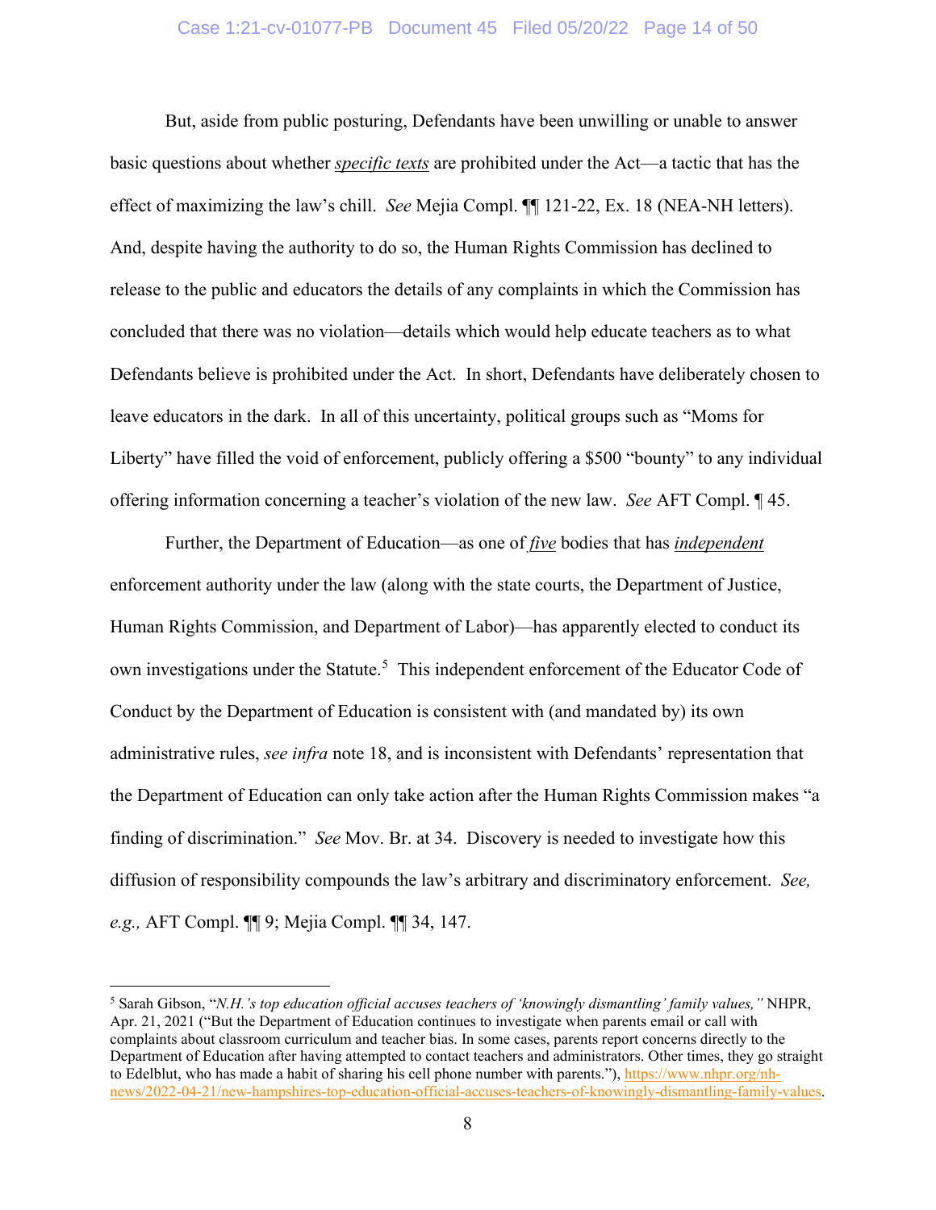But, aside from public posturing, Defendants have been unwilling or unable to answer basic questions about whether ***specific texts*** are prohibited under the Act—a tactic that has the effect of maximizing the law's chill. *See* Mejia Compl. ¶¶ 121-22, Ex. 18 (NEA-NH letters). And, despite having the authority to do so, the Human Rights Commission has declined to release to the public and educators the details of any complaints in which the Commission has concluded that there was no violation—details which would help educate teachers as to what Defendants believe is prohibited under the Act. In short, Defendants have deliberately chosen to leave educators in the dark. In all of this uncertainty, political groups such as "Moms for Liberty" have filled the void of enforcement, publicly offering a $500 "bounty" to any individual offering information concerning a teacher's violation of the new law. *See* AFT Compl. ¶ 45.

Further, the Department of Education—as one of ***five*** bodies that has ***independent*** enforcement authority under the law (along with the state courts, the Department of Justice, Human Rights Commission, and Department of Labor)—has apparently elected to conduct its own investigations under the Statute.[5] This independent enforcement of the Educator Code of Conduct by the Department of Education is consistent with (and mandated by) its own administrative rules, *see infra* note 18, and is inconsistent with Defendants' representation that the Department of Education can only take action after the Human Rights Commission makes "a finding of discrimination." *See* Mov. Br. at 34. Discovery is needed to investigate how this diffusion of responsibility compounds the law's arbitrary and discriminatory enforcement. *See, e.g.,* AFT Compl. ¶¶ 9; Mejia Compl. ¶¶ 34, 147.

---

[5] Sarah Gibson, "*N.H.'s top education official accuses teachers of 'knowingly dismantling' family values,"* NHPR, Apr. 21, 2021 ("But the Department of Education continues to investigate when parents email or call with complaints about classroom curriculum and teacher bias. In some cases, parents report concerns directly to the Department of Education after having attempted to contact teachers and administrators. Other times, they go straight to Edelblut, who has made a habit of sharing his cell phone number with parents."), https://www.nhpr.org/nh-news/2022-04-21/new-hampshires-top-education-official-accuses-teachers-of-knowingly-dismantling-family-values.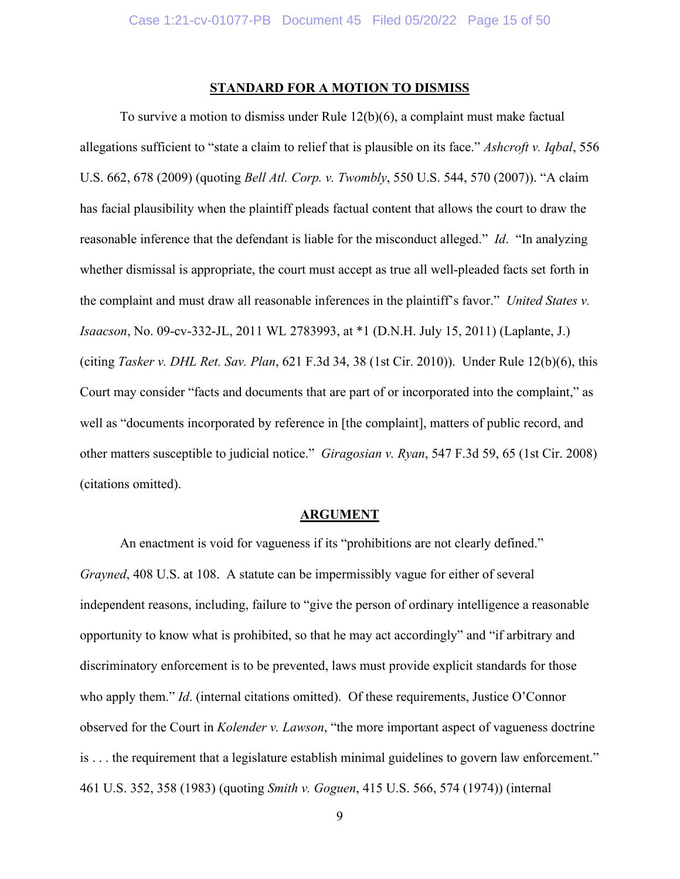## STANDARD FOR A MOTION TO DISMISS

To survive a motion to dismiss under Rule 12(b)(6), a complaint must make factual allegations sufficient to "state a claim to relief that is plausible on its face." *Ashcroft v. Iqbal*, 556 U.S. 662, 678 (2009) (quoting *Bell Atl. Corp. v. Twombly*, 550 U.S. 544, 570 (2007)). "A claim has facial plausibility when the plaintiff pleads factual content that allows the court to draw the reasonable inference that the defendant is liable for the misconduct alleged." *Id*. "In analyzing whether dismissal is appropriate, the court must accept as true all well-pleaded facts set forth in the complaint and must draw all reasonable inferences in the plaintiff's favor." *United States v. Isaacson*, No. 09-cv-332-JL, 2011 WL 2783993, at *1 (D.N.H. July 15, 2011) (Laplante, J.) (citing *Tasker v. DHL Ret. Sav. Plan*, 621 F.3d 34, 38 (1st Cir. 2010)). Under Rule 12(b)(6), this Court may consider "facts and documents that are part of or incorporated into the complaint," as well as "documents incorporated by reference in [the complaint], matters of public record, and other matters susceptible to judicial notice." *Giragosian v. Ryan*, 547 F.3d 59, 65 (1st Cir. 2008) (citations omitted).

## ARGUMENT

An enactment is void for vagueness if its "prohibitions are not clearly defined." *Grayned*, 408 U.S. at 108. A statute can be impermissibly vague for either of several independent reasons, including, failure to "give the person of ordinary intelligence a reasonable opportunity to know what is prohibited, so that he may act accordingly" and "if arbitrary and discriminatory enforcement is to be prevented, laws must provide explicit standards for those who apply them." *Id*. (internal citations omitted). Of these requirements, Justice O'Connor observed for the Court in *Kolender v. Lawson*, "the more important aspect of vagueness doctrine is . . . the requirement that a legislature establish minimal guidelines to govern law enforcement." 461 U.S. 352, 358 (1983) (quoting *Smith v. Goguen*, 415 U.S. 566, 574 (1974)) (internal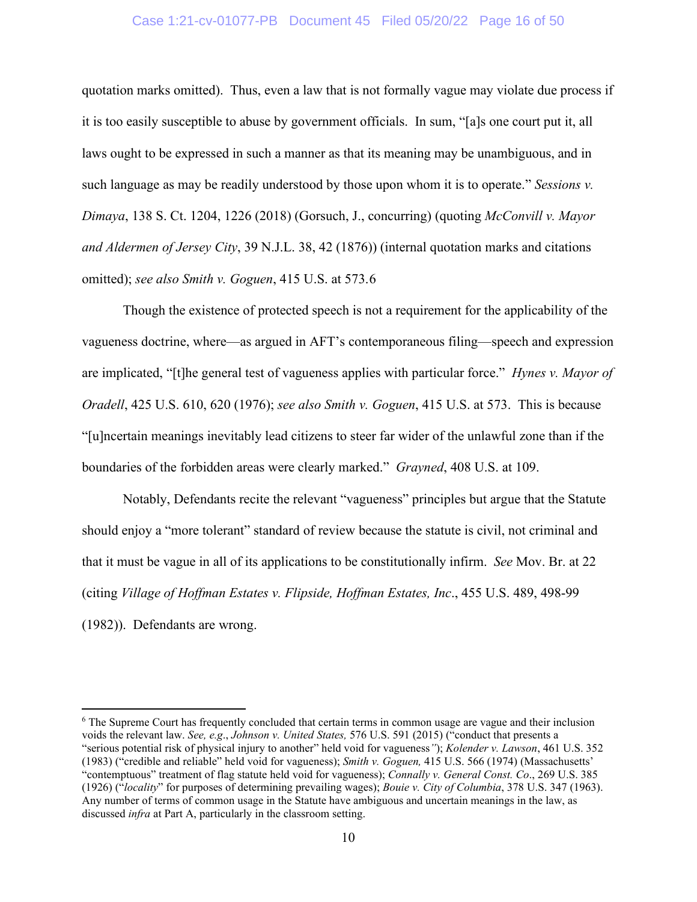quotation marks omitted). Thus, even a law that is not formally vague may violate due process if it is too easily susceptible to abuse by government officials. In sum, "[a]s one court put it, all laws ought to be expressed in such a manner as that its meaning may be unambiguous, and in such language as may be readily understood by those upon whom it is to operate." *Sessions v. Dimaya*, 138 S. Ct. 1204, 1226 (2018) (Gorsuch, J., concurring) (quoting *McConvill v. Mayor and Aldermen of Jersey City*, 39 N.J.L. 38, 42 (1876)) (internal quotation marks and citations omitted); *see also Smith v. Goguen*, 415 U.S. at 573.[6]

Though the existence of protected speech is not a requirement for the applicability of the vagueness doctrine, where—as argued in AFT's contemporaneous filing—speech and expression are implicated, "[t]he general test of vagueness applies with particular force." *Hynes v. Mayor of Oradell*, 425 U.S. 610, 620 (1976); *see also Smith v. Goguen*, 415 U.S. at 573. This is because "[u]ncertain meanings inevitably lead citizens to steer far wider of the unlawful zone than if the boundaries of the forbidden areas were clearly marked." *Grayned*, 408 U.S. at 109.

Notably, Defendants recite the relevant "vagueness" principles but argue that the Statute should enjoy a "more tolerant" standard of review because the statute is civil, not criminal and that it must be vague in all of its applications to be constitutionally infirm. *See* Mov. Br. at 22 (citing *Village of Hoffman Estates v. Flipside, Hoffman Estates, Inc*., 455 U.S. 489, 498-99 (1982)). Defendants are wrong.

---

[6] The Supreme Court has frequently concluded that certain terms in common usage are vague and their inclusion voids the relevant law. *See, e.g*., *Johnson v. United States,* 576 U.S. 591 (2015) ("conduct that presents a "serious potential risk of physical injury to another" held void for vagueness"); *Kolender v. Lawson*, 461 U.S. 352 (1983) ("credible and reliable" held void for vagueness); *Smith v. Goguen,* 415 U.S. 566 (1974) (Massachusetts' "contemptuous" treatment of flag statute held void for vagueness); *Connally v. General Const. Co*., 269 U.S. 385 (1926) ("*locality*" for purposes of determining prevailing wages); *Bouie v. City of Columbia*, 378 U.S. 347 (1963). Any number of terms of common usage in the Statute have ambiguous and uncertain meanings in the law, as discussed *infra* at Part A, particularly in the classroom setting.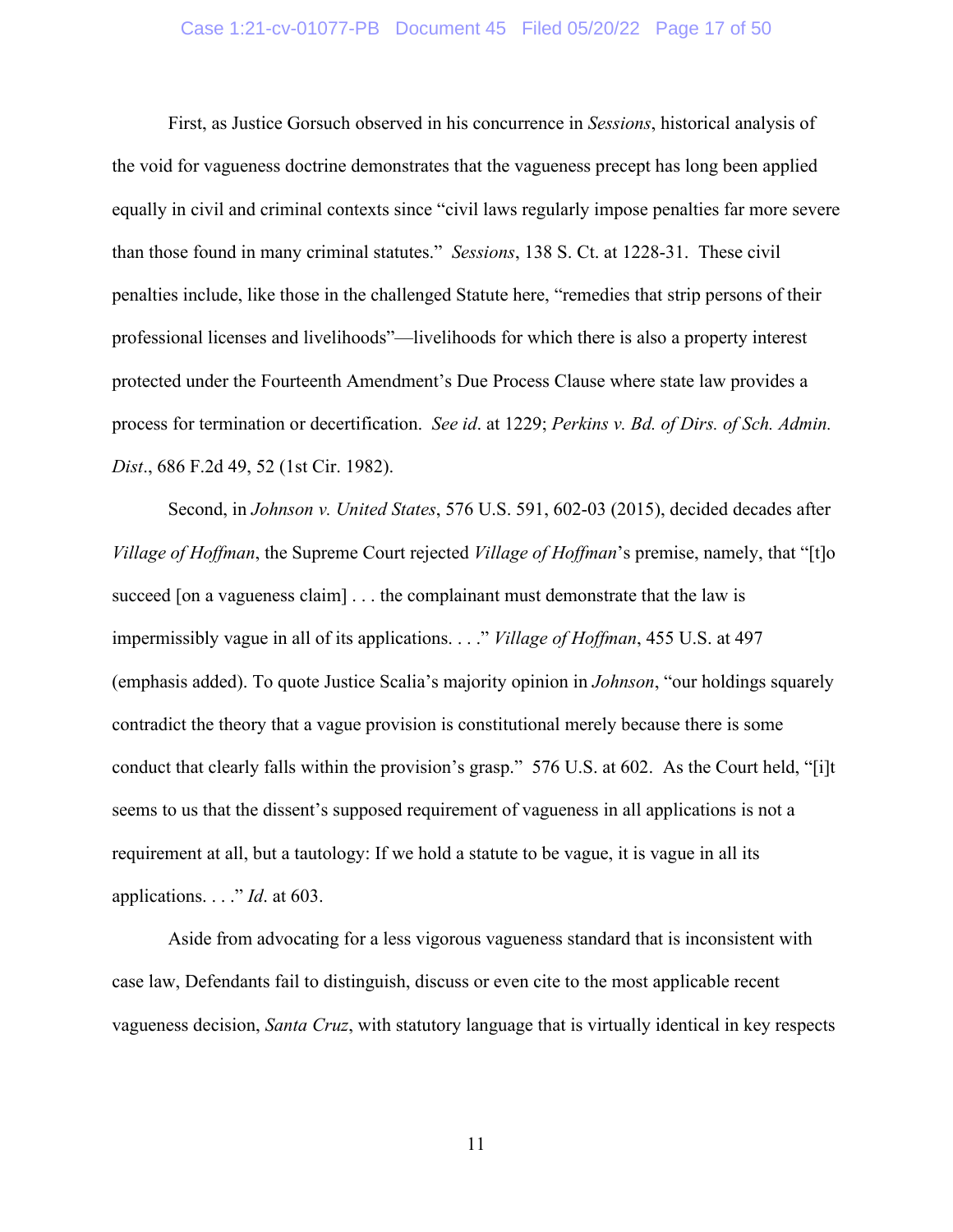First, as Justice Gorsuch observed in his concurrence in *Sessions*, historical analysis of the void for vagueness doctrine demonstrates that the vagueness precept has long been applied equally in civil and criminal contexts since "civil laws regularly impose penalties far more severe than those found in many criminal statutes." *Sessions*, 138 S. Ct. at 1228-31. These civil penalties include, like those in the challenged Statute here, "remedies that strip persons of their professional licenses and livelihoods"—livelihoods for which there is also a property interest protected under the Fourteenth Amendment's Due Process Clause where state law provides a process for termination or decertification. *See id*. at 1229; *Perkins v. Bd. of Dirs. of Sch. Admin. Dist*., 686 F.2d 49, 52 (1st Cir. 1982).

Second, in *Johnson v. United States*, 576 U.S. 591, 602-03 (2015), decided decades after *Village of Hoffman*, the Supreme Court rejected *Village of Hoffman*'s premise, namely, that "[t]o succeed [on a vagueness claim] . . . the complainant must demonstrate that the law is impermissibly vague in all of its applications. . . ." *Village of Hoffman*, 455 U.S. at 497 (emphasis added). To quote Justice Scalia's majority opinion in *Johnson*, "our holdings squarely contradict the theory that a vague provision is constitutional merely because there is some conduct that clearly falls within the provision's grasp." 576 U.S. at 602. As the Court held, "[i]t seems to us that the dissent's supposed requirement of vagueness in all applications is not a requirement at all, but a tautology: If we hold a statute to be vague, it is vague in all its applications. . . ." *Id*. at 603.

Aside from advocating for a less vigorous vagueness standard that is inconsistent with case law, Defendants fail to distinguish, discuss or even cite to the most applicable recent vagueness decision, *Santa Cruz*, with statutory language that is virtually identical in key respects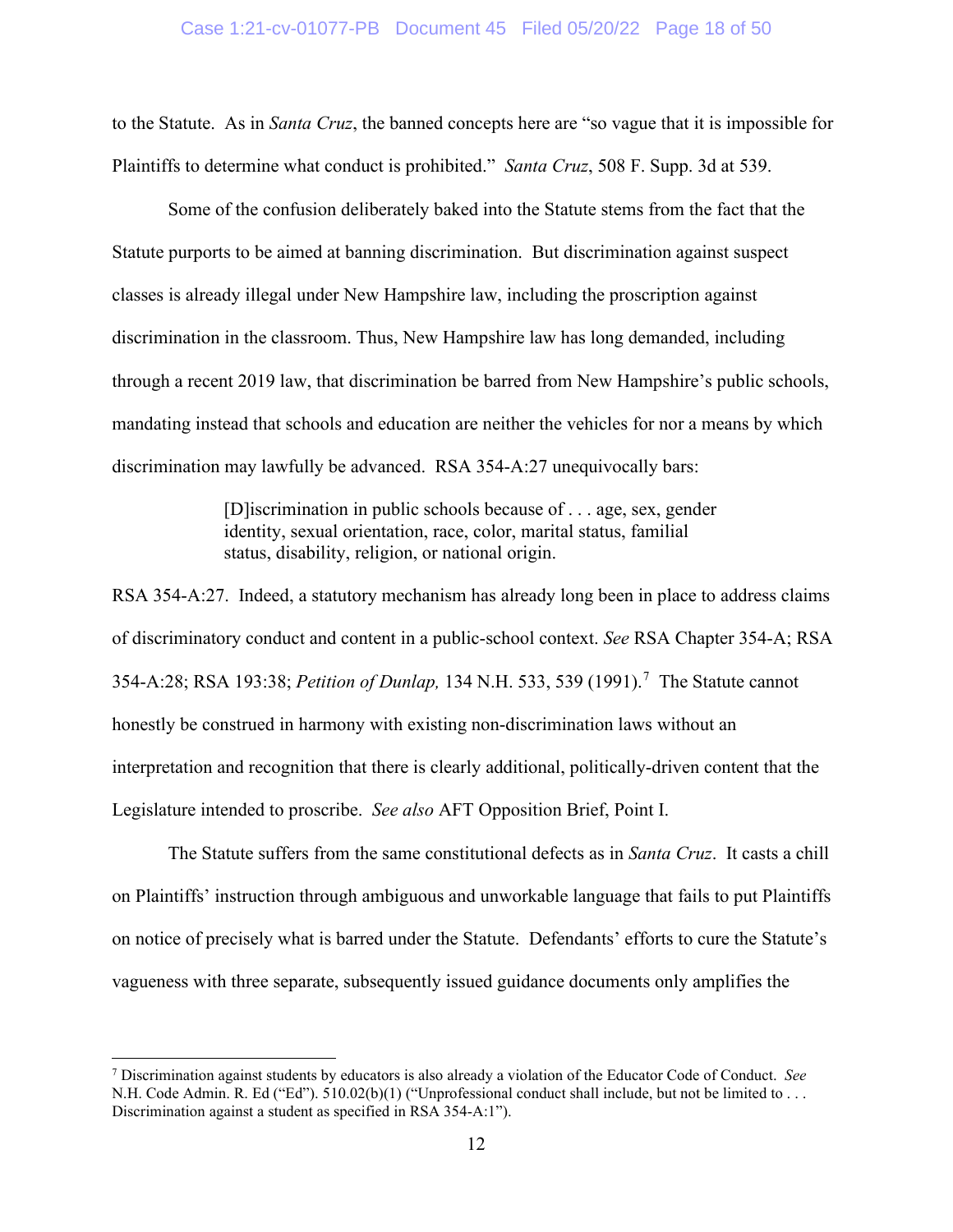to the Statute. As in *Santa Cruz*, the banned concepts here are "so vague that it is impossible for Plaintiffs to determine what conduct is prohibited." *Santa Cruz*, 508 F. Supp. 3d at 539.

Some of the confusion deliberately baked into the Statute stems from the fact that the Statute purports to be aimed at banning discrimination. But discrimination against suspect classes is already illegal under New Hampshire law, including the proscription against discrimination in the classroom. Thus, New Hampshire law has long demanded, including through a recent 2019 law, that discrimination be barred from New Hampshire's public schools, mandating instead that schools and education are neither the vehicles for nor a means by which discrimination may lawfully be advanced. RSA 354-A:27 unequivocally bars:

> [D]iscrimination in public schools because of . . . age, sex, gender identity, sexual orientation, race, color, marital status, familial status, disability, religion, or national origin.

RSA 354-A:27. Indeed, a statutory mechanism has already long been in place to address claims of discriminatory conduct and content in a public-school context. *See* RSA Chapter 354-A; RSA 354-A:28; RSA 193:38; *Petition of Dunlap,* 134 N.H. 533, 539 (1991).[7] The Statute cannot honestly be construed in harmony with existing non-discrimination laws without an interpretation and recognition that there is clearly additional, politically-driven content that the Legislature intended to proscribe. *See also* AFT Opposition Brief, Point I.

The Statute suffers from the same constitutional defects as in *Santa Cruz*. It casts a chill on Plaintiffs' instruction through ambiguous and unworkable language that fails to put Plaintiffs on notice of precisely what is barred under the Statute. Defendants' efforts to cure the Statute's vagueness with three separate, subsequently issued guidance documents only amplifies the

---

[7] Discrimination against students by educators is also already a violation of the Educator Code of Conduct. *See* N.H. Code Admin. R. Ed ("Ed"). 510.02(b)(1) ("Unprofessional conduct shall include, but not be limited to . . . Discrimination against a student as specified in RSA 354-A:1").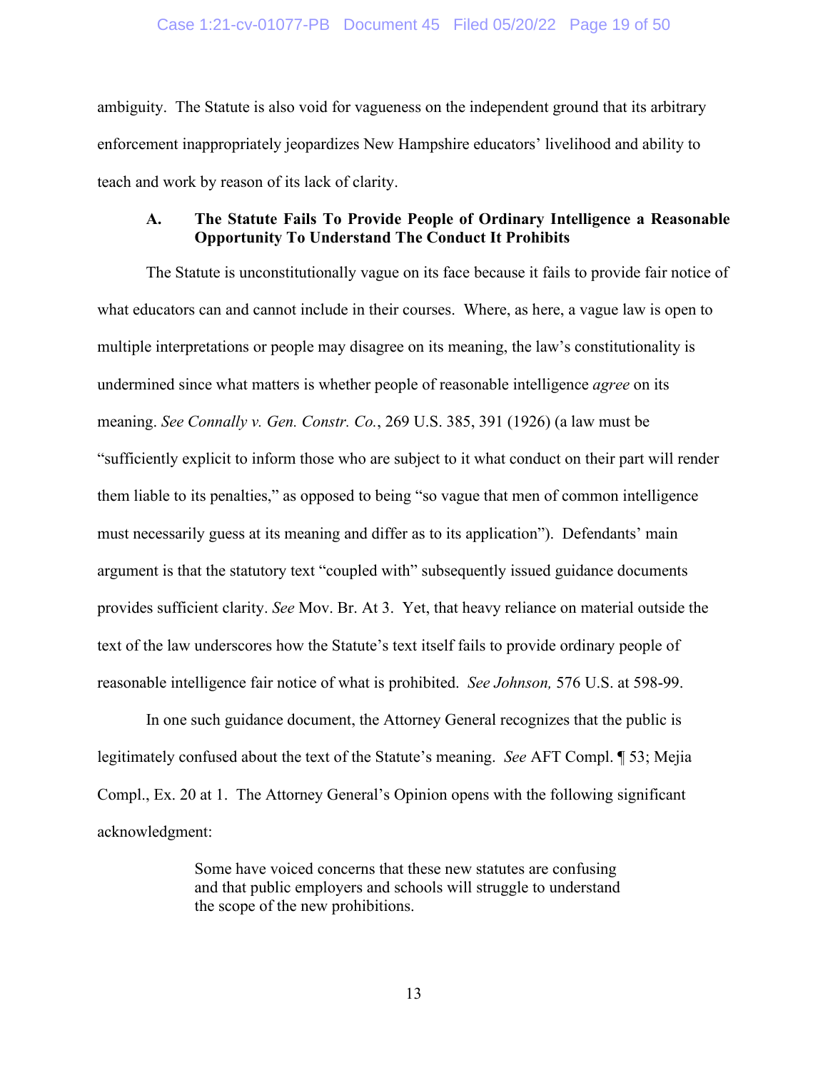ambiguity. The Statute is also void for vagueness on the independent ground that its arbitrary enforcement inappropriately jeopardizes New Hampshire educators' livelihood and ability to teach and work by reason of its lack of clarity.

### A. The Statute Fails To Provide People of Ordinary Intelligence a Reasonable Opportunity To Understand The Conduct It Prohibits

The Statute is unconstitutionally vague on its face because it fails to provide fair notice of what educators can and cannot include in their courses. Where, as here, a vague law is open to multiple interpretations or people may disagree on its meaning, the law's constitutionality is undermined since what matters is whether people of reasonable intelligence *agree* on its meaning. *See Connally v. Gen. Constr. Co.*, 269 U.S. 385, 391 (1926) (a law must be "sufficiently explicit to inform those who are subject to it what conduct on their part will render them liable to its penalties," as opposed to being "so vague that men of common intelligence must necessarily guess at its meaning and differ as to its application"). Defendants' main argument is that the statutory text "coupled with" subsequently issued guidance documents provides sufficient clarity. *See* Mov. Br. At 3. Yet, that heavy reliance on material outside the text of the law underscores how the Statute's text itself fails to provide ordinary people of reasonable intelligence fair notice of what is prohibited. *See Johnson,* 576 U.S. at 598-99.

In one such guidance document, the Attorney General recognizes that the public is legitimately confused about the text of the Statute's meaning. *See* AFT Compl. ¶ 53; Mejia Compl., Ex. 20 at 1. The Attorney General's Opinion opens with the following significant acknowledgment:

> Some have voiced concerns that these new statutes are confusing and that public employers and schools will struggle to understand the scope of the new prohibitions.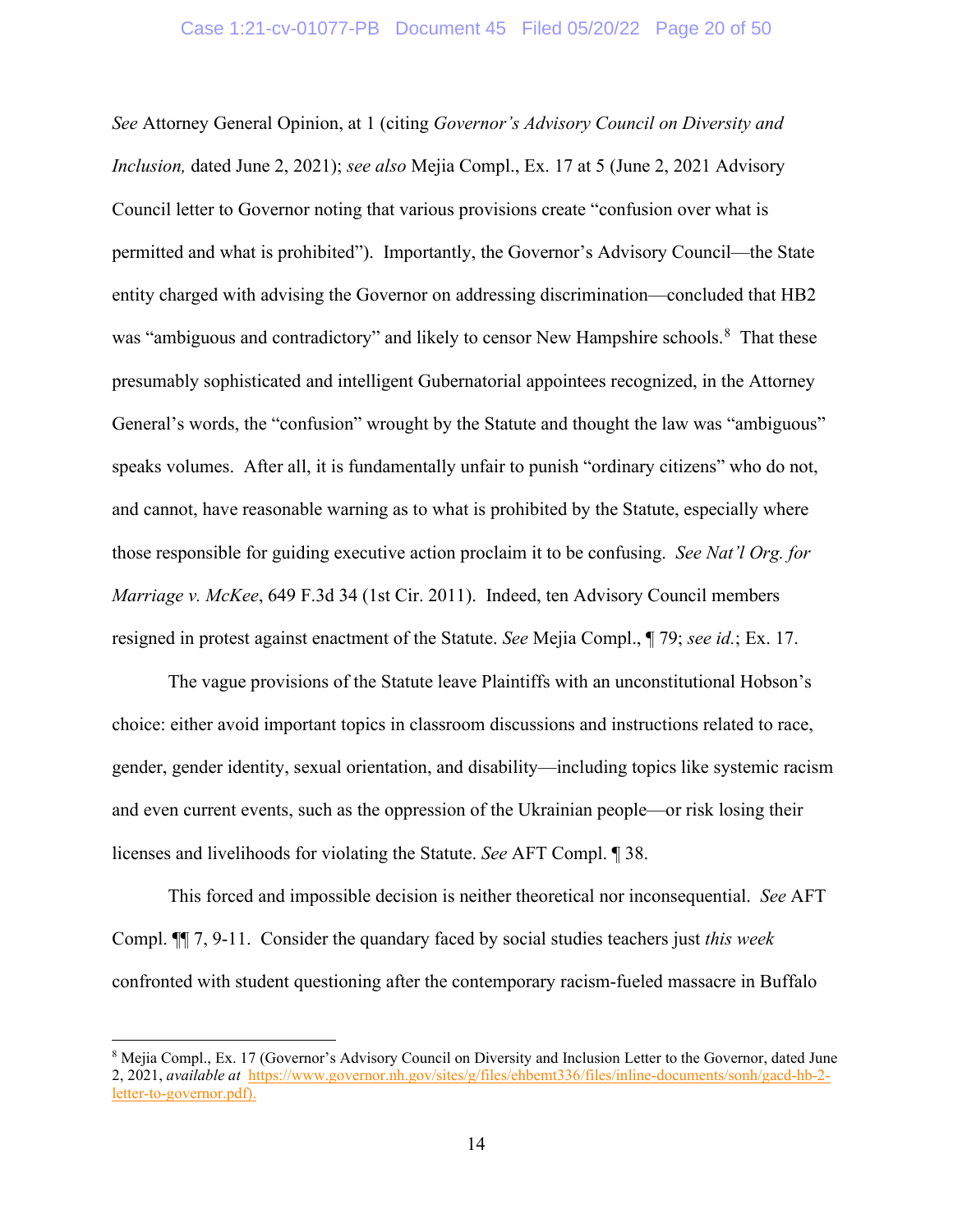*See* Attorney General Opinion, at 1 (citing *Governor's Advisory Council on Diversity and Inclusion,* dated June 2, 2021); *see also* Mejia Compl., Ex. 17 at 5 (June 2, 2021 Advisory Council letter to Governor noting that various provisions create "confusion over what is permitted and what is prohibited"). Importantly, the Governor's Advisory Council—the State entity charged with advising the Governor on addressing discrimination—concluded that HB2 was "ambiguous and contradictory" and likely to censor New Hampshire schools.[8] That these presumably sophisticated and intelligent Gubernatorial appointees recognized, in the Attorney General's words, the "confusion" wrought by the Statute and thought the law was "ambiguous" speaks volumes. After all, it is fundamentally unfair to punish "ordinary citizens" who do not, and cannot, have reasonable warning as to what is prohibited by the Statute, especially where those responsible for guiding executive action proclaim it to be confusing. *See Nat'l Org. for Marriage v. McKee*, 649 F.3d 34 (1st Cir. 2011). Indeed, ten Advisory Council members resigned in protest against enactment of the Statute. *See* Mejia Compl., ¶ 79; *see id.*; Ex. 17.

The vague provisions of the Statute leave Plaintiffs with an unconstitutional Hobson's choice: either avoid important topics in classroom discussions and instructions related to race, gender, gender identity, sexual orientation, and disability—including topics like systemic racism and even current events, such as the oppression of the Ukrainian people—or risk losing their licenses and livelihoods for violating the Statute. *See* AFT Compl. ¶ 38.

This forced and impossible decision is neither theoretical nor inconsequential. *See* AFT Compl. ¶¶ 7, 9-11. Consider the quandary faced by social studies teachers just *this week* confronted with student questioning after the contemporary racism-fueled massacre in Buffalo

[8] Mejia Compl., Ex. 17 (Governor's Advisory Council on Diversity and Inclusion Letter to the Governor, dated June 2, 2021, *available at* https://www.governor.nh.gov/sites/g/files/ehbemt336/files/inline-documents/sonh/gacd-hb-2-letter-to-governor.pdf).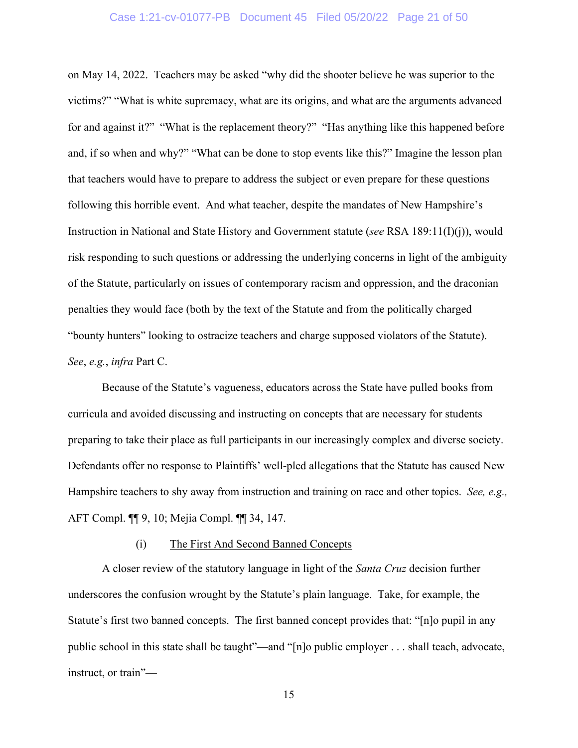on May 14, 2022. Teachers may be asked "why did the shooter believe he was superior to the victims?" "What is white supremacy, what are its origins, and what are the arguments advanced for and against it?" "What is the replacement theory?" "Has anything like this happened before and, if so when and why?" "What can be done to stop events like this?" Imagine the lesson plan that teachers would have to prepare to address the subject or even prepare for these questions following this horrible event. And what teacher, despite the mandates of New Hampshire's Instruction in National and State History and Government statute (*see* RSA 189:11(I)(j)), would risk responding to such questions or addressing the underlying concerns in light of the ambiguity of the Statute, particularly on issues of contemporary racism and oppression, and the draconian penalties they would face (both by the text of the Statute and from the politically charged "bounty hunters" looking to ostracize teachers and charge supposed violators of the Statute). *See*, *e.g.*, *infra* Part C.

Because of the Statute's vagueness, educators across the State have pulled books from curricula and avoided discussing and instructing on concepts that are necessary for students preparing to take their place as full participants in our increasingly complex and diverse society. Defendants offer no response to Plaintiffs' well-pled allegations that the Statute has caused New Hampshire teachers to shy away from instruction and training on race and other topics. *See, e.g.,* AFT Compl. ¶¶ 9, 10; Mejia Compl. ¶¶ 34, 147.

(i) <u>The First And Second Banned Concepts</u>

A closer review of the statutory language in light of the *Santa Cruz* decision further underscores the confusion wrought by the Statute's plain language. Take, for example, the Statute's first two banned concepts. The first banned concept provides that: "[n]o pupil in any public school in this state shall be taught"—and "[n]o public employer . . . shall teach, advocate, instruct, or train"—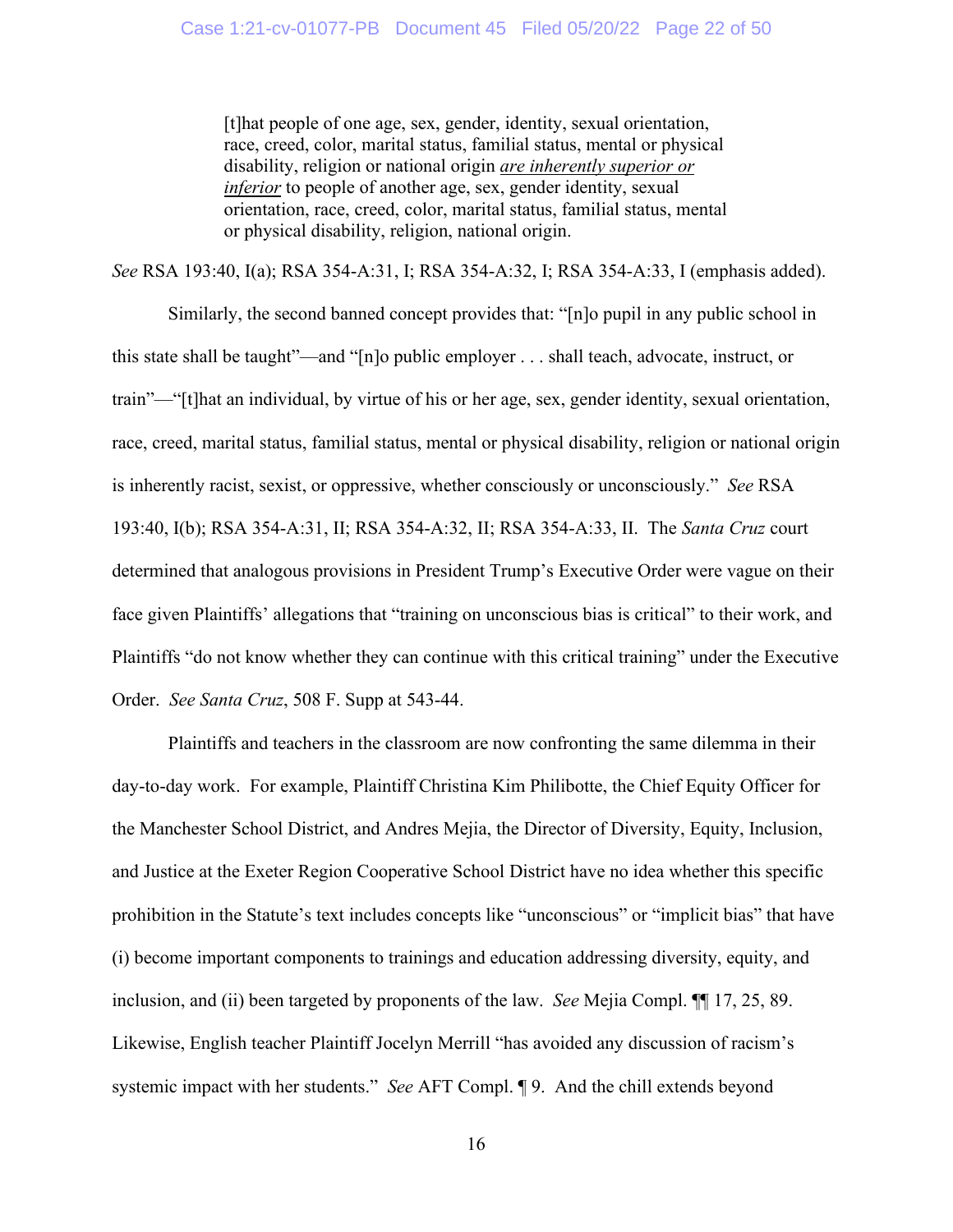> [t]hat people of one age, sex, gender, identity, sexual orientation, race, creed, color, marital status, familial status, mental or physical disability, religion or national origin ***are inherently superior or inferior*** to people of another age, sex, gender identity, sexual orientation, race, creed, color, marital status, familial status, mental or physical disability, religion, national origin.

*See* RSA 193:40, I(a); RSA 354-A:31, I; RSA 354-A:32, I; RSA 354-A:33, I (emphasis added).

Similarly, the second banned concept provides that: "[n]o pupil in any public school in this state shall be taught"—and "[n]o public employer . . . shall teach, advocate, instruct, or train"—"[t]hat an individual, by virtue of his or her age, sex, gender identity, sexual orientation, race, creed, marital status, familial status, mental or physical disability, religion or national origin is inherently racist, sexist, or oppressive, whether consciously or unconsciously." *See* RSA 193:40, I(b); RSA 354-A:31, II; RSA 354-A:32, II; RSA 354-A:33, II. The *Santa Cruz* court determined that analogous provisions in President Trump's Executive Order were vague on their face given Plaintiffs' allegations that "training on unconscious bias is critical" to their work, and Plaintiffs "do not know whether they can continue with this critical training" under the Executive Order. *See Santa Cruz*, 508 F. Supp at 543-44.

Plaintiffs and teachers in the classroom are now confronting the same dilemma in their day-to-day work. For example, Plaintiff Christina Kim Philibotte, the Chief Equity Officer for the Manchester School District, and Andres Mejia, the Director of Diversity, Equity, Inclusion, and Justice at the Exeter Region Cooperative School District have no idea whether this specific prohibition in the Statute's text includes concepts like "unconscious" or "implicit bias" that have (i) become important components to trainings and education addressing diversity, equity, and inclusion, and (ii) been targeted by proponents of the law. *See* Mejia Compl. ¶¶ 17, 25, 89. Likewise, English teacher Plaintiff Jocelyn Merrill "has avoided any discussion of racism's systemic impact with her students." *See* AFT Compl. ¶ 9. And the chill extends beyond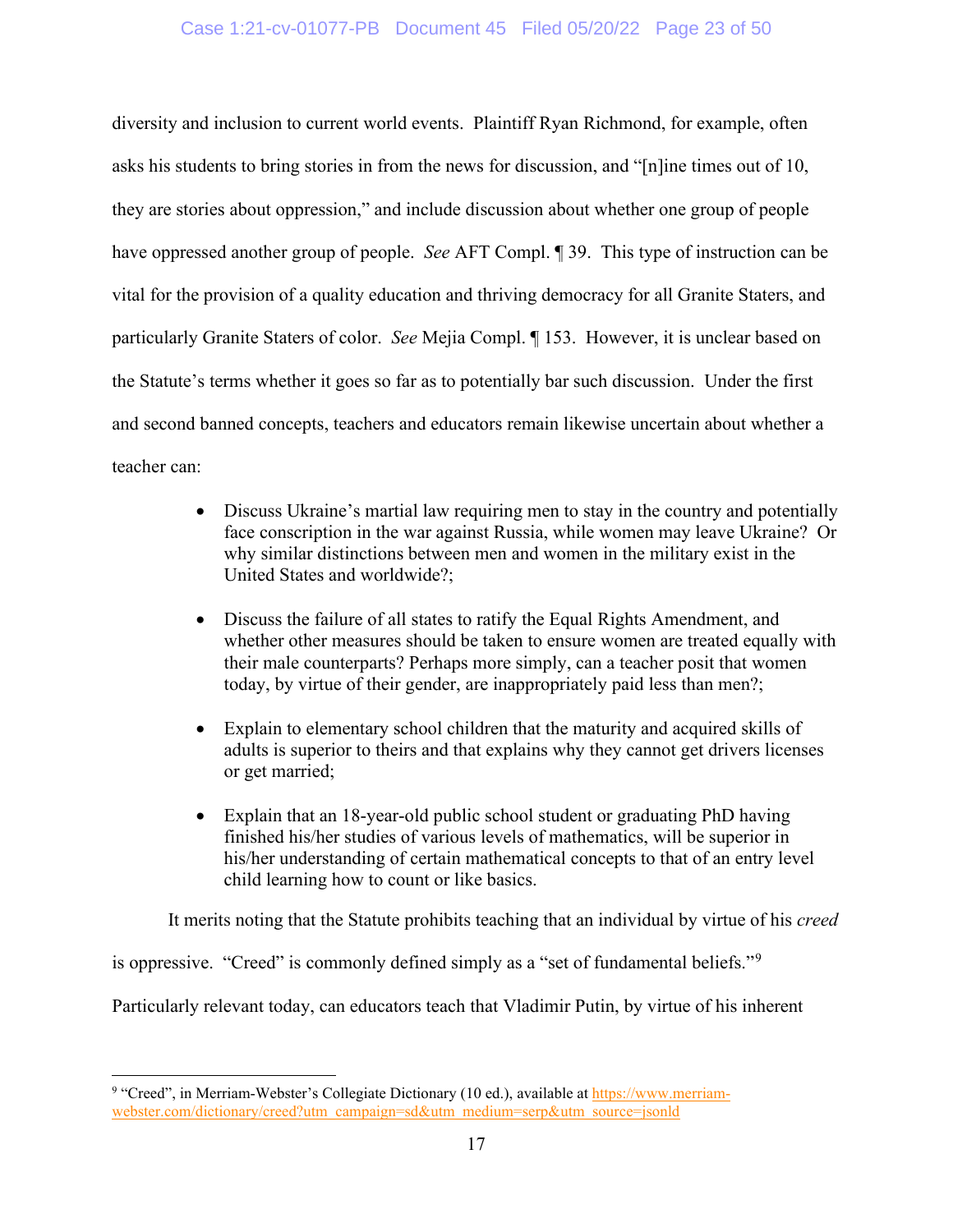diversity and inclusion to current world events. Plaintiff Ryan Richmond, for example, often asks his students to bring stories in from the news for discussion, and "[n]ine times out of 10, they are stories about oppression," and include discussion about whether one group of people have oppressed another group of people. *See* AFT Compl. ¶ 39. This type of instruction can be vital for the provision of a quality education and thriving democracy for all Granite Staters, and particularly Granite Staters of color. *See* Mejia Compl. ¶ 153. However, it is unclear based on the Statute's terms whether it goes so far as to potentially bar such discussion. Under the first and second banned concepts, teachers and educators remain likewise uncertain about whether a teacher can:

- Discuss Ukraine's martial law requiring men to stay in the country and potentially face conscription in the war against Russia, while women may leave Ukraine? Or why similar distinctions between men and women in the military exist in the United States and worldwide?;

- Discuss the failure of all states to ratify the Equal Rights Amendment, and whether other measures should be taken to ensure women are treated equally with their male counterparts? Perhaps more simply, can a teacher posit that women today, by virtue of their gender, are inappropriately paid less than men?;

- Explain to elementary school children that the maturity and acquired skills of adults is superior to theirs and that explains why they cannot get drivers licenses or get married;

- Explain that an 18-year-old public school student or graduating PhD having finished his/her studies of various levels of mathematics, will be superior in his/her understanding of certain mathematical concepts to that of an entry level child learning how to count or like basics.

It merits noting that the Statute prohibits teaching that an individual by virtue of his *creed* is oppressive. "Creed" is commonly defined simply as a "set of fundamental beliefs."[9] Particularly relevant today, can educators teach that Vladimir Putin, by virtue of his inherent

---

[9] "Creed", in Merriam-Webster's Collegiate Dictionary (10 ed.), available at https://www.merriam-webster.com/dictionary/creed?utm_campaign=sd&utm_medium=serp&utm_source=jsonld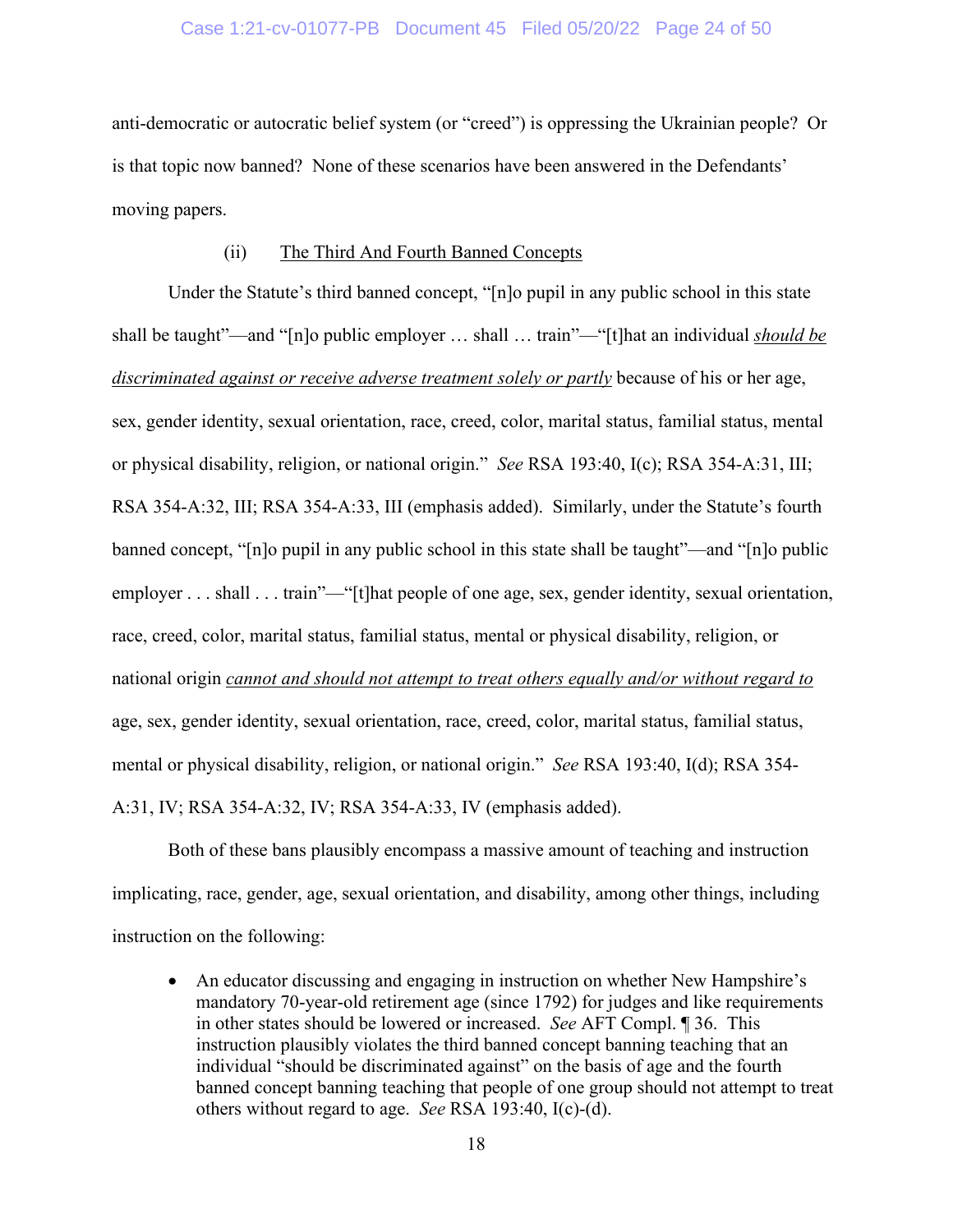anti-democratic or autocratic belief system (or "creed") is oppressing the Ukrainian people? Or is that topic now banned? None of these scenarios have been answered in the Defendants' moving papers.

(ii) <u>The Third And Fourth Banned Concepts</u>

Under the Statute's third banned concept, "[n]o pupil in any public school in this state shall be taught"—and "[n]o public employer … shall … train"—"[t]hat an individual ***<u>should be discriminated against or receive adverse treatment solely or partly</u>*** because of his or her age, sex, gender identity, sexual orientation, race, creed, color, marital status, familial status, mental or physical disability, religion, or national origin." *See* RSA 193:40, I(c); RSA 354-A:31, III; RSA 354-A:32, III; RSA 354-A:33, III (emphasis added). Similarly, under the Statute's fourth banned concept, "[n]o pupil in any public school in this state shall be taught"—and "[n]o public employer . . . shall . . . train"—"[t]hat people of one age, sex, gender identity, sexual orientation, race, creed, color, marital status, familial status, mental or physical disability, religion, or national origin *<u>cannot and should not attempt to treat others equally and/or without regard to</u>* age, sex, gender identity, sexual orientation, race, creed, color, marital status, familial status, mental or physical disability, religion, or national origin." *See* RSA 193:40, I(d); RSA 354-A:31, IV; RSA 354-A:32, IV; RSA 354-A:33, IV (emphasis added).

Both of these bans plausibly encompass a massive amount of teaching and instruction implicating, race, gender, age, sexual orientation, and disability, among other things, including instruction on the following:

- An educator discussing and engaging in instruction on whether New Hampshire's mandatory 70-year-old retirement age (since 1792) for judges and like requirements in other states should be lowered or increased. *See* AFT Compl. ¶ 36. This instruction plausibly violates the third banned concept banning teaching that an individual "should be discriminated against" on the basis of age and the fourth banned concept banning teaching that people of one group should not attempt to treat others without regard to age. *See* RSA 193:40, I(c)-(d).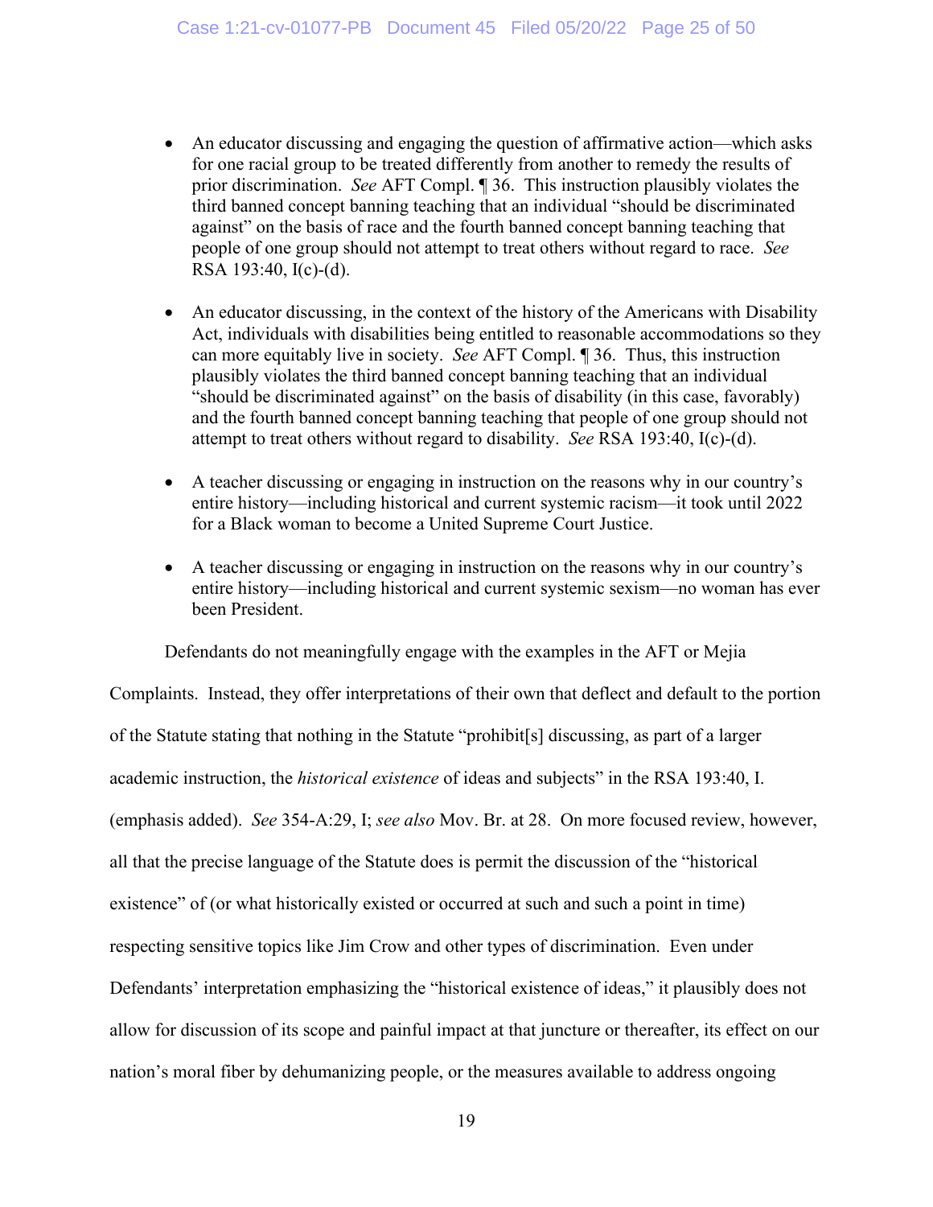- An educator discussing and engaging the question of affirmative action—which asks for one racial group to be treated differently from another to remedy the results of prior discrimination. *See* AFT Compl. ¶ 36. This instruction plausibly violates the third banned concept banning teaching that an individual "should be discriminated against" on the basis of race and the fourth banned concept banning teaching that people of one group should not attempt to treat others without regard to race. *See* RSA 193:40, I(c)-(d).

- An educator discussing, in the context of the history of the Americans with Disability Act, individuals with disabilities being entitled to reasonable accommodations so they can more equitably live in society. *See* AFT Compl. ¶ 36. Thus, this instruction plausibly violates the third banned concept banning teaching that an individual "should be discriminated against" on the basis of disability (in this case, favorably) and the fourth banned concept banning teaching that people of one group should not attempt to treat others without regard to disability. *See* RSA 193:40, I(c)-(d).

- A teacher discussing or engaging in instruction on the reasons why in our country's entire history—including historical and current systemic racism—it took until 2022 for a Black woman to become a United Supreme Court Justice.

- A teacher discussing or engaging in instruction on the reasons why in our country's entire history—including historical and current systemic sexism—no woman has ever been President.

Defendants do not meaningfully engage with the examples in the AFT or Mejia Complaints. Instead, they offer interpretations of their own that deflect and default to the portion of the Statute stating that nothing in the Statute "prohibit[s] discussing, as part of a larger academic instruction, the *historical existence* of ideas and subjects" in the RSA 193:40, I. (emphasis added). *See* 354-A:29, I; *see also* Mov. Br. at 28. On more focused review, however, all that the precise language of the Statute does is permit the discussion of the "historical existence" of (or what historically existed or occurred at such and such a point in time) respecting sensitive topics like Jim Crow and other types of discrimination. Even under Defendants' interpretation emphasizing the "historical existence of ideas," it plausibly does not allow for discussion of its scope and painful impact at that juncture or thereafter, its effect on our nation's moral fiber by dehumanizing people, or the measures available to address ongoing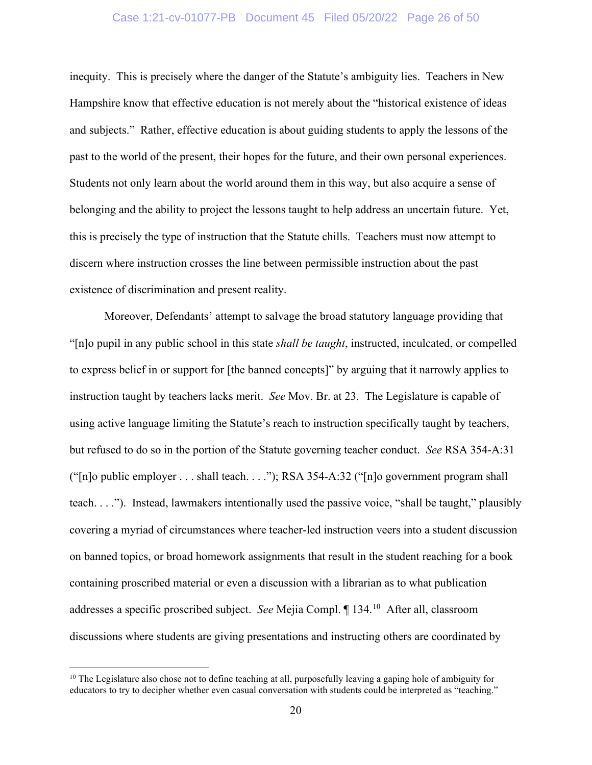inequity. This is precisely where the danger of the Statute's ambiguity lies. Teachers in New Hampshire know that effective education is not merely about the "historical existence of ideas and subjects." Rather, effective education is about guiding students to apply the lessons of the past to the world of the present, their hopes for the future, and their own personal experiences. Students not only learn about the world around them in this way, but also acquire a sense of belonging and the ability to project the lessons taught to help address an uncertain future. Yet, this is precisely the type of instruction that the Statute chills. Teachers must now attempt to discern where instruction crosses the line between permissible instruction about the past existence of discrimination and present reality.

Moreover, Defendants' attempt to salvage the broad statutory language providing that "[n]o pupil in any public school in this state *shall be taught*, instructed, inculcated, or compelled to express belief in or support for [the banned concepts]" by arguing that it narrowly applies to instruction taught by teachers lacks merit. *See* Mov. Br. at 23. The Legislature is capable of using active language limiting the Statute's reach to instruction specifically taught by teachers, but refused to do so in the portion of the Statute governing teacher conduct. *See* RSA 354-A:31 ("[n]o public employer . . . shall teach. . . ."); RSA 354-A:32 ("[n]o government program shall teach. . . ."). Instead, lawmakers intentionally used the passive voice, "shall be taught," plausibly covering a myriad of circumstances where teacher-led instruction veers into a student discussion on banned topics, or broad homework assignments that result in the student reaching for a book containing proscribed material or even a discussion with a librarian as to what publication addresses a specific proscribed subject. *See* Mejia Compl. ¶ 134.[10] After all, classroom discussions where students are giving presentations and instructing others are coordinated by

[10] The Legislature also chose not to define teaching at all, purposefully leaving a gaping hole of ambiguity for educators to try to decipher whether even casual conversation with students could be interpreted as "teaching."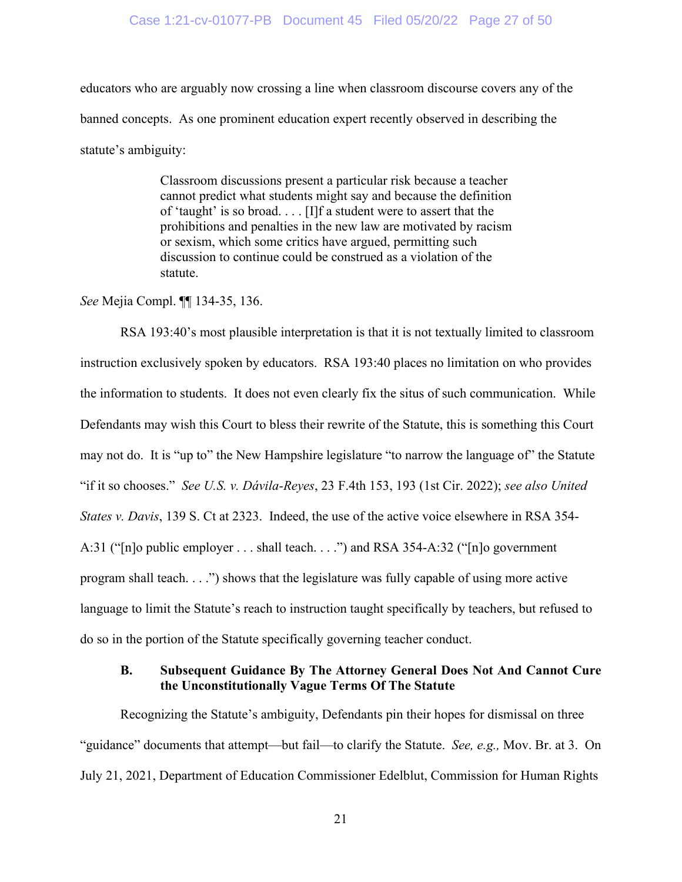educators who are arguably now crossing a line when classroom discourse covers any of the banned concepts. As one prominent education expert recently observed in describing the statute's ambiguity:

> Classroom discussions present a particular risk because a teacher cannot predict what students might say and because the definition of 'taught' is so broad. . . . [I]f a student were to assert that the prohibitions and penalties in the new law are motivated by racism or sexism, which some critics have argued, permitting such discussion to continue could be construed as a violation of the statute.

*See* Mejia Compl. ¶¶ 134-35, 136.

RSA 193:40's most plausible interpretation is that it is not textually limited to classroom instruction exclusively spoken by educators. RSA 193:40 places no limitation on who provides the information to students. It does not even clearly fix the situs of such communication. While Defendants may wish this Court to bless their rewrite of the Statute, this is something this Court may not do. It is "up to" the New Hampshire legislature "to narrow the language of" the Statute "if it so chooses." *See U.S. v. Dávila-Reyes*, 23 F.4th 153, 193 (1st Cir. 2022); *see also United States v. Davis*, 139 S. Ct at 2323. Indeed, the use of the active voice elsewhere in RSA 354-A:31 ("[n]o public employer . . . shall teach. . . .") and RSA 354-A:32 ("[n]o government program shall teach. . . .") shows that the legislature was fully capable of using more active language to limit the Statute's reach to instruction taught specifically by teachers, but refused to do so in the portion of the Statute specifically governing teacher conduct.

### B. Subsequent Guidance By The Attorney General Does Not And Cannot Cure the Unconstitutionally Vague Terms Of The Statute

Recognizing the Statute's ambiguity, Defendants pin their hopes for dismissal on three "guidance" documents that attempt—but fail—to clarify the Statute. *See, e.g.,* Mov. Br. at 3. On July 21, 2021, Department of Education Commissioner Edelblut, Commission for Human Rights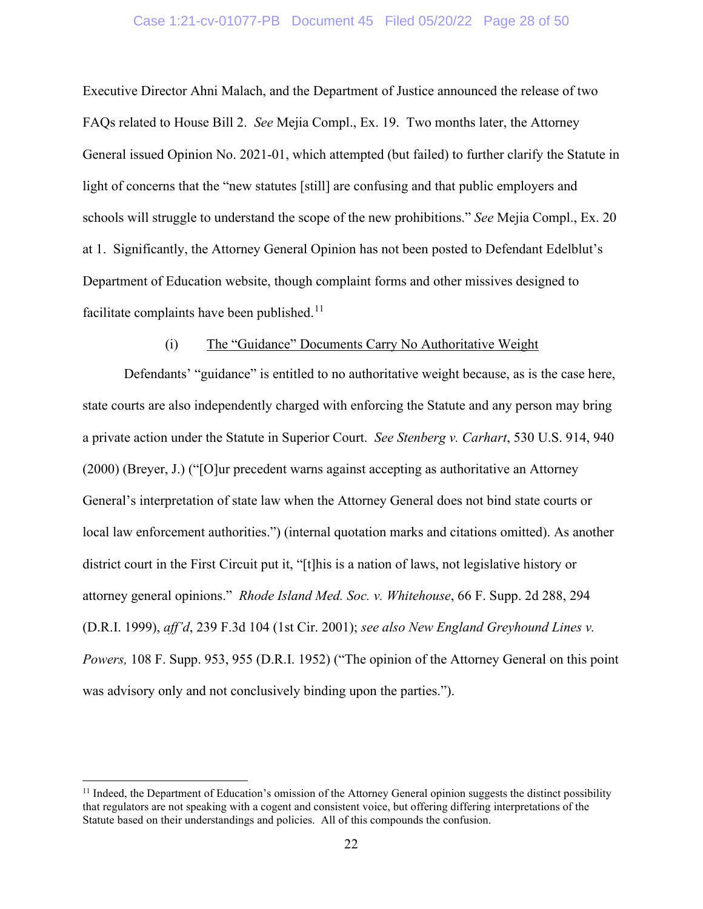Executive Director Ahni Malach, and the Department of Justice announced the release of two FAQs related to House Bill 2. *See* Mejia Compl., Ex. 19. Two months later, the Attorney General issued Opinion No. 2021-01, which attempted (but failed) to further clarify the Statute in light of concerns that the "new statutes [still] are confusing and that public employers and schools will struggle to understand the scope of the new prohibitions." *See* Mejia Compl., Ex. 20 at 1. Significantly, the Attorney General Opinion has not been posted to Defendant Edelblut's Department of Education website, though complaint forms and other missives designed to facilitate complaints have been published.[11]

(i) <u>The "Guidance" Documents Carry No Authoritative Weight</u>

Defendants' "guidance" is entitled to no authoritative weight because, as is the case here, state courts are also independently charged with enforcing the Statute and any person may bring a private action under the Statute in Superior Court. *See Stenberg v. Carhart*, 530 U.S. 914, 940 (2000) (Breyer, J.) ("[O]ur precedent warns against accepting as authoritative an Attorney General's interpretation of state law when the Attorney General does not bind state courts or local law enforcement authorities.") (internal quotation marks and citations omitted). As another district court in the First Circuit put it, "[t]his is a nation of laws, not legislative history or attorney general opinions." *Rhode Island Med. Soc. v. Whitehouse*, 66 F. Supp. 2d 288, 294 (D.R.I. 1999), *aff'd*, 239 F.3d 104 (1st Cir. 2001); *see also New England Greyhound Lines v. Powers,* 108 F. Supp. 953, 955 (D.R.I. 1952) ("The opinion of the Attorney General on this point was advisory only and not conclusively binding upon the parties.").

---

[11] Indeed, the Department of Education's omission of the Attorney General opinion suggests the distinct possibility that regulators are not speaking with a cogent and consistent voice, but offering differing interpretations of the Statute based on their understandings and policies. All of this compounds the confusion.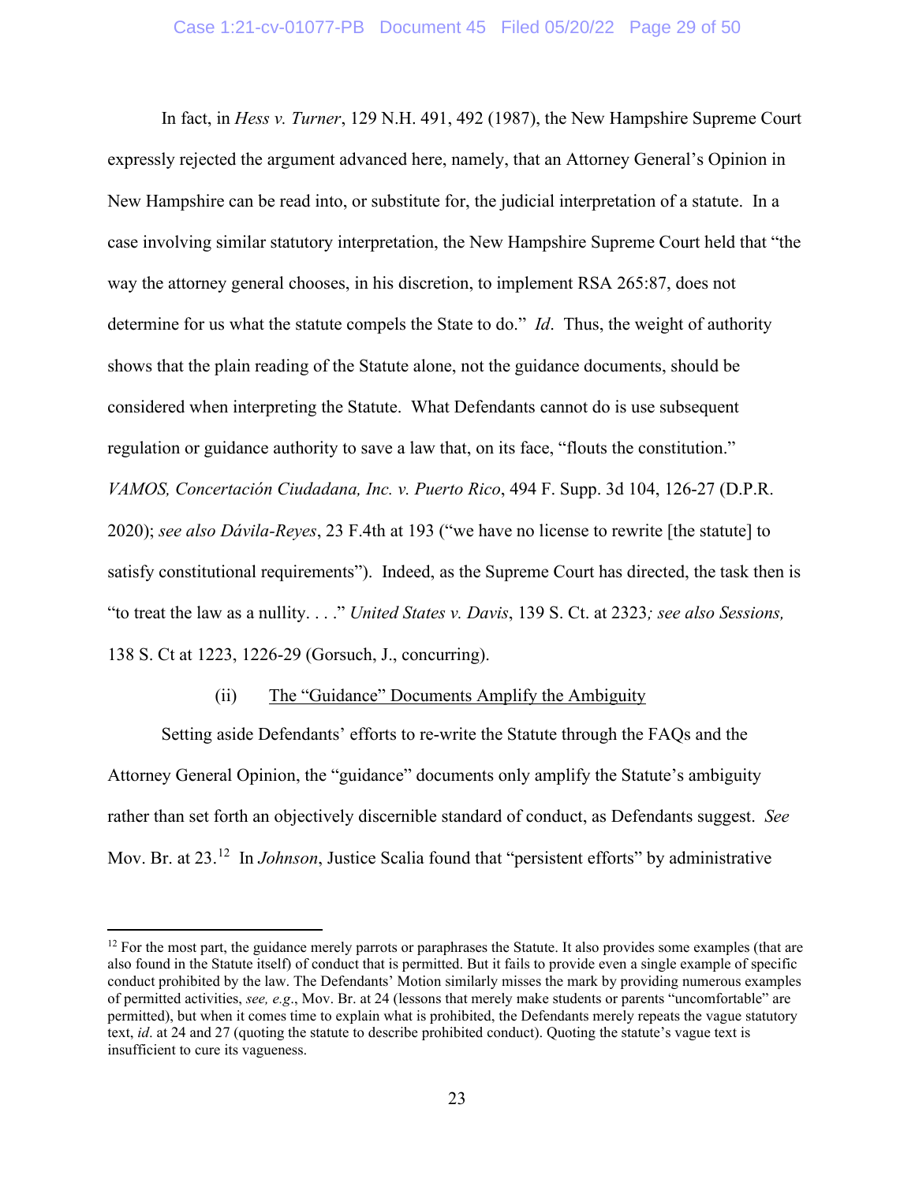In fact, in *Hess v. Turner*, 129 N.H. 491, 492 (1987), the New Hampshire Supreme Court expressly rejected the argument advanced here, namely, that an Attorney General's Opinion in New Hampshire can be read into, or substitute for, the judicial interpretation of a statute. In a case involving similar statutory interpretation, the New Hampshire Supreme Court held that "the way the attorney general chooses, in his discretion, to implement RSA 265:87, does not determine for us what the statute compels the State to do." *Id*. Thus, the weight of authority shows that the plain reading of the Statute alone, not the guidance documents, should be considered when interpreting the Statute. What Defendants cannot do is use subsequent regulation or guidance authority to save a law that, on its face, "flouts the constitution." *VAMOS, Concertación Ciudadana, Inc. v. Puerto Rico*, 494 F. Supp. 3d 104, 126-27 (D.P.R. 2020); *see also Dávila-Reyes*, 23 F.4th at 193 ("we have no license to rewrite [the statute] to satisfy constitutional requirements"). Indeed, as the Supreme Court has directed, the task then is "to treat the law as a nullity. . . ." *United States v. Davis*, 139 S. Ct. at 2323*; see also Sessions,* 138 S. Ct at 1223, 1226-29 (Gorsuch, J., concurring).

(ii) <u>The "Guidance" Documents Amplify the Ambiguity</u>

Setting aside Defendants' efforts to re-write the Statute through the FAQs and the Attorney General Opinion, the "guidance" documents only amplify the Statute's ambiguity rather than set forth an objectively discernible standard of conduct, as Defendants suggest. *See* Mov. Br. at 23.[12] In *Johnson*, Justice Scalia found that "persistent efforts" by administrative

---

[12] For the most part, the guidance merely parrots or paraphrases the Statute. It also provides some examples (that are also found in the Statute itself) of conduct that is permitted. But it fails to provide even a single example of specific conduct prohibited by the law. The Defendants' Motion similarly misses the mark by providing numerous examples of permitted activities, *see, e.g*., Mov. Br. at 24 (lessons that merely make students or parents "uncomfortable" are permitted), but when it comes time to explain what is prohibited, the Defendants merely repeats the vague statutory text, *id*. at 24 and 27 (quoting the statute to describe prohibited conduct). Quoting the statute's vague text is insufficient to cure its vagueness.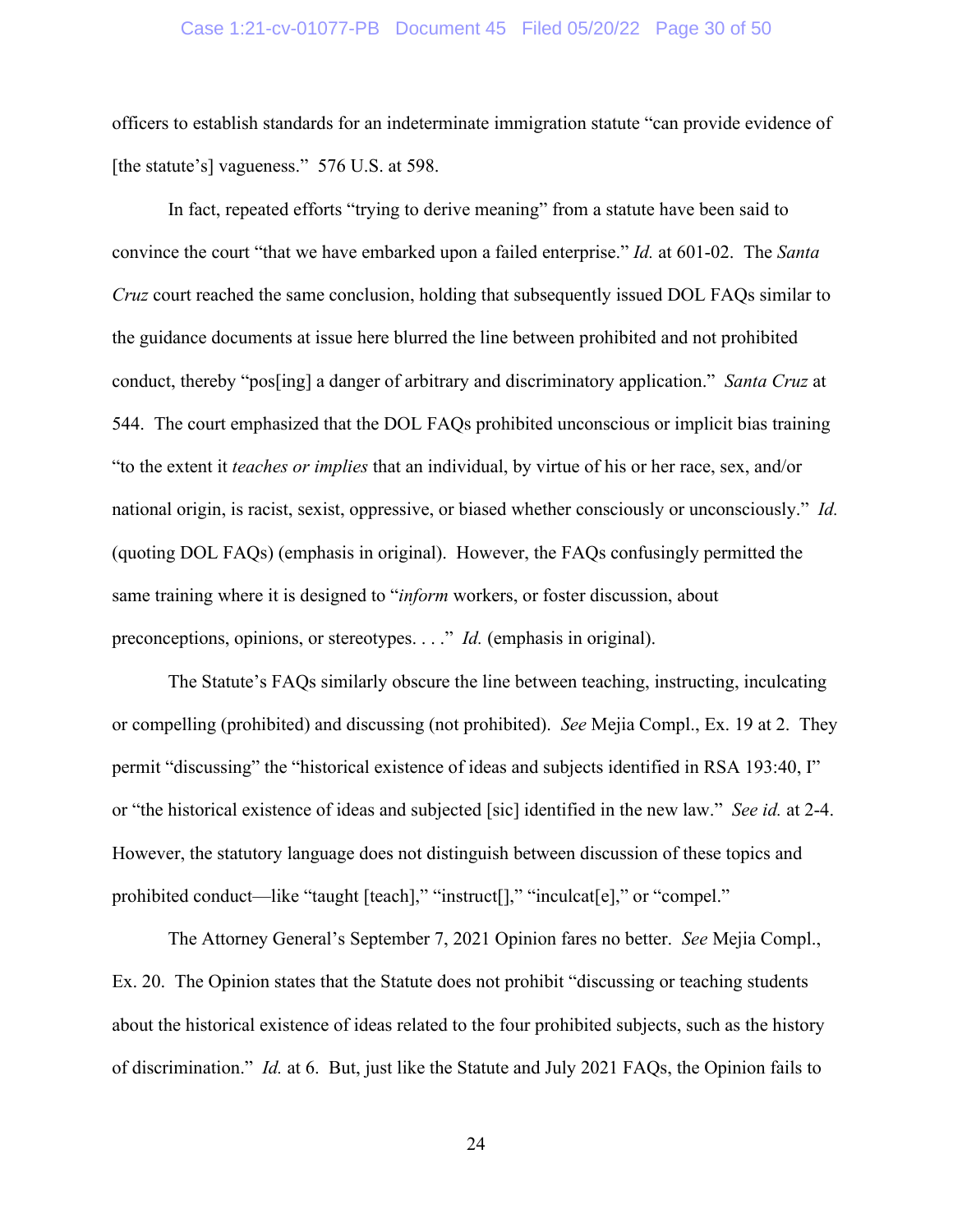officers to establish standards for an indeterminate immigration statute "can provide evidence of [the statute's] vagueness." 576 U.S. at 598.

In fact, repeated efforts "trying to derive meaning" from a statute have been said to convince the court "that we have embarked upon a failed enterprise." *Id.* at 601-02. The *Santa Cruz* court reached the same conclusion, holding that subsequently issued DOL FAQs similar to the guidance documents at issue here blurred the line between prohibited and not prohibited conduct, thereby "pos[ing] a danger of arbitrary and discriminatory application." *Santa Cruz* at 544. The court emphasized that the DOL FAQs prohibited unconscious or implicit bias training "to the extent it *teaches or implies* that an individual, by virtue of his or her race, sex, and/or national origin, is racist, sexist, oppressive, or biased whether consciously or unconsciously." *Id.* (quoting DOL FAQs) (emphasis in original). However, the FAQs confusingly permitted the same training where it is designed to "*inform* workers, or foster discussion, about preconceptions, opinions, or stereotypes. . . ." *Id.* (emphasis in original).

The Statute's FAQs similarly obscure the line between teaching, instructing, inculcating or compelling (prohibited) and discussing (not prohibited). *See* Mejia Compl., Ex. 19 at 2. They permit "discussing" the "historical existence of ideas and subjects identified in RSA 193:40, I" or "the historical existence of ideas and subjected [sic] identified in the new law." *See id.* at 2-4. However, the statutory language does not distinguish between discussion of these topics and prohibited conduct—like "taught [teach]," "instruct[]," "inculcat[e]," or "compel."

The Attorney General's September 7, 2021 Opinion fares no better. *See* Mejia Compl., Ex. 20. The Opinion states that the Statute does not prohibit "discussing or teaching students about the historical existence of ideas related to the four prohibited subjects, such as the history of discrimination." *Id.* at 6. But, just like the Statute and July 2021 FAQs, the Opinion fails to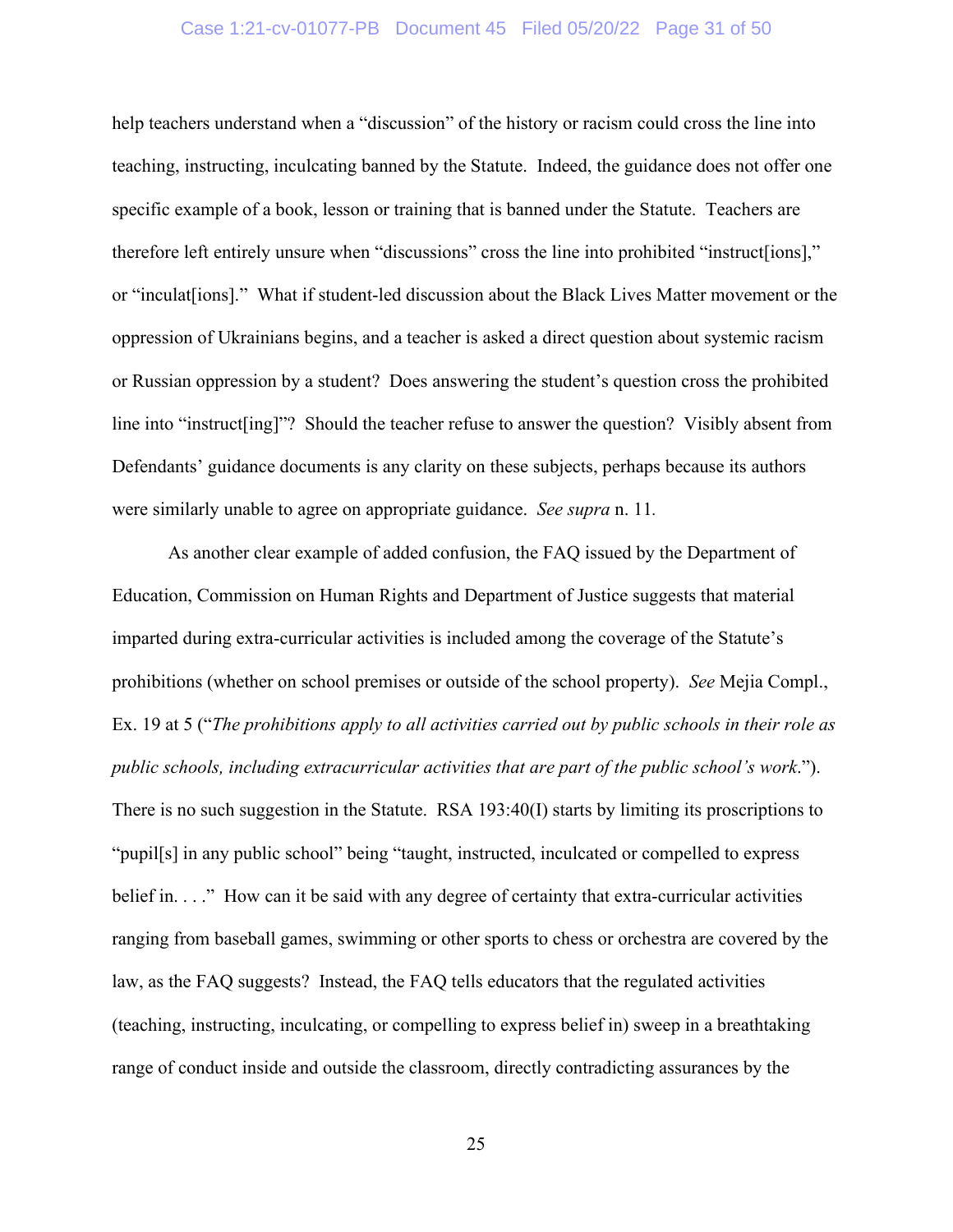help teachers understand when a "discussion" of the history or racism could cross the line into teaching, instructing, inculcating banned by the Statute. Indeed, the guidance does not offer one specific example of a book, lesson or training that is banned under the Statute. Teachers are therefore left entirely unsure when "discussions" cross the line into prohibited "instruct[ions]," or "inculat[ions]." What if student-led discussion about the Black Lives Matter movement or the oppression of Ukrainians begins, and a teacher is asked a direct question about systemic racism or Russian oppression by a student? Does answering the student's question cross the prohibited line into "instruct[ing]"? Should the teacher refuse to answer the question? Visibly absent from Defendants' guidance documents is any clarity on these subjects, perhaps because its authors were similarly unable to agree on appropriate guidance. *See supra* n. 11.

As another clear example of added confusion, the FAQ issued by the Department of Education, Commission on Human Rights and Department of Justice suggests that material imparted during extra-curricular activities is included among the coverage of the Statute's prohibitions (whether on school premises or outside of the school property). *See* Mejia Compl., Ex. 19 at 5 ("*The prohibitions apply to all activities carried out by public schools in their role as public schools, including extracurricular activities that are part of the public school's work*."). There is no such suggestion in the Statute. RSA 193:40(I) starts by limiting its proscriptions to "pupil[s] in any public school" being "taught, instructed, inculcated or compelled to express belief in. . . ." How can it be said with any degree of certainty that extra-curricular activities ranging from baseball games, swimming or other sports to chess or orchestra are covered by the law, as the FAQ suggests? Instead, the FAQ tells educators that the regulated activities (teaching, instructing, inculcating, or compelling to express belief in) sweep in a breathtaking range of conduct inside and outside the classroom, directly contradicting assurances by the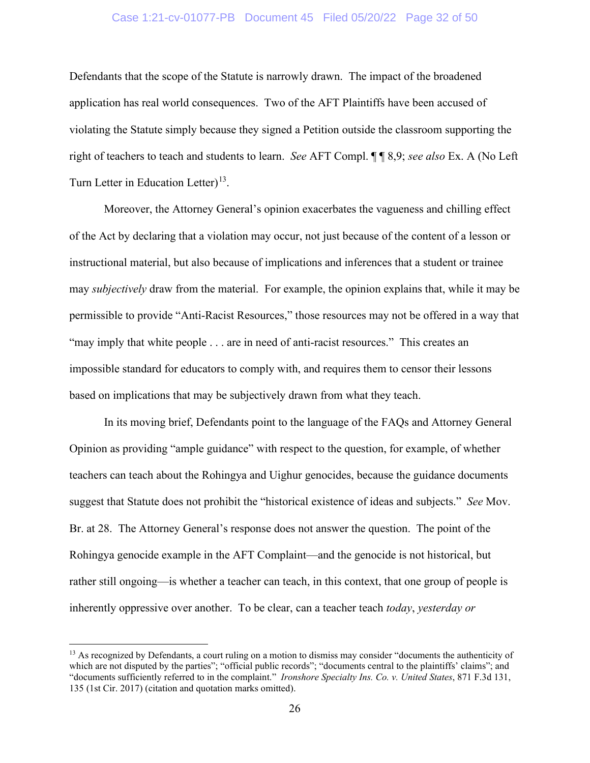Defendants that the scope of the Statute is narrowly drawn. The impact of the broadened application has real world consequences. Two of the AFT Plaintiffs have been accused of violating the Statute simply because they signed a Petition outside the classroom supporting the right of teachers to teach and students to learn. *See* AFT Compl. ¶ ¶ 8,9; *see also* Ex. A (No Left Turn Letter in Education Letter)[13].

Moreover, the Attorney General's opinion exacerbates the vagueness and chilling effect of the Act by declaring that a violation may occur, not just because of the content of a lesson or instructional material, but also because of implications and inferences that a student or trainee may *subjectively* draw from the material. For example, the opinion explains that, while it may be permissible to provide "Anti-Racist Resources," those resources may not be offered in a way that "may imply that white people . . . are in need of anti-racist resources." This creates an impossible standard for educators to comply with, and requires them to censor their lessons based on implications that may be subjectively drawn from what they teach.

In its moving brief, Defendants point to the language of the FAQs and Attorney General Opinion as providing "ample guidance" with respect to the question, for example, of whether teachers can teach about the Rohingya and Uighur genocides, because the guidance documents suggest that Statute does not prohibit the "historical existence of ideas and subjects." *See* Mov. Br. at 28. The Attorney General's response does not answer the question. The point of the Rohingya genocide example in the AFT Complaint—and the genocide is not historical, but rather still ongoing—is whether a teacher can teach, in this context, that one group of people is inherently oppressive over another. To be clear, can a teacher teach *today*, *yesterday or*

---

[13] As recognized by Defendants, a court ruling on a motion to dismiss may consider "documents the authenticity of which are not disputed by the parties"; "official public records"; "documents central to the plaintiffs' claims"; and "documents sufficiently referred to in the complaint." *Ironshore Specialty Ins. Co. v. United States*, 871 F.3d 131, 135 (1st Cir. 2017) (citation and quotation marks omitted).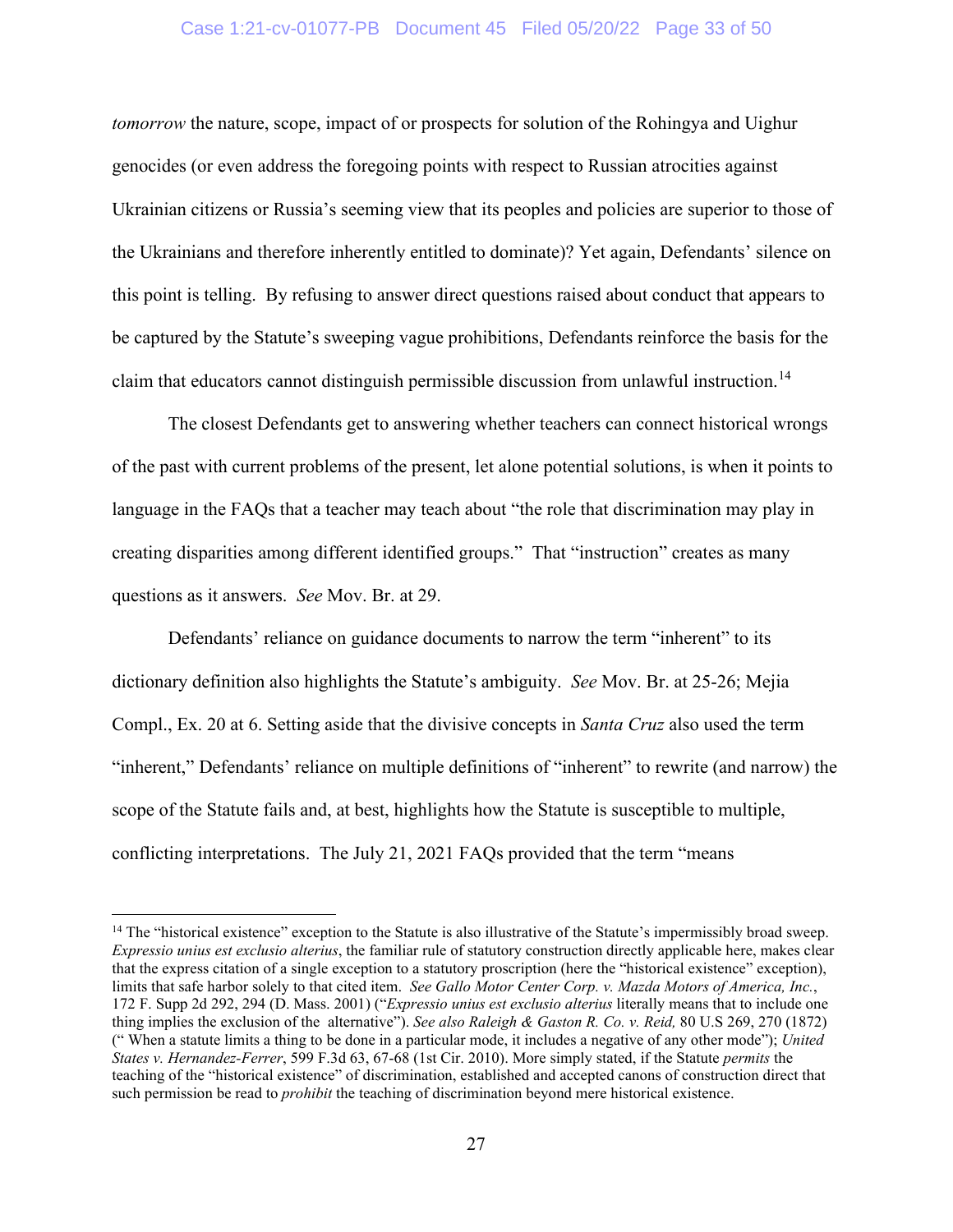*tomorrow* the nature, scope, impact of or prospects for solution of the Rohingya and Uighur genocides (or even address the foregoing points with respect to Russian atrocities against Ukrainian citizens or Russia's seeming view that its peoples and policies are superior to those of the Ukrainians and therefore inherently entitled to dominate)? Yet again, Defendants' silence on this point is telling. By refusing to answer direct questions raised about conduct that appears to be captured by the Statute's sweeping vague prohibitions, Defendants reinforce the basis for the claim that educators cannot distinguish permissible discussion from unlawful instruction.[14]

The closest Defendants get to answering whether teachers can connect historical wrongs of the past with current problems of the present, let alone potential solutions, is when it points to language in the FAQs that a teacher may teach about "the role that discrimination may play in creating disparities among different identified groups." That "instruction" creates as many questions as it answers. *See* Mov. Br. at 29.

Defendants' reliance on guidance documents to narrow the term "inherent" to its dictionary definition also highlights the Statute's ambiguity. *See* Mov. Br. at 25-26; Mejia Compl., Ex. 20 at 6. Setting aside that the divisive concepts in *Santa Cruz* also used the term "inherent," Defendants' reliance on multiple definitions of "inherent" to rewrite (and narrow) the scope of the Statute fails and, at best, highlights how the Statute is susceptible to multiple, conflicting interpretations. The July 21, 2021 FAQs provided that the term "means

---

[14] The "historical existence" exception to the Statute is also illustrative of the Statute's impermissibly broad sweep. *Expressio unius est exclusio alterius*, the familiar rule of statutory construction directly applicable here, makes clear that the express citation of a single exception to a statutory proscription (here the "historical existence" exception), limits that safe harbor solely to that cited item. *See Gallo Motor Center Corp. v. Mazda Motors of America, Inc.*, 172 F. Supp 2d 292, 294 (D. Mass. 2001) ("*Expressio unius est exclusio alterius* literally means that to include one thing implies the exclusion of the alternative"). *See also Raleigh & Gaston R. Co. v. Reid,* 80 U.S 269, 270 (1872) (" When a statute limits a thing to be done in a particular mode, it includes a negative of any other mode"); *United States v. Hernandez-Ferrer*, 599 F.3d 63, 67-68 (1st Cir. 2010). More simply stated, if the Statute *permits* the teaching of the "historical existence" of discrimination, established and accepted canons of construction direct that such permission be read to *prohibit* the teaching of discrimination beyond mere historical existence.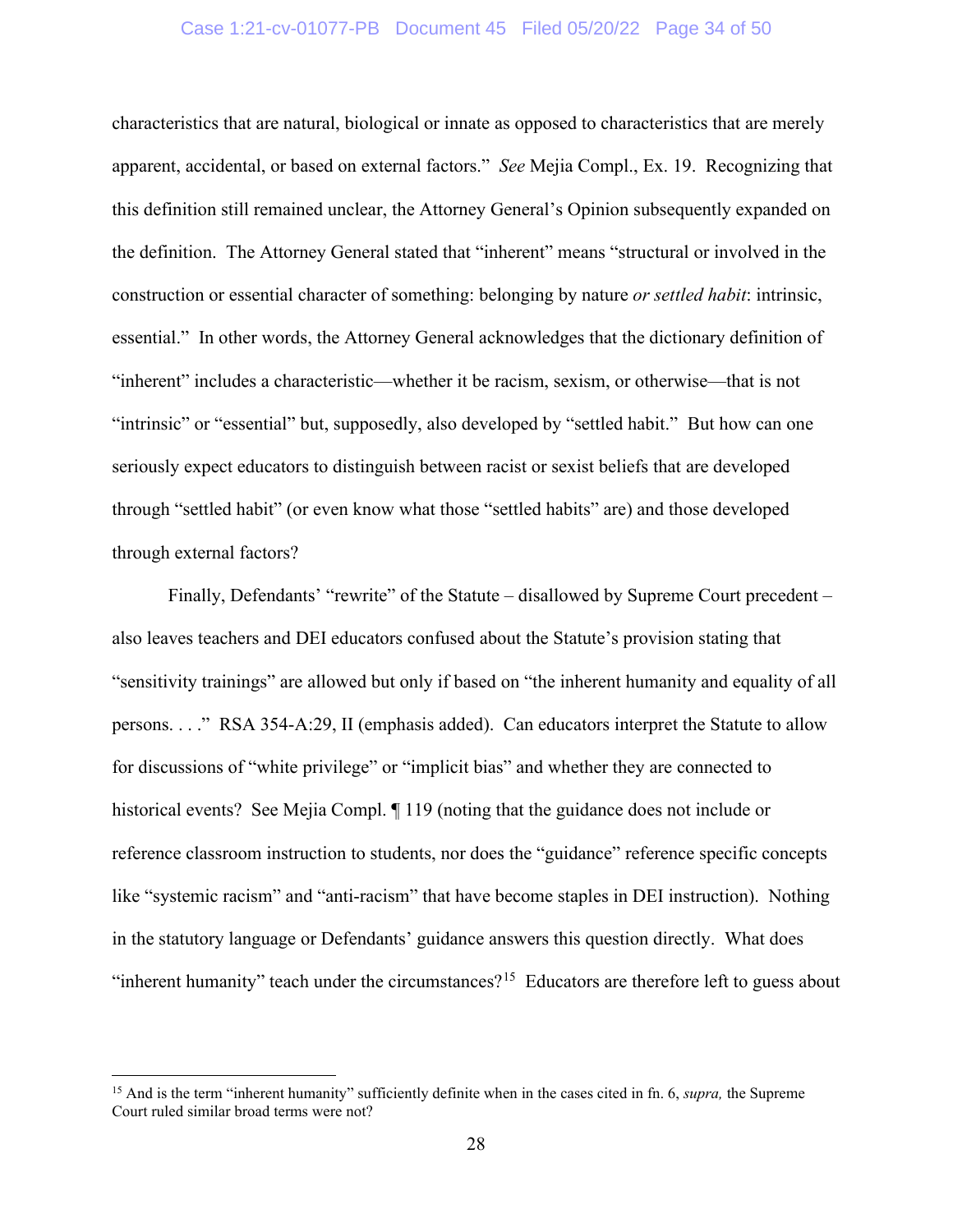characteristics that are natural, biological or innate as opposed to characteristics that are merely apparent, accidental, or based on external factors." *See* Mejia Compl., Ex. 19. Recognizing that this definition still remained unclear, the Attorney General's Opinion subsequently expanded on the definition. The Attorney General stated that "inherent" means "structural or involved in the construction or essential character of something: belonging by nature *or settled habit*: intrinsic, essential." In other words, the Attorney General acknowledges that the dictionary definition of "inherent" includes a characteristic—whether it be racism, sexism, or otherwise—that is not "intrinsic" or "essential" but, supposedly, also developed by "settled habit." But how can one seriously expect educators to distinguish between racist or sexist beliefs that are developed through "settled habit" (or even know what those "settled habits" are) and those developed through external factors?

Finally, Defendants' "rewrite" of the Statute – disallowed by Supreme Court precedent – also leaves teachers and DEI educators confused about the Statute's provision stating that "sensitivity trainings" are allowed but only if based on "the inherent humanity and equality of all persons. . . ." RSA 354-A:29, II (emphasis added). Can educators interpret the Statute to allow for discussions of "white privilege" or "implicit bias" and whether they are connected to historical events? See Mejia Compl. ¶ 119 (noting that the guidance does not include or reference classroom instruction to students, nor does the "guidance" reference specific concepts like "systemic racism" and "anti-racism" that have become staples in DEI instruction). Nothing in the statutory language or Defendants' guidance answers this question directly. What does "inherent humanity" teach under the circumstances?[15] Educators are therefore left to guess about

[15] And is the term "inherent humanity" sufficiently definite when in the cases cited in fn. 6, *supra,* the Supreme Court ruled similar broad terms were not?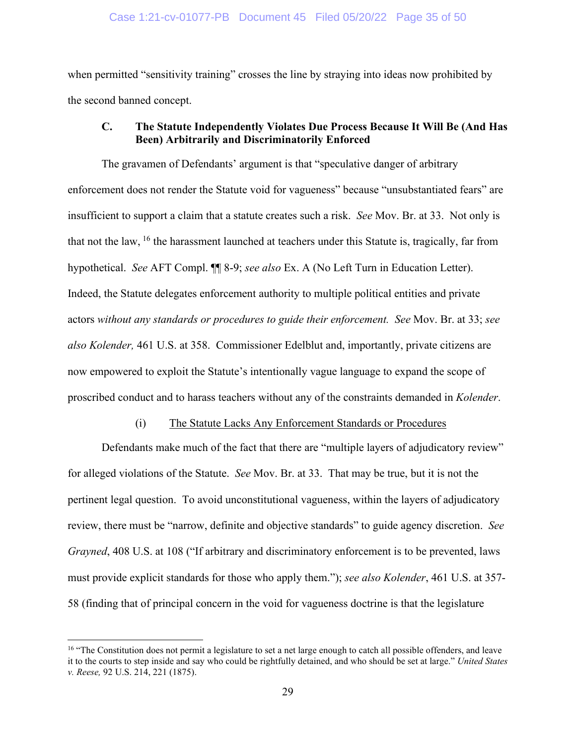when permitted "sensitivity training" crosses the line by straying into ideas now prohibited by the second banned concept.

### C. The Statute Independently Violates Due Process Because It Will Be (And Has Been) Arbitrarily and Discriminatorily Enforced

The gravamen of Defendants' argument is that "speculative danger of arbitrary enforcement does not render the Statute void for vagueness" because "unsubstantiated fears" are insufficient to support a claim that a statute creates such a risk. *See* Mov. Br. at 33. Not only is that not the law, [16] the harassment launched at teachers under this Statute is, tragically, far from hypothetical. *See* AFT Compl. ¶¶ 8-9; *see also* Ex. A (No Left Turn in Education Letter). Indeed, the Statute delegates enforcement authority to multiple political entities and private actors *without any standards or procedures to guide their enforcement. See* Mov. Br. at 33; *see also Kolender,* 461 U.S. at 358. Commissioner Edelblut and, importantly, private citizens are now empowered to exploit the Statute's intentionally vague language to expand the scope of proscribed conduct and to harass teachers without any of the constraints demanded in *Kolender*.

(i) <u>The Statute Lacks Any Enforcement Standards or Procedures</u>

Defendants make much of the fact that there are "multiple layers of adjudicatory review" for alleged violations of the Statute. *See* Mov. Br. at 33. That may be true, but it is not the pertinent legal question. To avoid unconstitutional vagueness, within the layers of adjudicatory review, there must be "narrow, definite and objective standards" to guide agency discretion. *See Grayned*, 408 U.S. at 108 ("If arbitrary and discriminatory enforcement is to be prevented, laws must provide explicit standards for those who apply them."); *see also Kolender*, 461 U.S. at 357-58 (finding that of principal concern in the void for vagueness doctrine is that the legislature

[16] "The Constitution does not permit a legislature to set a net large enough to catch all possible offenders, and leave it to the courts to step inside and say who could be rightfully detained, and who should be set at large." *United States v. Reese,* 92 U.S. 214, 221 (1875).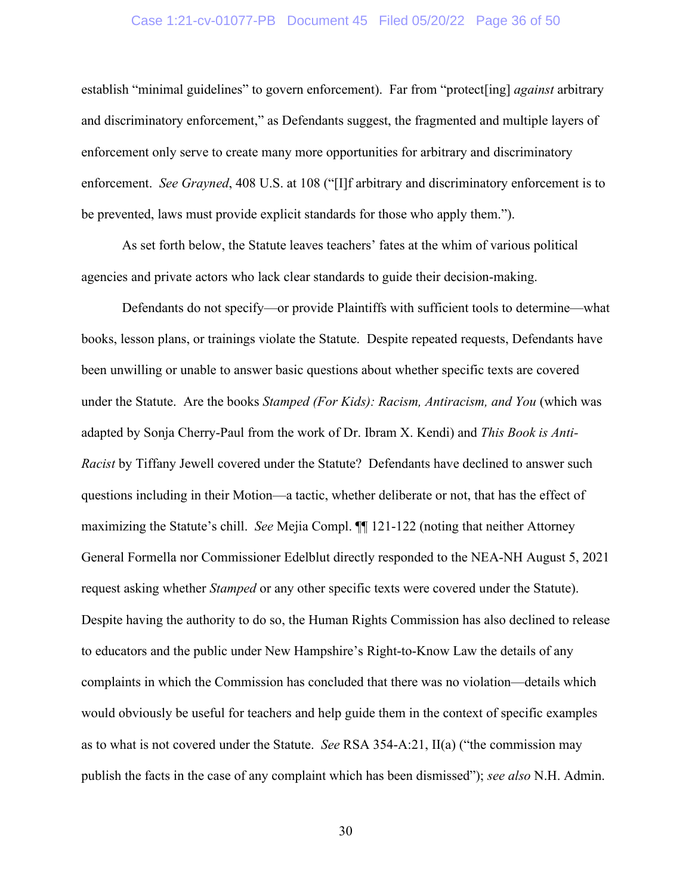establish "minimal guidelines" to govern enforcement). Far from "protect[ing] *against* arbitrary and discriminatory enforcement," as Defendants suggest, the fragmented and multiple layers of enforcement only serve to create many more opportunities for arbitrary and discriminatory enforcement. *See Grayned*, 408 U.S. at 108 ("[I]f arbitrary and discriminatory enforcement is to be prevented, laws must provide explicit standards for those who apply them.").

As set forth below, the Statute leaves teachers' fates at the whim of various political agencies and private actors who lack clear standards to guide their decision-making.

Defendants do not specify—or provide Plaintiffs with sufficient tools to determine—what books, lesson plans, or trainings violate the Statute. Despite repeated requests, Defendants have been unwilling or unable to answer basic questions about whether specific texts are covered under the Statute. Are the books *Stamped (For Kids): Racism, Antiracism, and You* (which was adapted by Sonja Cherry-Paul from the work of Dr. Ibram X. Kendi) and *This Book is Anti-Racist* by Tiffany Jewell covered under the Statute? Defendants have declined to answer such questions including in their Motion—a tactic, whether deliberate or not, that has the effect of maximizing the Statute's chill. *See* Mejia Compl. ¶¶ 121-122 (noting that neither Attorney General Formella nor Commissioner Edelblut directly responded to the NEA-NH August 5, 2021 request asking whether *Stamped* or any other specific texts were covered under the Statute). Despite having the authority to do so, the Human Rights Commission has also declined to release to educators and the public under New Hampshire's Right-to-Know Law the details of any complaints in which the Commission has concluded that there was no violation—details which would obviously be useful for teachers and help guide them in the context of specific examples as to what is not covered under the Statute. *See* RSA 354-A:21, II(a) ("the commission may publish the facts in the case of any complaint which has been dismissed"); *see also* N.H. Admin.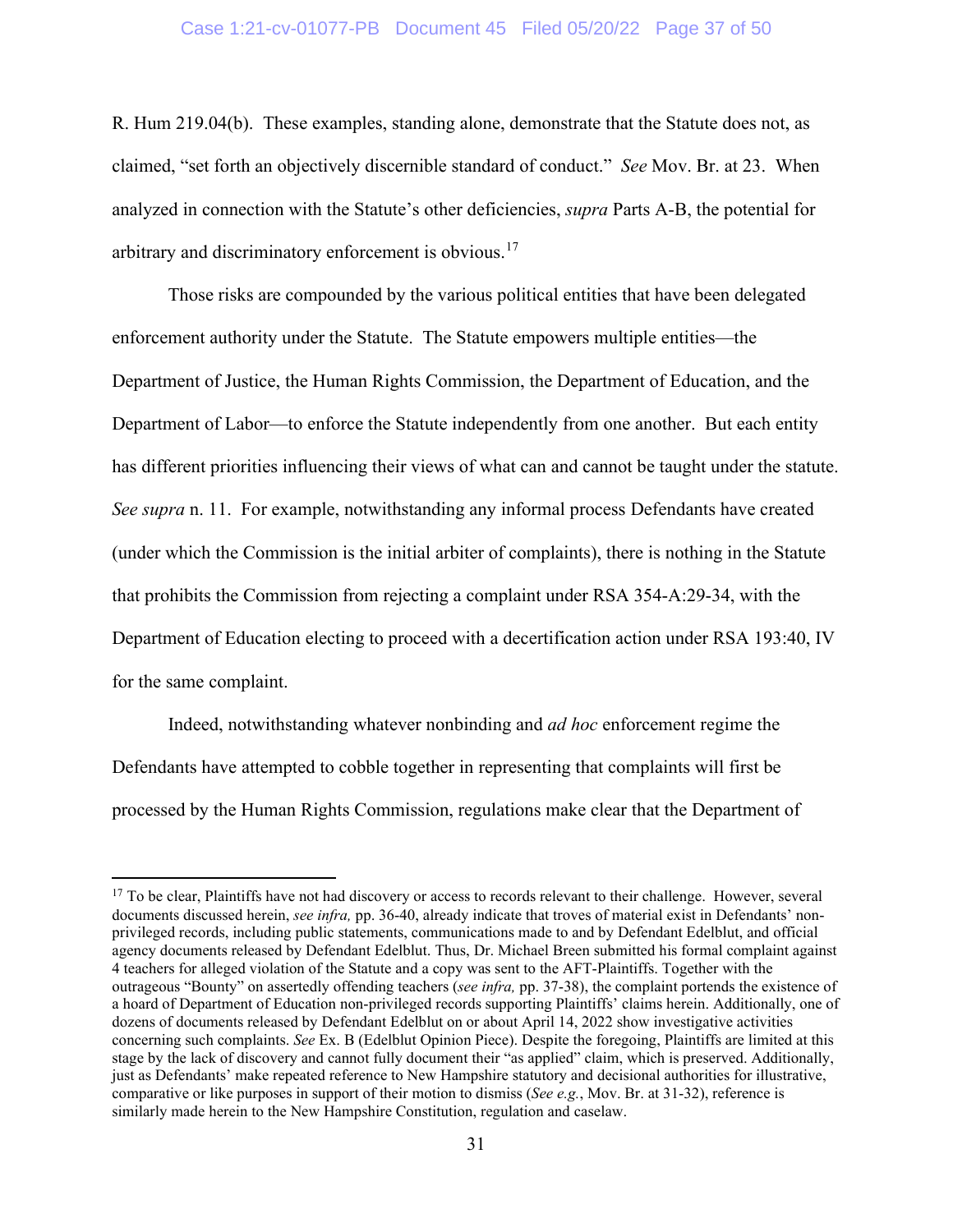R. Hum 219.04(b). These examples, standing alone, demonstrate that the Statute does not, as claimed, "set forth an objectively discernible standard of conduct." *See* Mov. Br. at 23. When analyzed in connection with the Statute's other deficiencies, *supra* Parts A-B, the potential for arbitrary and discriminatory enforcement is obvious.[17]

Those risks are compounded by the various political entities that have been delegated enforcement authority under the Statute. The Statute empowers multiple entities—the Department of Justice, the Human Rights Commission, the Department of Education, and the Department of Labor—to enforce the Statute independently from one another. But each entity has different priorities influencing their views of what can and cannot be taught under the statute. *See supra* n. 11. For example, notwithstanding any informal process Defendants have created (under which the Commission is the initial arbiter of complaints), there is nothing in the Statute that prohibits the Commission from rejecting a complaint under RSA 354-A:29-34, with the Department of Education electing to proceed with a decertification action under RSA 193:40, IV for the same complaint.

Indeed, notwithstanding whatever nonbinding and *ad hoc* enforcement regime the Defendants have attempted to cobble together in representing that complaints will first be processed by the Human Rights Commission, regulations make clear that the Department of

---

[17] To be clear, Plaintiffs have not had discovery or access to records relevant to their challenge. However, several documents discussed herein, *see infra,* pp. 36-40, already indicate that troves of material exist in Defendants' non-privileged records, including public statements, communications made to and by Defendant Edelblut, and official agency documents released by Defendant Edelblut. Thus, Dr. Michael Breen submitted his formal complaint against 4 teachers for alleged violation of the Statute and a copy was sent to the AFT-Plaintiffs. Together with the outrageous "Bounty" on assertedly offending teachers (*see infra,* pp. 37-38), the complaint portends the existence of a hoard of Department of Education non-privileged records supporting Plaintiffs' claims herein. Additionally, one of dozens of documents released by Defendant Edelblut on or about April 14, 2022 show investigative activities concerning such complaints. *See* Ex. B (Edelblut Opinion Piece). Despite the foregoing, Plaintiffs are limited at this stage by the lack of discovery and cannot fully document their "as applied" claim, which is preserved. Additionally, just as Defendants' make repeated reference to New Hampshire statutory and decisional authorities for illustrative, comparative or like purposes in support of their motion to dismiss (*See e.g.*, Mov. Br. at 31-32), reference is similarly made herein to the New Hampshire Constitution, regulation and caselaw.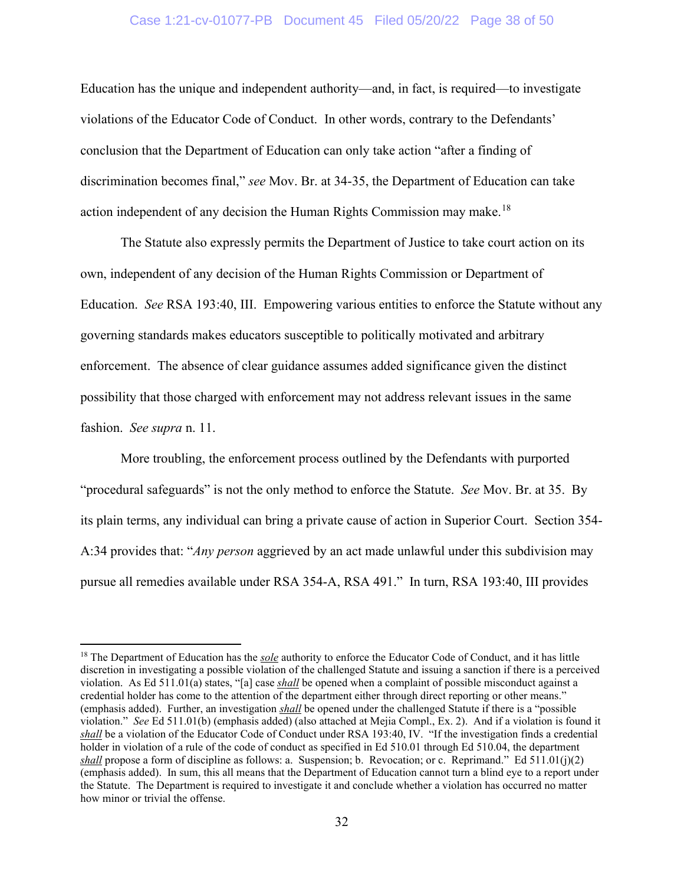Education has the unique and independent authority—and, in fact, is required—to investigate violations of the Educator Code of Conduct. In other words, contrary to the Defendants' conclusion that the Department of Education can only take action "after a finding of discrimination becomes final," *see* Mov. Br. at 34-35, the Department of Education can take action independent of any decision the Human Rights Commission may make.[18]

The Statute also expressly permits the Department of Justice to take court action on its own, independent of any decision of the Human Rights Commission or Department of Education. *See* RSA 193:40, III. Empowering various entities to enforce the Statute without any governing standards makes educators susceptible to politically motivated and arbitrary enforcement. The absence of clear guidance assumes added significance given the distinct possibility that those charged with enforcement may not address relevant issues in the same fashion. *See supra* n. 11.

More troubling, the enforcement process outlined by the Defendants with purported "procedural safeguards" is not the only method to enforce the Statute. *See* Mov. Br. at 35. By its plain terms, any individual can bring a private cause of action in Superior Court. Section 354-A:34 provides that: "*Any person* aggrieved by an act made unlawful under this subdivision may pursue all remedies available under RSA 354-A, RSA 491." In turn, RSA 193:40, III provides

---

[18] The Department of Education has the ***sole*** authority to enforce the Educator Code of Conduct, and it has little discretion in investigating a possible violation of the challenged Statute and issuing a sanction if there is a perceived violation. As Ed 511.01(a) states, "[a] case ***shall*** be opened when a complaint of possible misconduct against a credential holder has come to the attention of the department either through direct reporting or other means." (emphasis added). Further, an investigation ***shall*** be opened under the challenged Statute if there is a "possible violation." *See* Ed 511.01(b) (emphasis added) (also attached at Mejia Compl., Ex. 2). And if a violation is found it ***shall*** be a violation of the Educator Code of Conduct under RSA 193:40, IV. "If the investigation finds a credential holder in violation of a rule of the code of conduct as specified in Ed 510.01 through Ed 510.04, the department ***shall*** propose a form of discipline as follows: a. Suspension; b. Revocation; or c. Reprimand." Ed 511.01(j)(2) (emphasis added). In sum, this all means that the Department of Education cannot turn a blind eye to a report under the Statute. The Department is required to investigate it and conclude whether a violation has occurred no matter how minor or trivial the offense.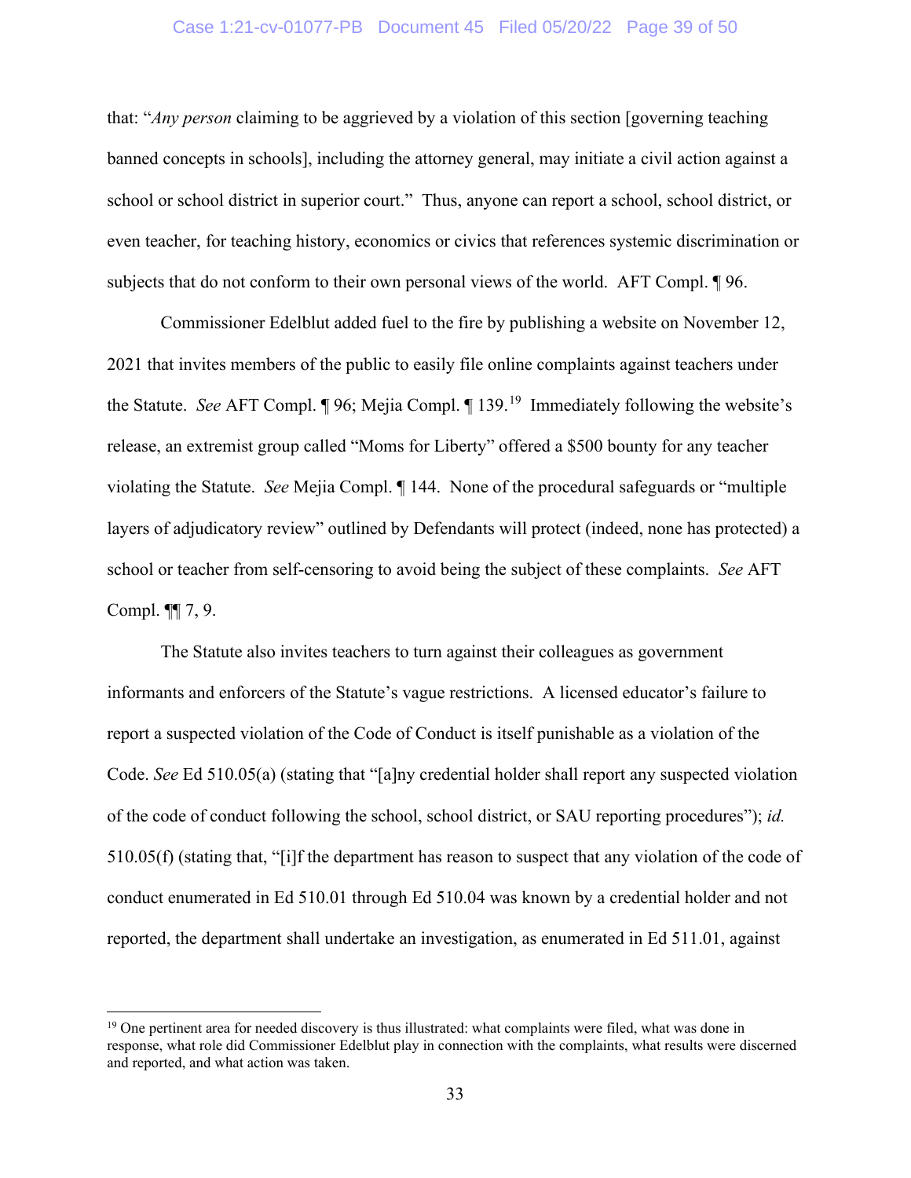that: "*Any person* claiming to be aggrieved by a violation of this section [governing teaching banned concepts in schools], including the attorney general, may initiate a civil action against a school or school district in superior court." Thus, anyone can report a school, school district, or even teacher, for teaching history, economics or civics that references systemic discrimination or subjects that do not conform to their own personal views of the world. AFT Compl. ¶ 96.

Commissioner Edelblut added fuel to the fire by publishing a website on November 12, 2021 that invites members of the public to easily file online complaints against teachers under the Statute. *See* AFT Compl. ¶ 96; Mejia Compl. ¶ 139.[19] Immediately following the website's release, an extremist group called "Moms for Liberty" offered a $500 bounty for any teacher violating the Statute. *See* Mejia Compl. ¶ 144. None of the procedural safeguards or "multiple layers of adjudicatory review" outlined by Defendants will protect (indeed, none has protected) a school or teacher from self-censoring to avoid being the subject of these complaints. *See* AFT Compl. ¶¶ 7, 9.

The Statute also invites teachers to turn against their colleagues as government informants and enforcers of the Statute's vague restrictions. A licensed educator's failure to report a suspected violation of the Code of Conduct is itself punishable as a violation of the Code. *See* Ed 510.05(a) (stating that "[a]ny credential holder shall report any suspected violation of the code of conduct following the school, school district, or SAU reporting procedures"); *id.* 510.05(f) (stating that, "[i]f the department has reason to suspect that any violation of the code of conduct enumerated in Ed 510.01 through Ed 510.04 was known by a credential holder and not reported, the department shall undertake an investigation, as enumerated in Ed 511.01, against

---

[19] One pertinent area for needed discovery is thus illustrated: what complaints were filed, what was done in response, what role did Commissioner Edelblut play in connection with the complaints, what results were discerned and reported, and what action was taken.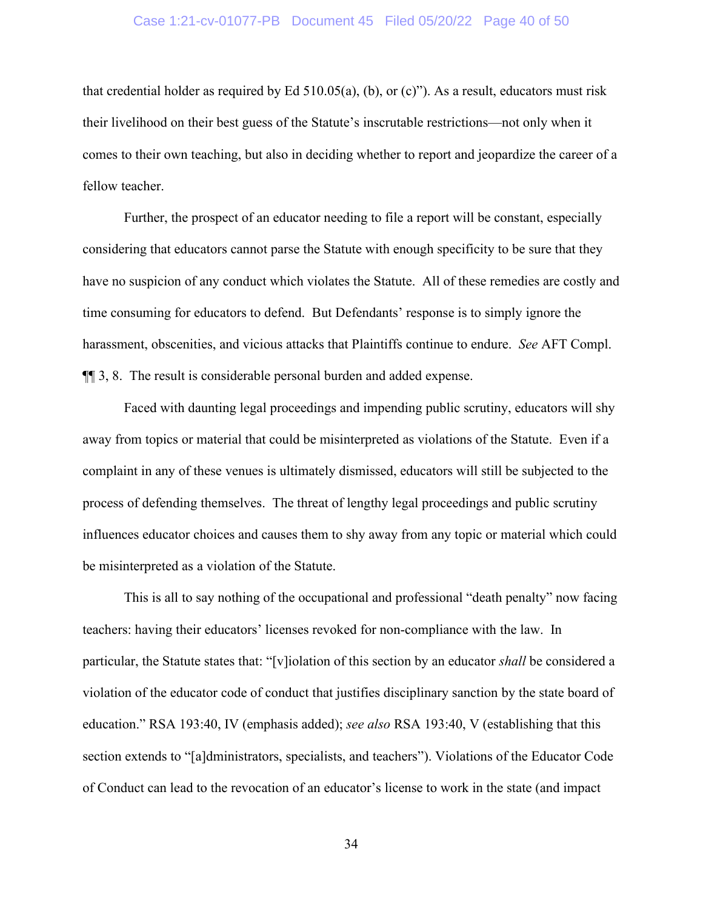that credential holder as required by Ed 510.05(a), (b), or (c)"). As a result, educators must risk their livelihood on their best guess of the Statute's inscrutable restrictions—not only when it comes to their own teaching, but also in deciding whether to report and jeopardize the career of a fellow teacher.

Further, the prospect of an educator needing to file a report will be constant, especially considering that educators cannot parse the Statute with enough specificity to be sure that they have no suspicion of any conduct which violates the Statute. All of these remedies are costly and time consuming for educators to defend. But Defendants' response is to simply ignore the harassment, obscenities, and vicious attacks that Plaintiffs continue to endure. *See* AFT Compl. ¶¶ 3, 8. The result is considerable personal burden and added expense.

Faced with daunting legal proceedings and impending public scrutiny, educators will shy away from topics or material that could be misinterpreted as violations of the Statute. Even if a complaint in any of these venues is ultimately dismissed, educators will still be subjected to the process of defending themselves. The threat of lengthy legal proceedings and public scrutiny influences educator choices and causes them to shy away from any topic or material which could be misinterpreted as a violation of the Statute.

This is all to say nothing of the occupational and professional "death penalty" now facing teachers: having their educators' licenses revoked for non-compliance with the law. In particular, the Statute states that: "[v]iolation of this section by an educator *shall* be considered a violation of the educator code of conduct that justifies disciplinary sanction by the state board of education." RSA 193:40, IV (emphasis added); *see also* RSA 193:40, V (establishing that this section extends to "[a]dministrators, specialists, and teachers"). Violations of the Educator Code of Conduct can lead to the revocation of an educator's license to work in the state (and impact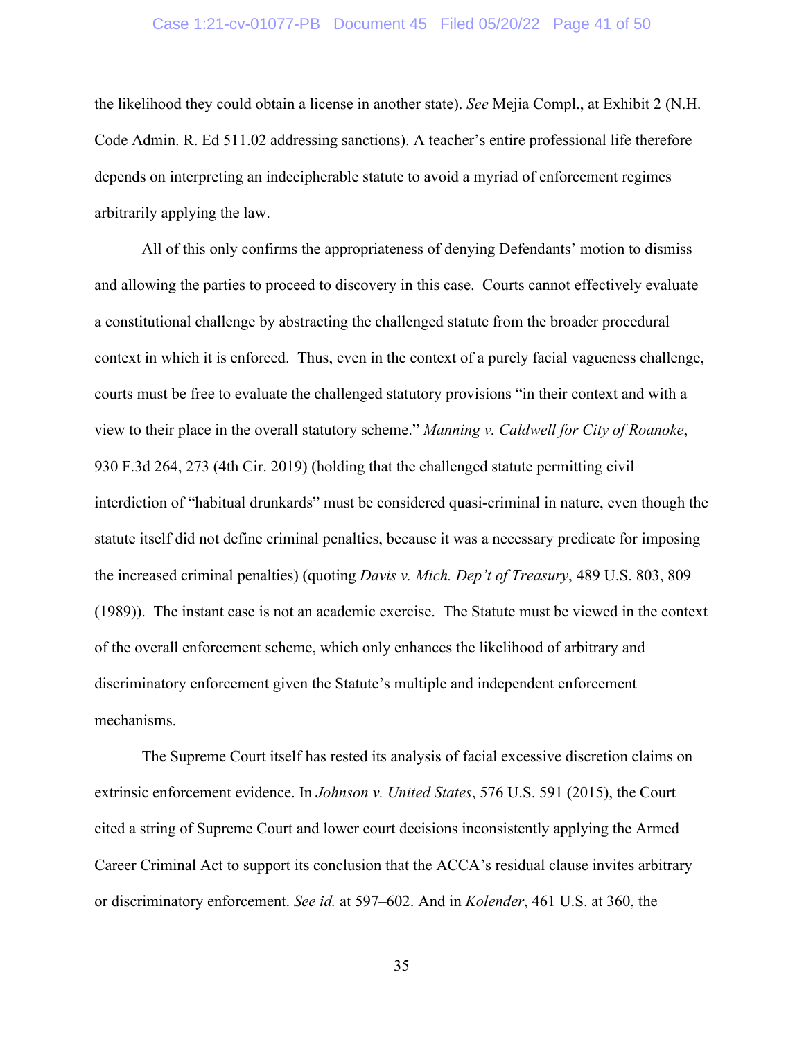the likelihood they could obtain a license in another state). *See* Mejia Compl., at Exhibit 2 (N.H. Code Admin. R. Ed 511.02 addressing sanctions). A teacher's entire professional life therefore depends on interpreting an indecipherable statute to avoid a myriad of enforcement regimes arbitrarily applying the law.

All of this only confirms the appropriateness of denying Defendants' motion to dismiss and allowing the parties to proceed to discovery in this case. Courts cannot effectively evaluate a constitutional challenge by abstracting the challenged statute from the broader procedural context in which it is enforced. Thus, even in the context of a purely facial vagueness challenge, courts must be free to evaluate the challenged statutory provisions "in their context and with a view to their place in the overall statutory scheme." *Manning v. Caldwell for City of Roanoke*, 930 F.3d 264, 273 (4th Cir. 2019) (holding that the challenged statute permitting civil interdiction of "habitual drunkards" must be considered quasi-criminal in nature, even though the statute itself did not define criminal penalties, because it was a necessary predicate for imposing the increased criminal penalties) (quoting *Davis v. Mich. Dep't of Treasury*, 489 U.S. 803, 809 (1989)). The instant case is not an academic exercise. The Statute must be viewed in the context of the overall enforcement scheme, which only enhances the likelihood of arbitrary and discriminatory enforcement given the Statute's multiple and independent enforcement mechanisms.

The Supreme Court itself has rested its analysis of facial excessive discretion claims on extrinsic enforcement evidence. In *Johnson v. United States*, 576 U.S. 591 (2015), the Court cited a string of Supreme Court and lower court decisions inconsistently applying the Armed Career Criminal Act to support its conclusion that the ACCA's residual clause invites arbitrary or discriminatory enforcement. *See id.* at 597–602. And in *Kolender*, 461 U.S. at 360, the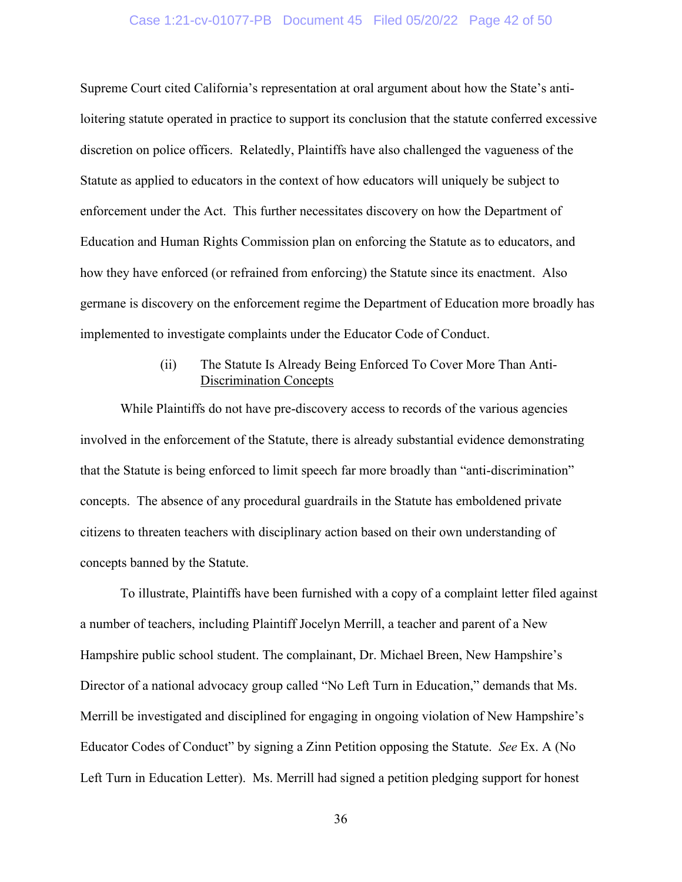Supreme Court cited California's representation at oral argument about how the State's anti-loitering statute operated in practice to support its conclusion that the statute conferred excessive discretion on police officers. Relatedly, Plaintiffs have also challenged the vagueness of the Statute as applied to educators in the context of how educators will uniquely be subject to enforcement under the Act. This further necessitates discovery on how the Department of Education and Human Rights Commission plan on enforcing the Statute as to educators, and how they have enforced (or refrained from enforcing) the Statute since its enactment. Also germane is discovery on the enforcement regime the Department of Education more broadly has implemented to investigate complaints under the Educator Code of Conduct.

(ii) <u>The Statute Is Already Being Enforced To Cover More Than Anti-Discrimination Concepts</u>

While Plaintiffs do not have pre-discovery access to records of the various agencies involved in the enforcement of the Statute, there is already substantial evidence demonstrating that the Statute is being enforced to limit speech far more broadly than "anti-discrimination" concepts. The absence of any procedural guardrails in the Statute has emboldened private citizens to threaten teachers with disciplinary action based on their own understanding of concepts banned by the Statute.

To illustrate, Plaintiffs have been furnished with a copy of a complaint letter filed against a number of teachers, including Plaintiff Jocelyn Merrill, a teacher and parent of a New Hampshire public school student. The complainant, Dr. Michael Breen, New Hampshire's Director of a national advocacy group called "No Left Turn in Education," demands that Ms. Merrill be investigated and disciplined for engaging in ongoing violation of New Hampshire's Educator Codes of Conduct" by signing a Zinn Petition opposing the Statute. *See* Ex. A (No Left Turn in Education Letter). Ms. Merrill had signed a petition pledging support for honest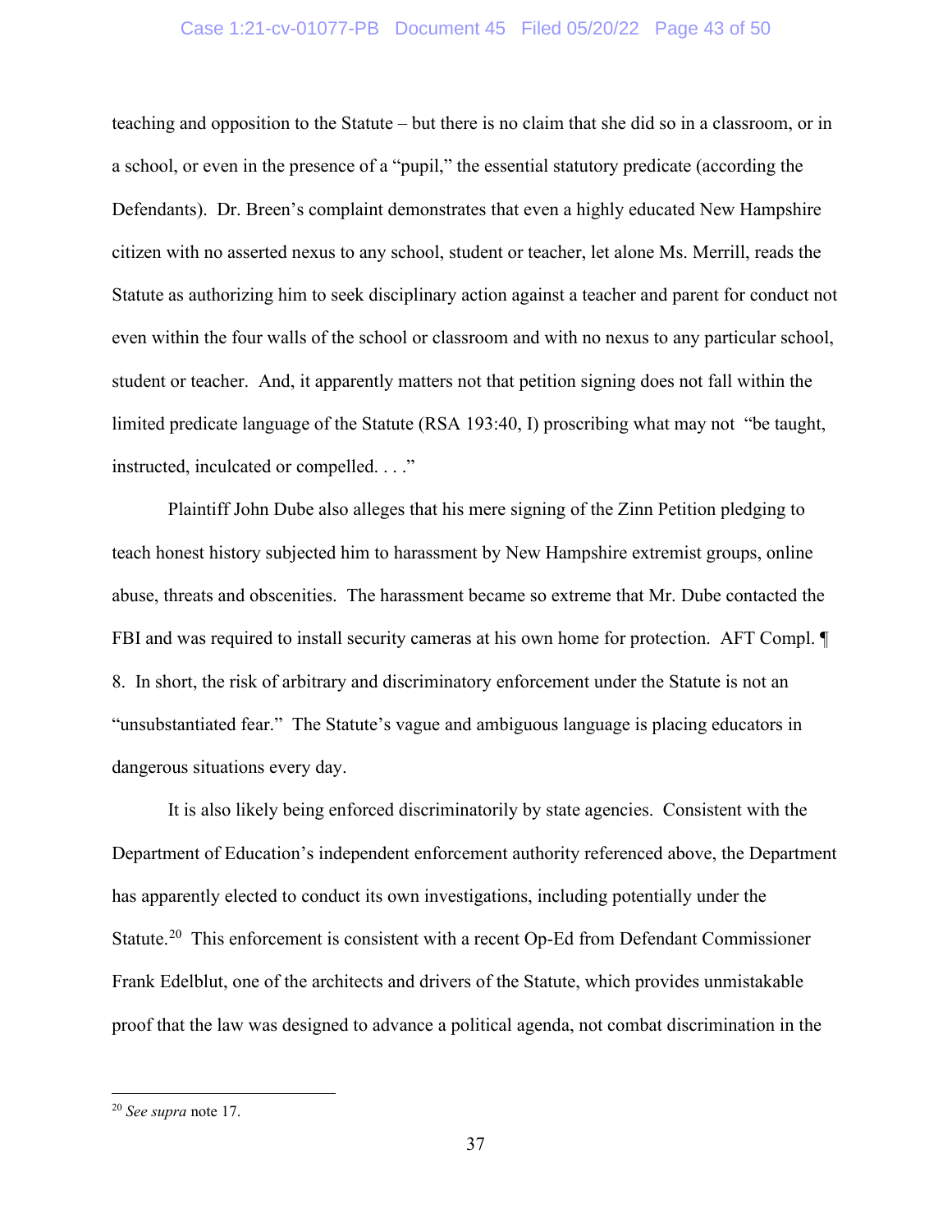teaching and opposition to the Statute – but there is no claim that she did so in a classroom, or in a school, or even in the presence of a "pupil," the essential statutory predicate (according the Defendants). Dr. Breen's complaint demonstrates that even a highly educated New Hampshire citizen with no asserted nexus to any school, student or teacher, let alone Ms. Merrill, reads the Statute as authorizing him to seek disciplinary action against a teacher and parent for conduct not even within the four walls of the school or classroom and with no nexus to any particular school, student or teacher. And, it apparently matters not that petition signing does not fall within the limited predicate language of the Statute (RSA 193:40, I) proscribing what may not "be taught, instructed, inculcated or compelled. . . ."

Plaintiff John Dube also alleges that his mere signing of the Zinn Petition pledging to teach honest history subjected him to harassment by New Hampshire extremist groups, online abuse, threats and obscenities. The harassment became so extreme that Mr. Dube contacted the FBI and was required to install security cameras at his own home for protection. AFT Compl. ¶ 8. In short, the risk of arbitrary and discriminatory enforcement under the Statute is not an "unsubstantiated fear." The Statute's vague and ambiguous language is placing educators in dangerous situations every day.

It is also likely being enforced discriminatorily by state agencies. Consistent with the Department of Education's independent enforcement authority referenced above, the Department has apparently elected to conduct its own investigations, including potentially under the Statute.[20] This enforcement is consistent with a recent Op-Ed from Defendant Commissioner Frank Edelblut, one of the architects and drivers of the Statute, which provides unmistakable proof that the law was designed to advance a political agenda, not combat discrimination in the

---

[20] *See supra* note 17.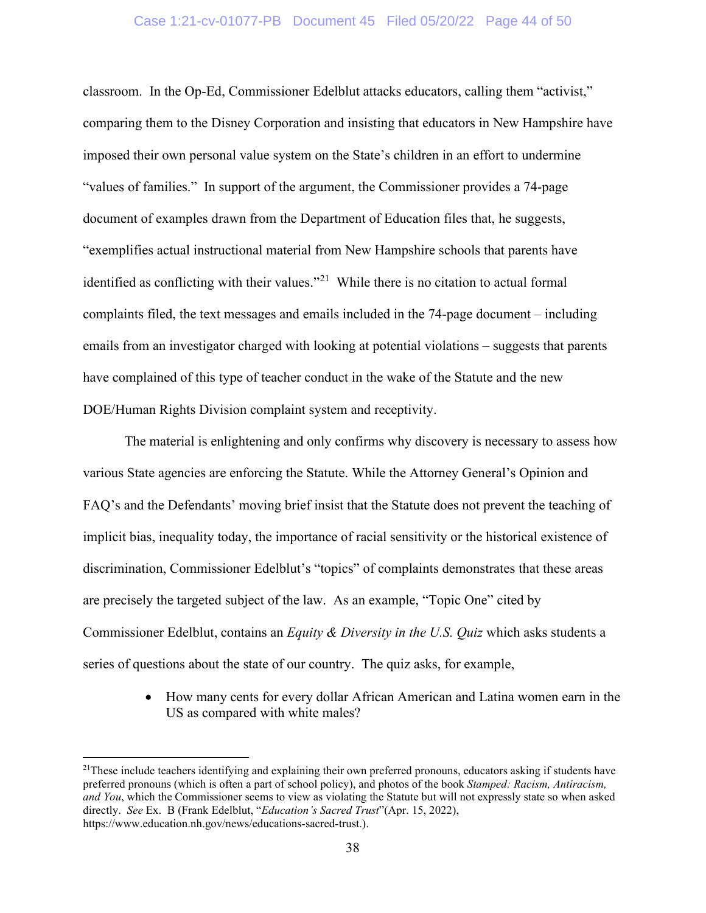classroom. In the Op-Ed, Commissioner Edelblut attacks educators, calling them "activist," comparing them to the Disney Corporation and insisting that educators in New Hampshire have imposed their own personal value system on the State's children in an effort to undermine "values of families." In support of the argument, the Commissioner provides a 74-page document of examples drawn from the Department of Education files that, he suggests, "exemplifies actual instructional material from New Hampshire schools that parents have identified as conflicting with their values."[21] While there is no citation to actual formal complaints filed, the text messages and emails included in the 74-page document – including emails from an investigator charged with looking at potential violations – suggests that parents have complained of this type of teacher conduct in the wake of the Statute and the new DOE/Human Rights Division complaint system and receptivity.

The material is enlightening and only confirms why discovery is necessary to assess how various State agencies are enforcing the Statute. While the Attorney General's Opinion and FAQ's and the Defendants' moving brief insist that the Statute does not prevent the teaching of implicit bias, inequality today, the importance of racial sensitivity or the historical existence of discrimination, Commissioner Edelblut's "topics" of complaints demonstrates that these areas are precisely the targeted subject of the law. As an example, "Topic One" cited by Commissioner Edelblut, contains an *Equity & Diversity in the U.S. Quiz* which asks students a series of questions about the state of our country. The quiz asks, for example,

- How many cents for every dollar African American and Latina women earn in the US as compared with white males?

---

[21]These include teachers identifying and explaining their own preferred pronouns, educators asking if students have preferred pronouns (which is often a part of school policy), and photos of the book *Stamped: Racism, Antiracism, and You*, which the Commissioner seems to view as violating the Statute but will not expressly state so when asked directly. *See* Ex. B (Frank Edelblut, "*Education's Sacred Trust*"(Apr. 15, 2022), https://www.education.nh.gov/news/educations-sacred-trust.).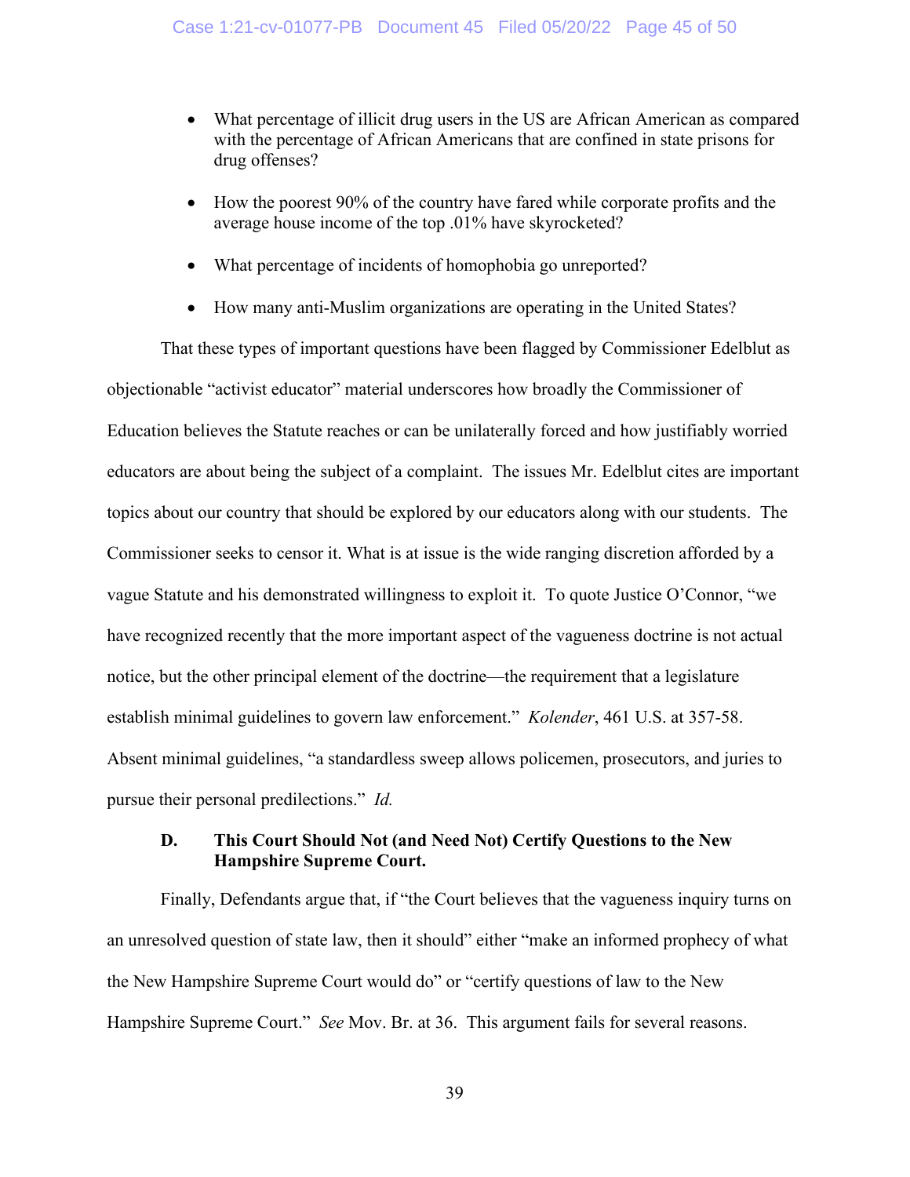- What percentage of illicit drug users in the US are African American as compared with the percentage of African Americans that are confined in state prisons for drug offenses?

- How the poorest 90% of the country have fared while corporate profits and the average house income of the top .01% have skyrocketed?

- What percentage of incidents of homophobia go unreported?

- How many anti-Muslim organizations are operating in the United States?

That these types of important questions have been flagged by Commissioner Edelblut as objectionable "activist educator" material underscores how broadly the Commissioner of Education believes the Statute reaches or can be unilaterally forced and how justifiably worried educators are about being the subject of a complaint. The issues Mr. Edelblut cites are important topics about our country that should be explored by our educators along with our students. The Commissioner seeks to censor it. What is at issue is the wide ranging discretion afforded by a vague Statute and his demonstrated willingness to exploit it. To quote Justice O'Connor, "we have recognized recently that the more important aspect of the vagueness doctrine is not actual notice, but the other principal element of the doctrine—the requirement that a legislature establish minimal guidelines to govern law enforcement." *Kolender*, 461 U.S. at 357-58. Absent minimal guidelines, "a standardless sweep allows policemen, prosecutors, and juries to pursue their personal predilections." *Id.*

### D. This Court Should Not (and Need Not) Certify Questions to the New Hampshire Supreme Court.

Finally, Defendants argue that, if "the Court believes that the vagueness inquiry turns on an unresolved question of state law, then it should" either "make an informed prophecy of what the New Hampshire Supreme Court would do" or "certify questions of law to the New Hampshire Supreme Court." *See* Mov. Br. at 36. This argument fails for several reasons.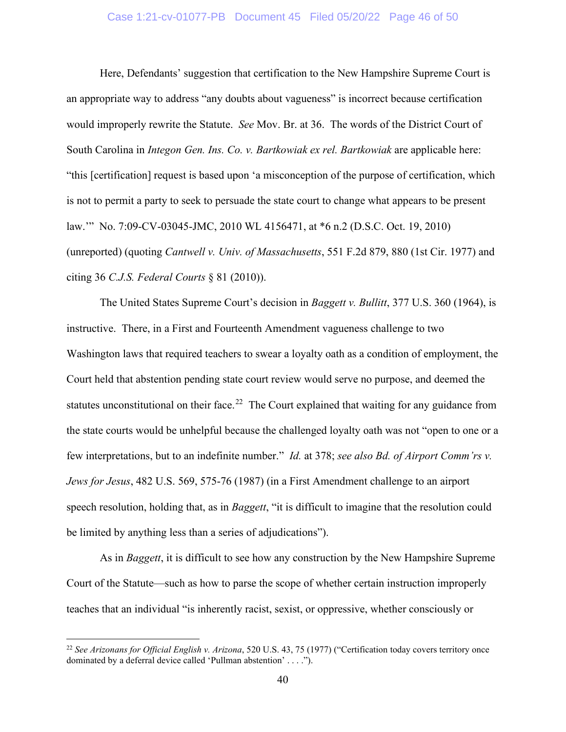Here, Defendants' suggestion that certification to the New Hampshire Supreme Court is an appropriate way to address "any doubts about vagueness" is incorrect because certification would improperly rewrite the Statute. *See* Mov. Br. at 36. The words of the District Court of South Carolina in *Integon Gen. Ins. Co. v. Bartkowiak ex rel. Bartkowiak* are applicable here: "this [certification] request is based upon 'a misconception of the purpose of certification, which is not to permit a party to seek to persuade the state court to change what appears to be present law.'" No. 7:09-CV-03045-JMC, 2010 WL 4156471, at *6 n.2 (D.S.C. Oct. 19, 2010) (unreported) (quoting *Cantwell v. Univ. of Massachusetts*, 551 F.2d 879, 880 (1st Cir. 1977) and citing 36 *C.J.S. Federal Courts* § 81 (2010)).

The United States Supreme Court's decision in *Baggett v. Bullitt*, 377 U.S. 360 (1964), is instructive. There, in a First and Fourteenth Amendment vagueness challenge to two Washington laws that required teachers to swear a loyalty oath as a condition of employment, the Court held that abstention pending state court review would serve no purpose, and deemed the statutes unconstitutional on their face.[22] The Court explained that waiting for any guidance from the state courts would be unhelpful because the challenged loyalty oath was not "open to one or a few interpretations, but to an indefinite number." *Id.* at 378; *see also Bd. of Airport Comm'rs v. Jews for Jesus*, 482 U.S. 569, 575-76 (1987) (in a First Amendment challenge to an airport speech resolution, holding that, as in *Baggett*, "it is difficult to imagine that the resolution could be limited by anything less than a series of adjudications").

As in *Baggett*, it is difficult to see how any construction by the New Hampshire Supreme Court of the Statute—such as how to parse the scope of whether certain instruction improperly teaches that an individual "is inherently racist, sexist, or oppressive, whether consciously or

---

[22] *See Arizonans for Official English v. Arizona*, 520 U.S. 43, 75 (1977) ("Certification today covers territory once dominated by a deferral device called 'Pullman abstention' . . . .").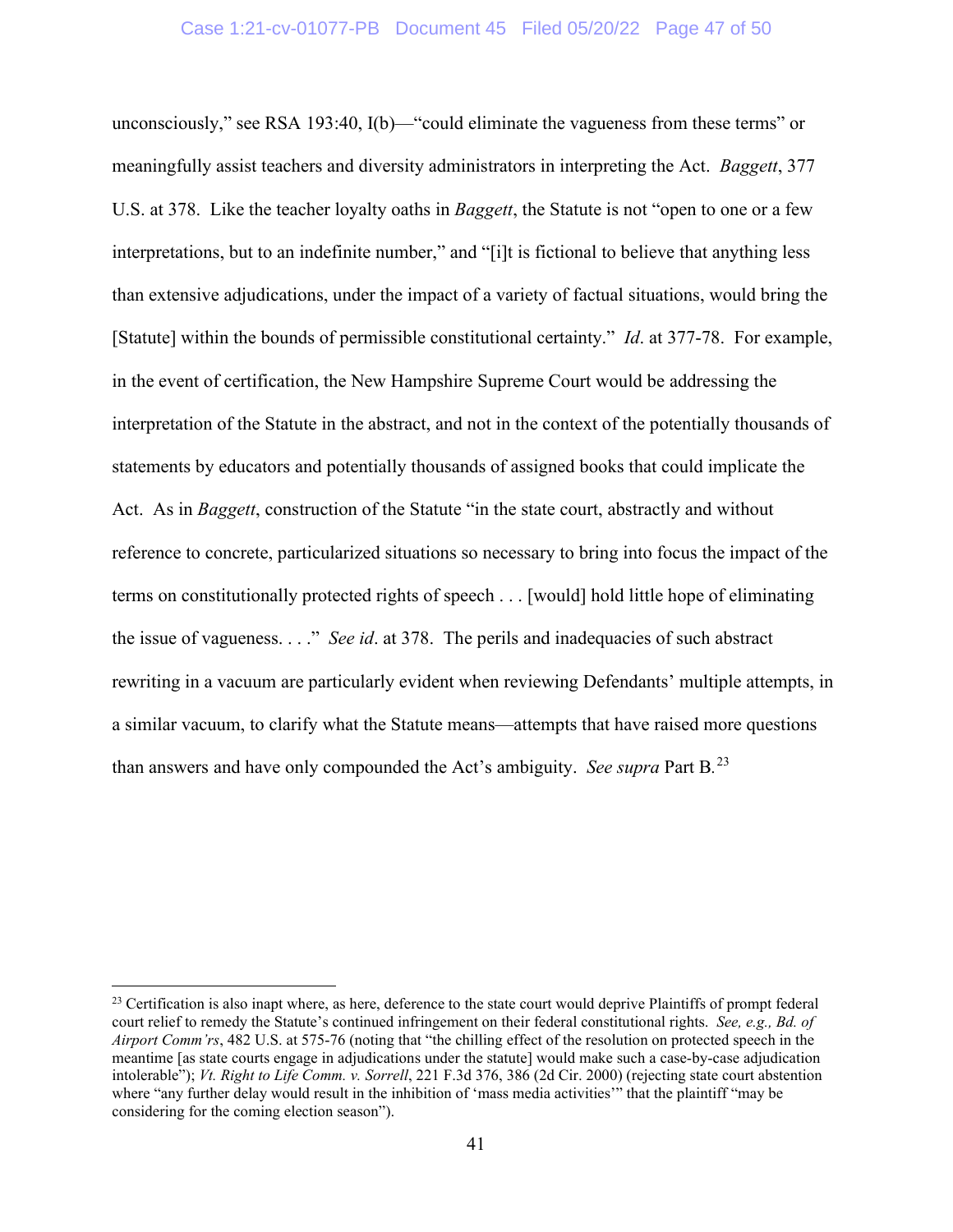unconsciously," see RSA 193:40, I(b)—"could eliminate the vagueness from these terms" or meaningfully assist teachers and diversity administrators in interpreting the Act. *Baggett*, 377 U.S. at 378. Like the teacher loyalty oaths in *Baggett*, the Statute is not "open to one or a few interpretations, but to an indefinite number," and "[i]t is fictional to believe that anything less than extensive adjudications, under the impact of a variety of factual situations, would bring the [Statute] within the bounds of permissible constitutional certainty." *Id*. at 377-78. For example, in the event of certification, the New Hampshire Supreme Court would be addressing the interpretation of the Statute in the abstract, and not in the context of the potentially thousands of statements by educators and potentially thousands of assigned books that could implicate the Act. As in *Baggett*, construction of the Statute "in the state court, abstractly and without reference to concrete, particularized situations so necessary to bring into focus the impact of the terms on constitutionally protected rights of speech . . . [would] hold little hope of eliminating the issue of vagueness. . . ." *See id*. at 378. The perils and inadequacies of such abstract rewriting in a vacuum are particularly evident when reviewing Defendants' multiple attempts, in a similar vacuum, to clarify what the Statute means—attempts that have raised more questions than answers and have only compounded the Act's ambiguity. *See supra* Part B.[23]

---

[23] Certification is also inapt where, as here, deference to the state court would deprive Plaintiffs of prompt federal court relief to remedy the Statute's continued infringement on their federal constitutional rights. *See, e.g., Bd. of Airport Comm'rs*, 482 U.S. at 575-76 (noting that "the chilling effect of the resolution on protected speech in the meantime [as state courts engage in adjudications under the statute] would make such a case-by-case adjudication intolerable"); *Vt. Right to Life Comm. v. Sorrell*, 221 F.3d 376, 386 (2d Cir. 2000) (rejecting state court abstention where "any further delay would result in the inhibition of 'mass media activities'" that the plaintiff "may be considering for the coming election season").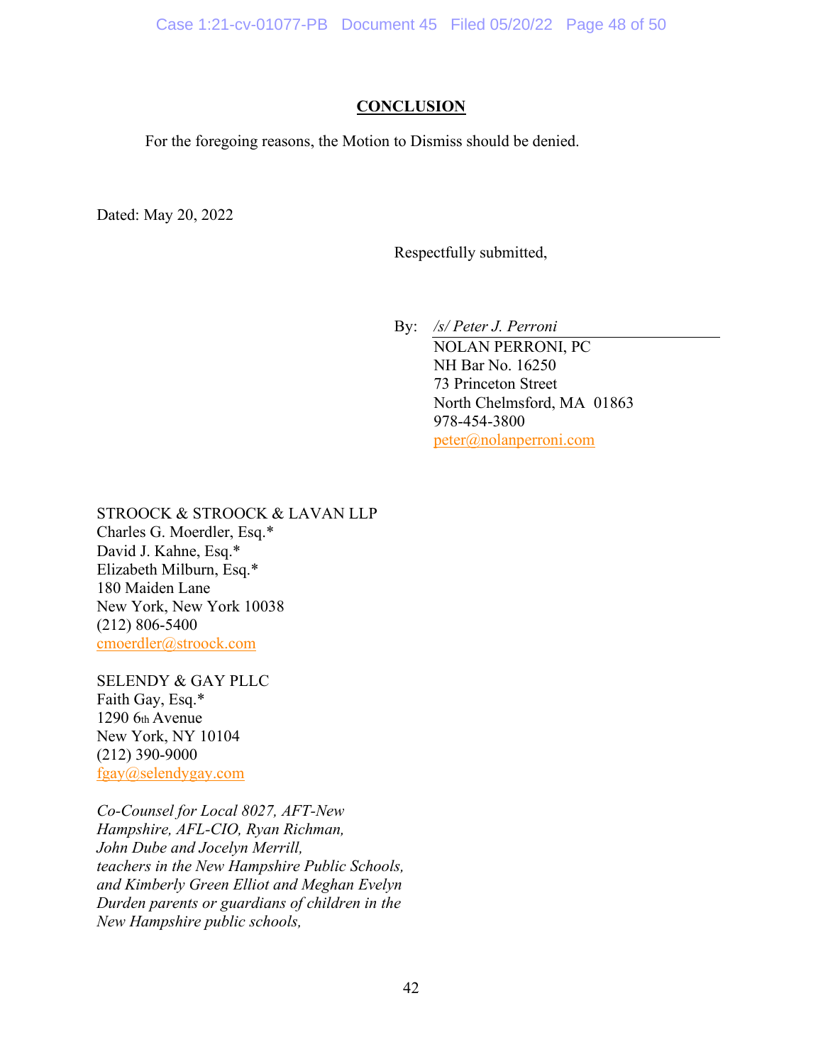## CONCLUSION

For the foregoing reasons, the Motion to Dismiss should be denied.

Dated: May 20, 2022

Respectfully submitted,

By: */s/ Peter J. Perroni*
NOLAN PERRONI, PC
NH Bar No. 16250
73 Princeton Street
North Chelmsford, MA 01863
978-454-3800
peter@nolanperroni.com

STROOCK & STROOCK & LAVAN LLP
Charles G. Moerdler, Esq.*
David J. Kahne, Esq.*
Elizabeth Milburn, Esq.*
180 Maiden Lane
New York, New York 10038
(212) 806-5400
cmoerdler@stroock.com

SELENDY & GAY PLLC
Faith Gay, Esq.*
1290 6th Avenue
New York, NY 10104
(212) 390-9000
fgay@selendygay.com

*Co-Counsel for Local 8027, AFT-New Hampshire, AFL-CIO, Ryan Richman, John Dube and Jocelyn Merrill, teachers in the New Hampshire Public Schools, and Kimberly Green Elliot and Meghan Evelyn Durden parents or guardians of children in the New Hampshire public schools,*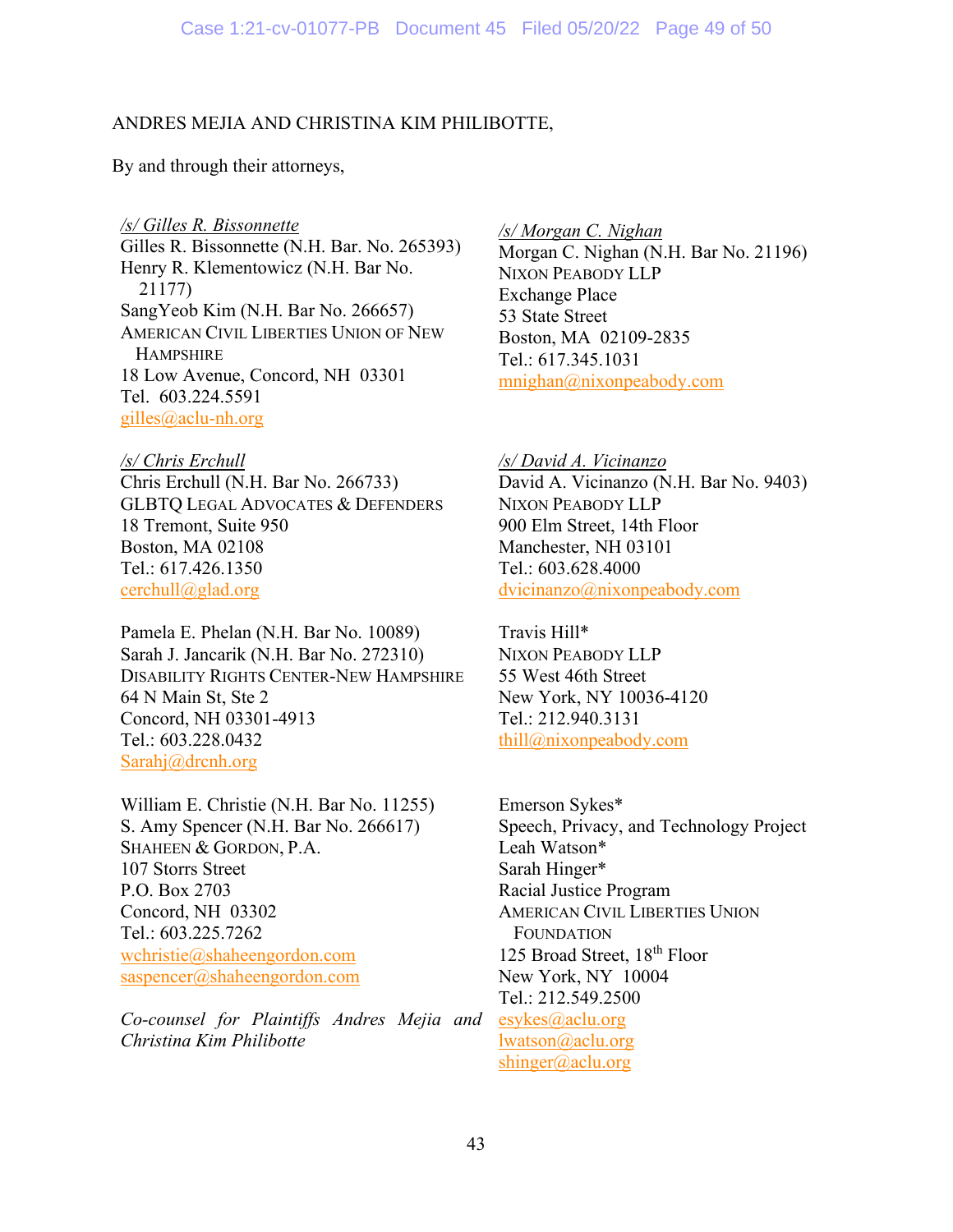ANDRES MEJIA AND CHRISTINA KIM PHILIBOTTE,

By and through their attorneys,

*/s/ Gilles R. Bissonnette*
Gilles R. Bissonnette (N.H. Bar. No. 265393)
Henry R. Klementowicz (N.H. Bar No. 21177)
SangYeob Kim (N.H. Bar No. 266657)
AMERICAN CIVIL LIBERTIES UNION OF NEW HAMPSHIRE
18 Low Avenue, Concord, NH 03301
Tel. 603.224.5591
gilles@aclu-nh.org

*/s/ Chris Erchull*
Chris Erchull (N.H. Bar No. 266733)
GLBTQ LEGAL ADVOCATES & DEFENDERS
18 Tremont, Suite 950
Boston, MA 02108
Tel.: 617.426.1350
cerchull@glad.org

Pamela E. Phelan (N.H. Bar No. 10089)
Sarah J. Jancarik (N.H. Bar No. 272310)
DISABILITY RIGHTS CENTER-NEW HAMPSHIRE
64 N Main St, Ste 2
Concord, NH 03301-4913
Tel.: 603.228.0432
Sarahj@drcnh.org

William E. Christie (N.H. Bar No. 11255)
S. Amy Spencer (N.H. Bar No. 266617)
SHAHEEN & GORDON, P.A.
107 Storrs Street
P.O. Box 2703
Concord, NH 03302
Tel.: 603.225.7262
wchristie@shaheengordon.com
saspencer@shaheengordon.com

*Co-counsel for Plaintiffs Andres Mejia and Christina Kim Philibotte*

*/s/ Morgan C. Nighan*
Morgan C. Nighan (N.H. Bar No. 21196)
NIXON PEABODY LLP
Exchange Place
53 State Street
Boston, MA 02109-2835
Tel.: 617.345.1031
mnighan@nixonpeabody.com

*/s/ David A. Vicinanzo*
David A. Vicinanzo (N.H. Bar No. 9403)
NIXON PEABODY LLP
900 Elm Street, 14th Floor
Manchester, NH 03101
Tel.: 603.628.4000
dvicinanzo@nixonpeabody.com

Travis Hill*
NIXON PEABODY LLP
55 West 46th Street
New York, NY 10036-4120
Tel.: 212.940.3131
thill@nixonpeabody.com

Emerson Sykes*
Speech, Privacy, and Technology Project
Leah Watson*
Sarah Hinger*
Racial Justice Program
AMERICAN CIVIL LIBERTIES UNION FOUNDATION
125 Broad Street, 18th Floor
New York, NY 10004
Tel.: 212.549.2500
esykes@aclu.org
lwatson@aclu.org
shinger@aclu.org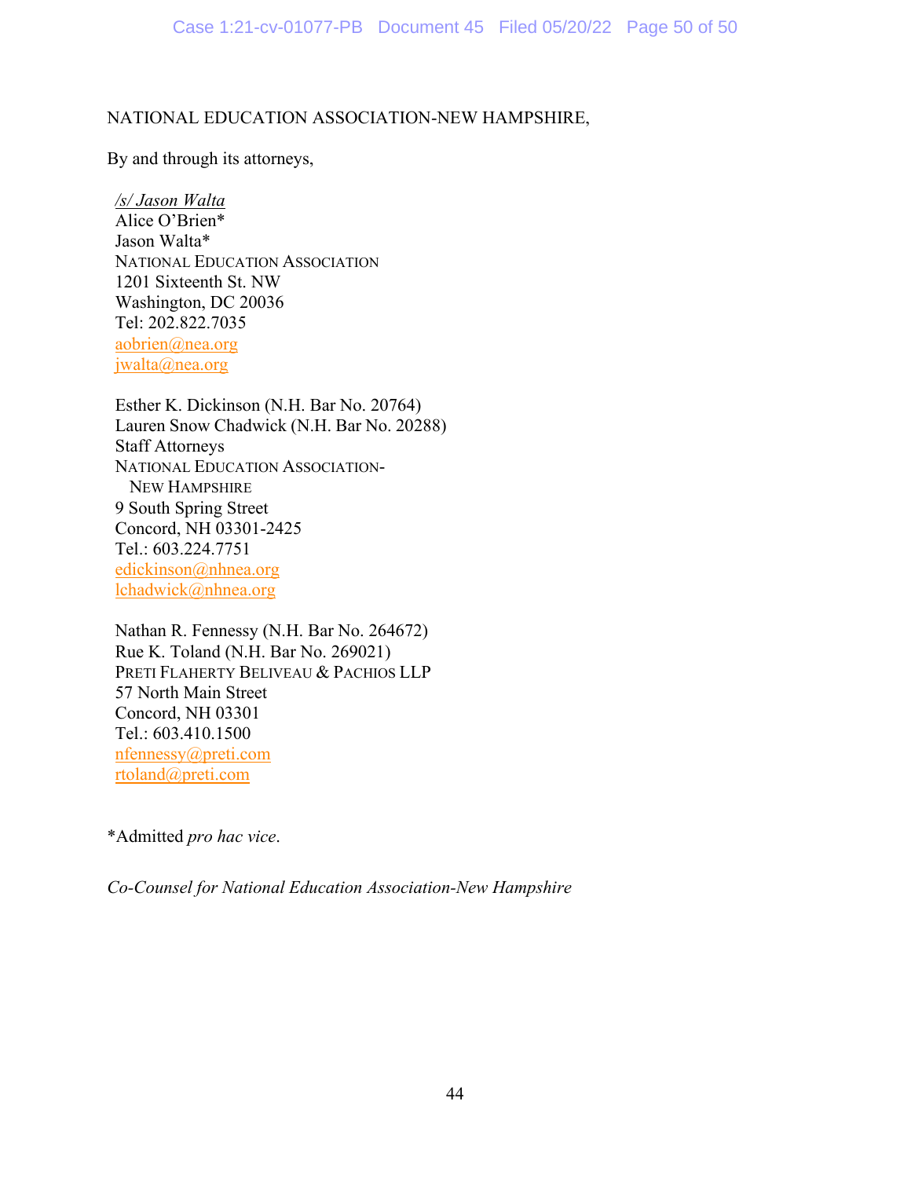NATIONAL EDUCATION ASSOCIATION-NEW HAMPSHIRE,

By and through its attorneys,

*/s/ Jason Walta*
Alice O'Brien*
Jason Walta*
NATIONAL EDUCATION ASSOCIATION
1201 Sixteenth St. NW
Washington, DC 20036
Tel: 202.822.7035
aobrien@nea.org
jwalta@nea.org

Esther K. Dickinson (N.H. Bar No. 20764)
Lauren Snow Chadwick (N.H. Bar No. 20288)
Staff Attorneys
NATIONAL EDUCATION ASSOCIATION-
NEW HAMPSHIRE
9 South Spring Street
Concord, NH 03301-2425
Tel.: 603.224.7751
edickinson@nhnea.org
lchadwick@nhnea.org

Nathan R. Fennessy (N.H. Bar No. 264672)
Rue K. Toland (N.H. Bar No. 269021)
PRETI FLAHERTY BELIVEAU & PACHIOS LLP
57 North Main Street
Concord, NH 03301
Tel.: 603.410.1500
nfennessy@preti.com
rtoland@preti.com

*Admitted *pro hac vice*.

*Co-Counsel for National Education Association-New Hampshire*